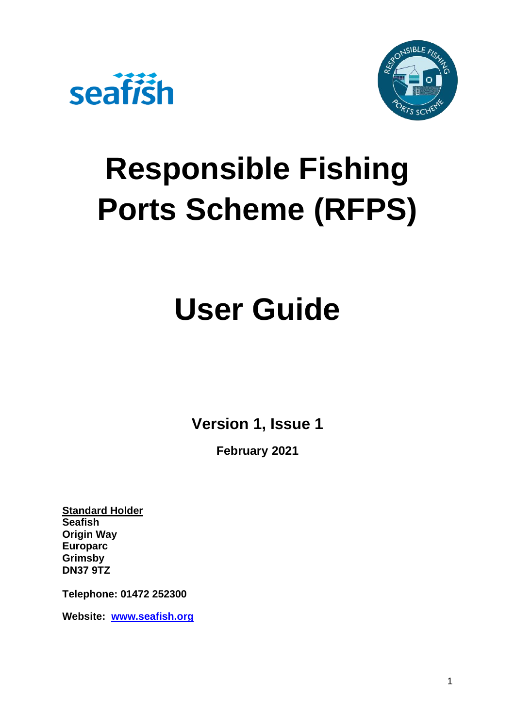# Responsible Fishing Ports Scheme (RFPS)

# User Guide

**Version 1, Issue 1**

**February 2021**

**Standard Holder**
**Seafish**
**Origin Way**
**Europarc**
**Grimsby**
**DN37 9TZ**

**Telephone: 01472 252300**

**Website: www.seafish.org**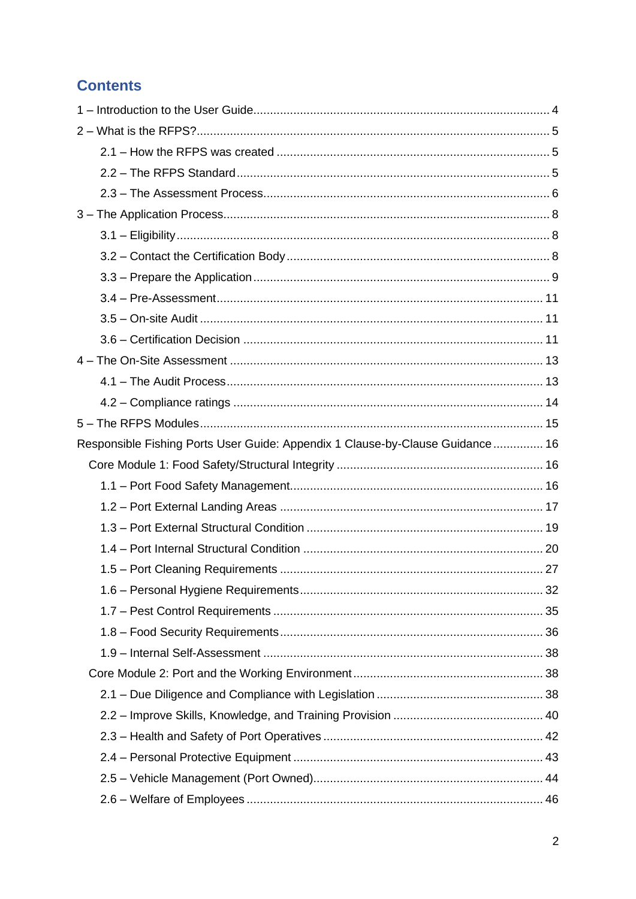## Contents

1 – Introduction to the User Guide ........ 4

2 – What is the RFPS? ........ 5

- 2.1 – How the RFPS was created ........ 5
- 2.2 – The RFPS Standard ........ 5
- 2.3 – The Assessment Process ........ 6

3 – The Application Process ........ 8

- 3.1 – Eligibility ........ 8
- 3.2 – Contact the Certification Body ........ 8
- 3.3 – Prepare the Application ........ 9
- 3.4 – Pre-Assessment ........ 11
- 3.5 – On-site Audit ........ 11
- 3.6 – Certification Decision ........ 11

4 – The On-Site Assessment ........ 13

- 4.1 – The Audit Process ........ 13
- 4.2 – Compliance ratings ........ 14

5 – The RFPS Modules ........ 15

Responsible Fishing Ports User Guide: Appendix 1 Clause-by-Clause Guidance ........ 16

- Core Module 1: Food Safety/Structural Integrity ........ 16
  - 1.1 – Port Food Safety Management ........ 16
  - 1.2 – Port External Landing Areas ........ 17
  - 1.3 – Port External Structural Condition ........ 19
  - 1.4 – Port Internal Structural Condition ........ 20
  - 1.5 – Port Cleaning Requirements ........ 27
  - 1.6 – Personal Hygiene Requirements ........ 32
  - 1.7 – Pest Control Requirements ........ 35
  - 1.8 – Food Security Requirements ........ 36
  - 1.9 – Internal Self-Assessment ........ 38
- Core Module 2: Port and the Working Environment ........ 38
  - 2.1 – Due Diligence and Compliance with Legislation ........ 38
  - 2.2 – Improve Skills, Knowledge, and Training Provision ........ 40
  - 2.3 – Health and Safety of Port Operatives ........ 42
  - 2.4 – Personal Protective Equipment ........ 43
  - 2.5 – Vehicle Management (Port Owned) ........ 44
  - 2.6 – Welfare of Employees ........ 46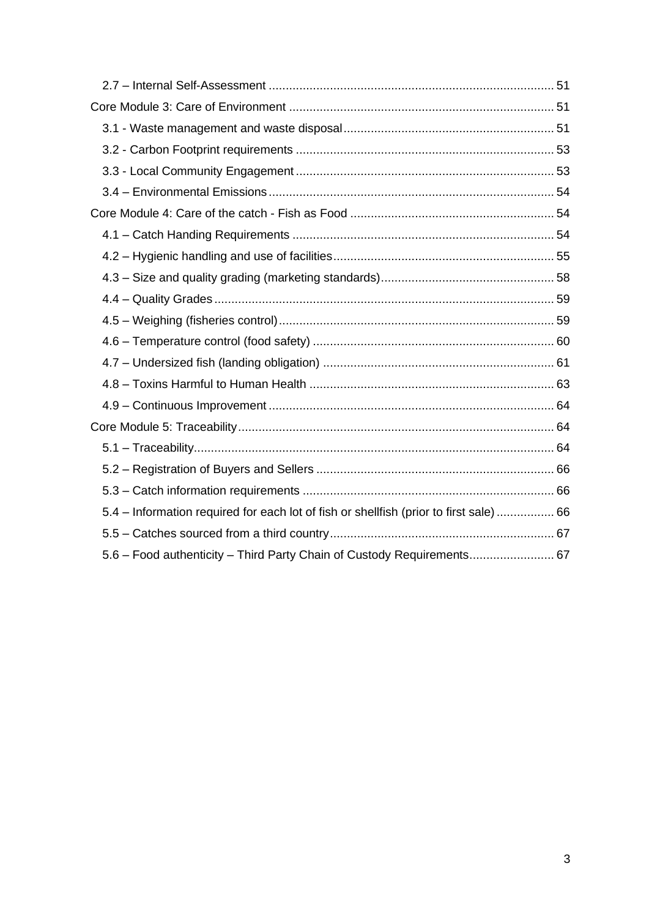- 2.7 – Internal Self-Assessment ........................................................................................ 51
- Core Module 3: Care of Environment ............................................................................... 51
  - 3.1 - Waste management and waste disposal ............................................................... 51
  - 3.2 - Carbon Footprint requirements ............................................................................. 53
  - 3.3 - Local Community Engagement .............................................................................. 53
  - 3.4 – Environmental Emissions ...................................................................................... 54
- Core Module 4: Care of the catch - Fish as Food ............................................................. 54
  - 4.1 – Catch Handing Requirements ............................................................................... 54
  - 4.2 – Hygienic handling and use of facilities .................................................................. 55
  - 4.3 – Size and quality grading (marketing standards) .................................................... 58
  - 4.4 – Quality Grades ...................................................................................................... 59
  - 4.5 – Weighing (fisheries control) .................................................................................. 59
  - 4.6 – Temperature control (food safety) ......................................................................... 60
  - 4.7 – Undersized fish (landing obligation) ...................................................................... 61
  - 4.8 – Toxins Harmful to Human Health .......................................................................... 63
  - 4.9 – Continuous Improvement ...................................................................................... 64
- Core Module 5: Traceability ............................................................................................... 64
  - 5.1 – Traceability ............................................................................................................ 64
  - 5.2 – Registration of Buyers and Sellers ........................................................................ 66
  - 5.3 – Catch information requirements ............................................................................ 66
  - 5.4 – Information required for each lot of fish or shellfish (prior to first sale) ................. 66
  - 5.5 – Catches sourced from a third country .................................................................... 67
  - 5.6 – Food authenticity – Third Party Chain of Custody Requirements ......................... 67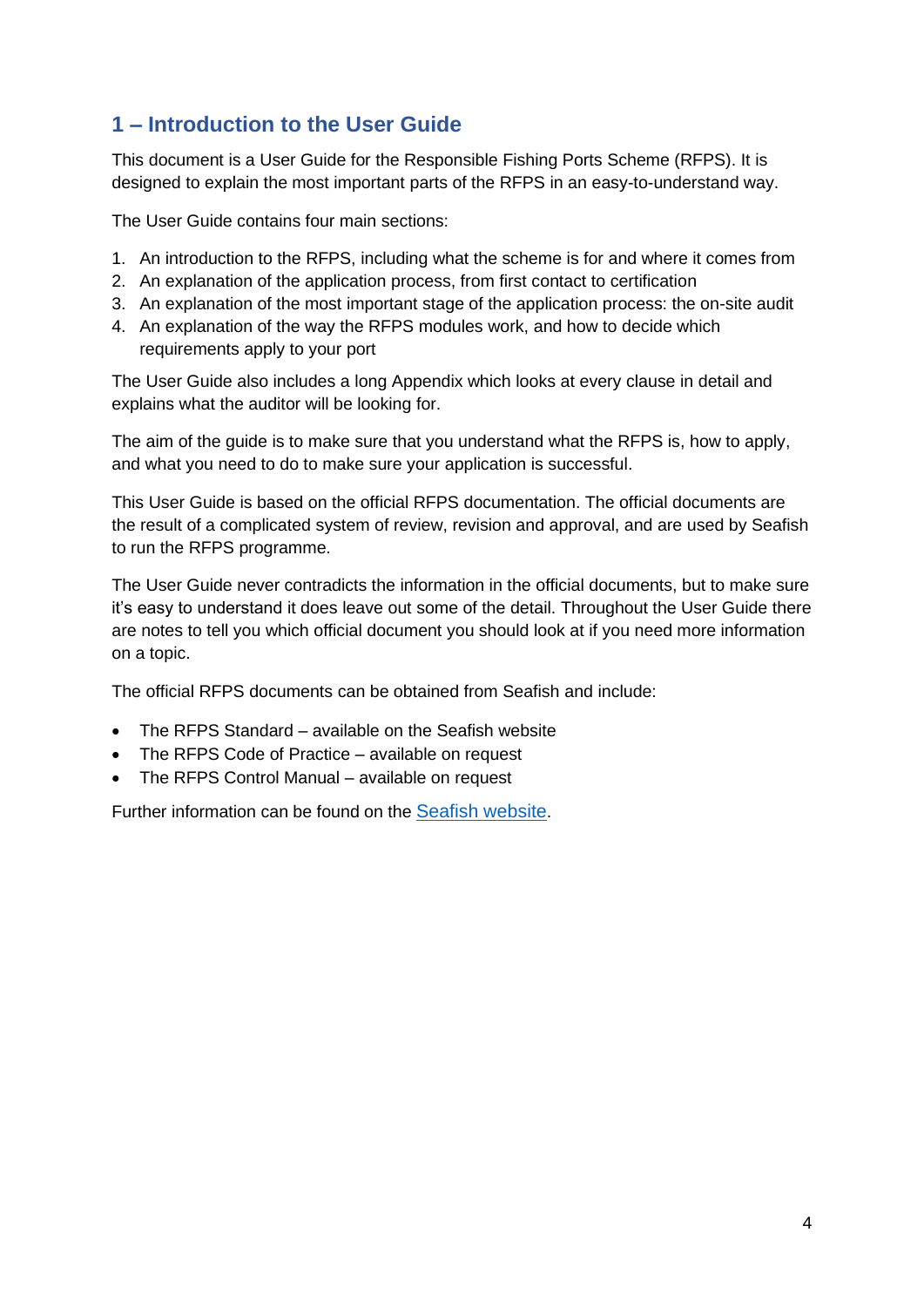## 1 – Introduction to the User Guide

This document is a User Guide for the Responsible Fishing Ports Scheme (RFPS). It is designed to explain the most important parts of the RFPS in an easy-to-understand way.

The User Guide contains four main sections:

1. An introduction to the RFPS, including what the scheme is for and where it comes from
2. An explanation of the application process, from first contact to certification
3. An explanation of the most important stage of the application process: the on-site audit
4. An explanation of the way the RFPS modules work, and how to decide which requirements apply to your port

The User Guide also includes a long Appendix which looks at every clause in detail and explains what the auditor will be looking for.

The aim of the guide is to make sure that you understand what the RFPS is, how to apply, and what you need to do to make sure your application is successful.

This User Guide is based on the official RFPS documentation. The official documents are the result of a complicated system of review, revision and approval, and are used by Seafish to run the RFPS programme.

The User Guide never contradicts the information in the official documents, but to make sure it's easy to understand it does leave out some of the detail. Throughout the User Guide there are notes to tell you which official document you should look at if you need more information on a topic.

The official RFPS documents can be obtained from Seafish and include:

- The RFPS Standard – available on the Seafish website
- The RFPS Code of Practice – available on request
- The RFPS Control Manual – available on request

Further information can be found on the Seafish website.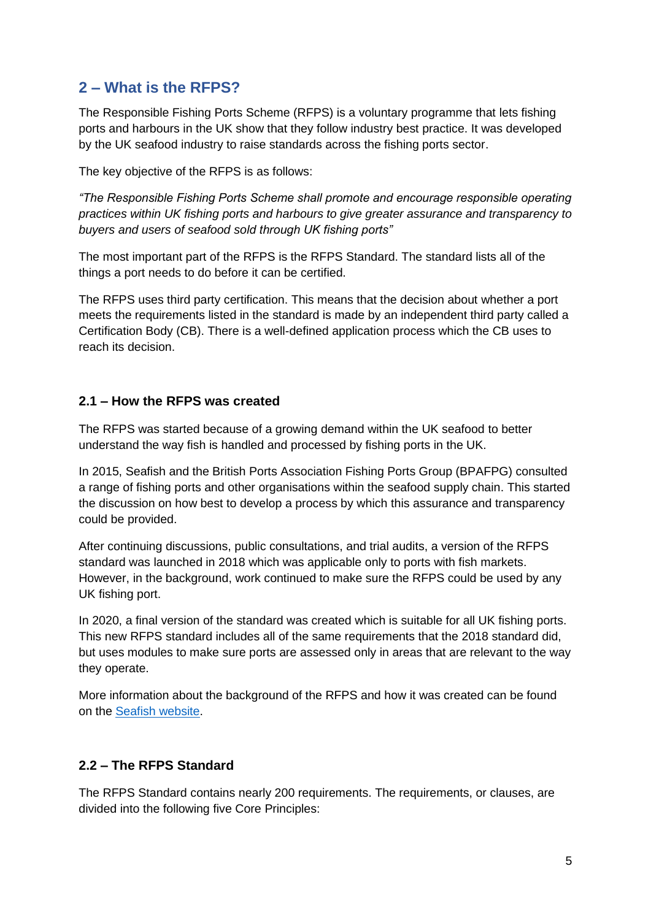## 2 – What is the RFPS?

The Responsible Fishing Ports Scheme (RFPS) is a voluntary programme that lets fishing ports and harbours in the UK show that they follow industry best practice. It was developed by the UK seafood industry to raise standards across the fishing ports sector.

The key objective of the RFPS is as follows:

*"The Responsible Fishing Ports Scheme shall promote and encourage responsible operating practices within UK fishing ports and harbours to give greater assurance and transparency to buyers and users of seafood sold through UK fishing ports"*

The most important part of the RFPS is the RFPS Standard. The standard lists all of the things a port needs to do before it can be certified.

The RFPS uses third party certification. This means that the decision about whether a port meets the requirements listed in the standard is made by an independent third party called a Certification Body (CB). There is a well-defined application process which the CB uses to reach its decision.

### 2.1 – How the RFPS was created

The RFPS was started because of a growing demand within the UK seafood to better understand the way fish is handled and processed by fishing ports in the UK.

In 2015, Seafish and the British Ports Association Fishing Ports Group (BPAFPG) consulted a range of fishing ports and other organisations within the seafood supply chain. This started the discussion on how best to develop a process by which this assurance and transparency could be provided.

After continuing discussions, public consultations, and trial audits, a version of the RFPS standard was launched in 2018 which was applicable only to ports with fish markets. However, in the background, work continued to make sure the RFPS could be used by any UK fishing port.

In 2020, a final version of the standard was created which is suitable for all UK fishing ports. This new RFPS standard includes all of the same requirements that the 2018 standard did, but uses modules to make sure ports are assessed only in areas that are relevant to the way they operate.

More information about the background of the RFPS and how it was created can be found on the Seafish website.

### 2.2 – The RFPS Standard

The RFPS Standard contains nearly 200 requirements. The requirements, or clauses, are divided into the following five Core Principles: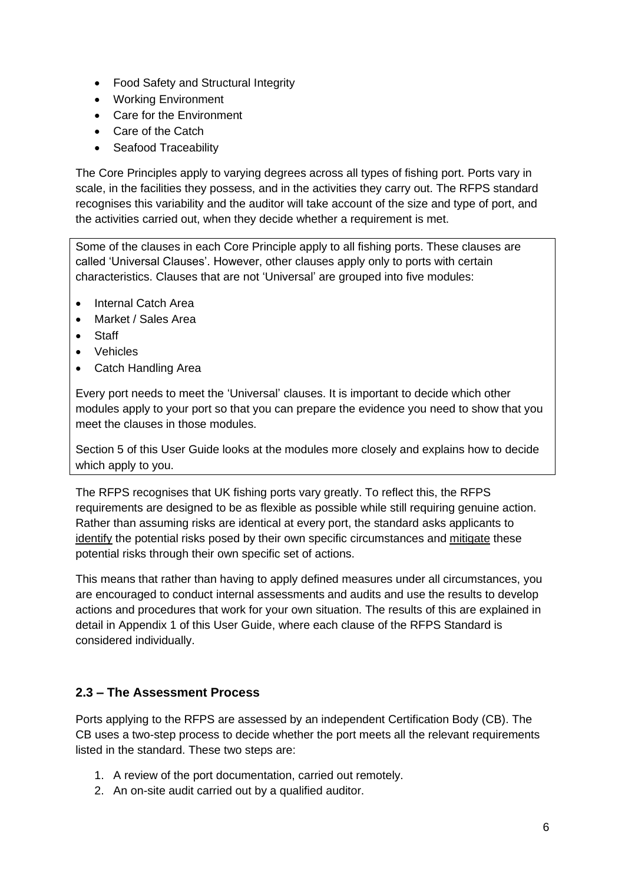- Food Safety and Structural Integrity
- Working Environment
- Care for the Environment
- Care of the Catch
- Seafood Traceability

The Core Principles apply to varying degrees across all types of fishing port. Ports vary in scale, in the facilities they possess, and in the activities they carry out. The RFPS standard recognises this variability and the auditor will take account of the size and type of port, and the activities carried out, when they decide whether a requirement is met.

Some of the clauses in each Core Principle apply to all fishing ports. These clauses are called 'Universal Clauses'. However, other clauses apply only to ports with certain characteristics. Clauses that are not 'Universal' are grouped into five modules:

- Internal Catch Area
- Market / Sales Area
- Staff
- Vehicles
- Catch Handling Area

Every port needs to meet the 'Universal' clauses. It is important to decide which other modules apply to your port so that you can prepare the evidence you need to show that you meet the clauses in those modules.

Section 5 of this User Guide looks at the modules more closely and explains how to decide which apply to you.

The RFPS recognises that UK fishing ports vary greatly. To reflect this, the RFPS requirements are designed to be as flexible as possible while still requiring genuine action. Rather than assuming risks are identical at every port, the standard asks applicants to <u>identify</u> the potential risks posed by their own specific circumstances and <u>mitigate</u> these potential risks through their own specific set of actions.

This means that rather than having to apply defined measures under all circumstances, you are encouraged to conduct internal assessments and audits and use the results to develop actions and procedures that work for your own situation. The results of this are explained in detail in Appendix 1 of this User Guide, where each clause of the RFPS Standard is considered individually.

### 2.3 – The Assessment Process

Ports applying to the RFPS are assessed by an independent Certification Body (CB). The CB uses a two-step process to decide whether the port meets all the relevant requirements listed in the standard. These two steps are:

1. A review of the port documentation, carried out remotely.
2. An on-site audit carried out by a qualified auditor.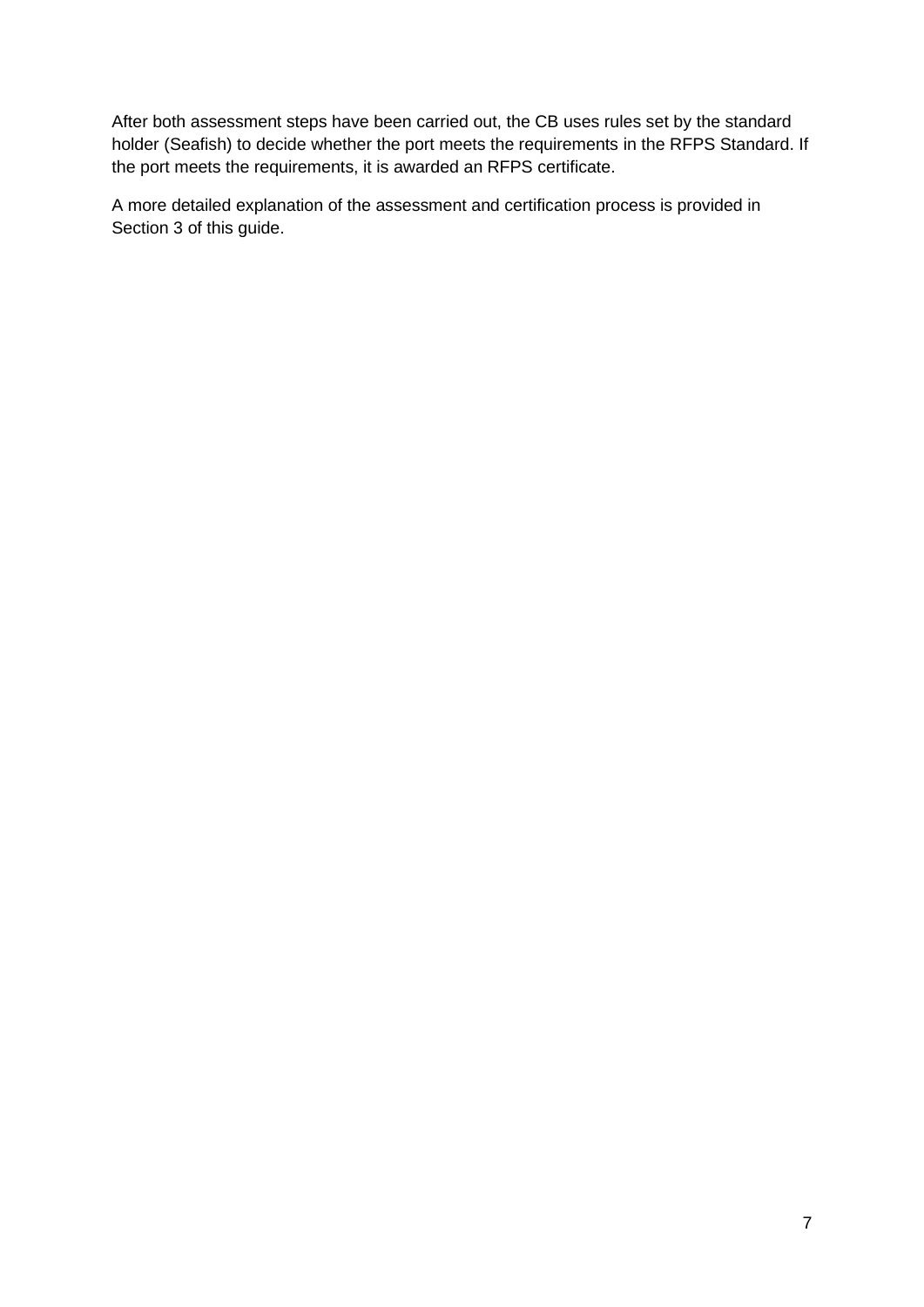After both assessment steps have been carried out, the CB uses rules set by the standard holder (Seafish) to decide whether the port meets the requirements in the RFPS Standard. If the port meets the requirements, it is awarded an RFPS certificate.

A more detailed explanation of the assessment and certification process is provided in Section 3 of this guide.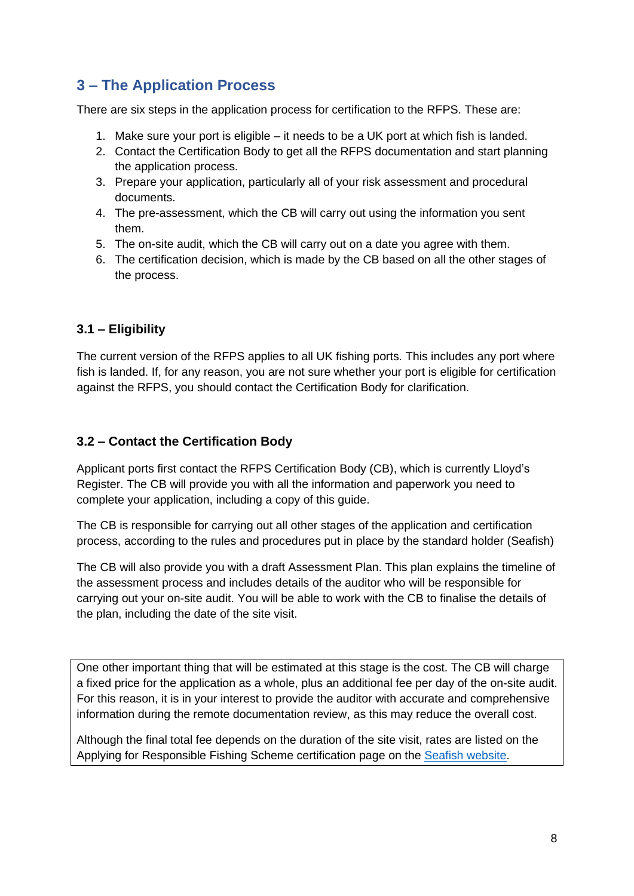## 3 – The Application Process

There are six steps in the application process for certification to the RFPS. These are:

1. Make sure your port is eligible – it needs to be a UK port at which fish is landed.
2. Contact the Certification Body to get all the RFPS documentation and start planning the application process.
3. Prepare your application, particularly all of your risk assessment and procedural documents.
4. The pre-assessment, which the CB will carry out using the information you sent them.
5. The on-site audit, which the CB will carry out on a date you agree with them.
6. The certification decision, which is made by the CB based on all the other stages of the process.

### 3.1 – Eligibility

The current version of the RFPS applies to all UK fishing ports. This includes any port where fish is landed. If, for any reason, you are not sure whether your port is eligible for certification against the RFPS, you should contact the Certification Body for clarification.

### 3.2 – Contact the Certification Body

Applicant ports first contact the RFPS Certification Body (CB), which is currently Lloyd's Register. The CB will provide you with all the information and paperwork you need to complete your application, including a copy of this guide.

The CB is responsible for carrying out all other stages of the application and certification process, according to the rules and procedures put in place by the standard holder (Seafish)

The CB will also provide you with a draft Assessment Plan. This plan explains the timeline of the assessment process and includes details of the auditor who will be responsible for carrying out your on-site audit. You will be able to work with the CB to finalise the details of the plan, including the date of the site visit.

One other important thing that will be estimated at this stage is the cost. The CB will charge a fixed price for the application as a whole, plus an additional fee per day of the on-site audit. For this reason, it is in your interest to provide the auditor with accurate and comprehensive information during the remote documentation review, as this may reduce the overall cost.

Although the final total fee depends on the duration of the site visit, rates are listed on the Applying for Responsible Fishing Scheme certification page on the Seafish website.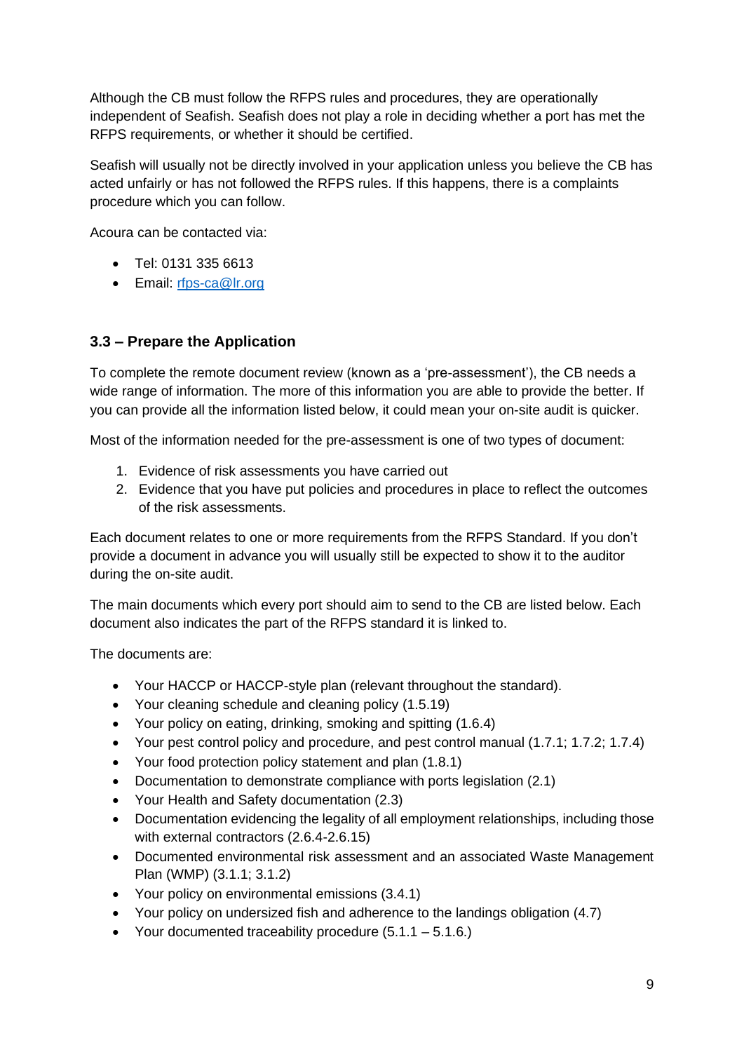Although the CB must follow the RFPS rules and procedures, they are operationally independent of Seafish. Seafish does not play a role in deciding whether a port has met the RFPS requirements, or whether it should be certified.

Seafish will usually not be directly involved in your application unless you believe the CB has acted unfairly or has not followed the RFPS rules. If this happens, there is a complaints procedure which you can follow.

Acoura can be contacted via:

- Tel: 0131 335 6613
- Email: [rfps-ca@lr.org](mailto:rfps-ca@lr.org)

### 3.3 – Prepare the Application

To complete the remote document review (known as a 'pre-assessment'), the CB needs a wide range of information. The more of this information you are able to provide the better. If you can provide all the information listed below, it could mean your on-site audit is quicker.

Most of the information needed for the pre-assessment is one of two types of document:

1. Evidence of risk assessments you have carried out
2. Evidence that you have put policies and procedures in place to reflect the outcomes of the risk assessments.

Each document relates to one or more requirements from the RFPS Standard. If you don't provide a document in advance you will usually still be expected to show it to the auditor during the on-site audit.

The main documents which every port should aim to send to the CB are listed below. Each document also indicates the part of the RFPS standard it is linked to.

The documents are:

- Your HACCP or HACCP-style plan (relevant throughout the standard).
- Your cleaning schedule and cleaning policy (1.5.19)
- Your policy on eating, drinking, smoking and spitting (1.6.4)
- Your pest control policy and procedure, and pest control manual (1.7.1; 1.7.2; 1.7.4)
- Your food protection policy statement and plan (1.8.1)
- Documentation to demonstrate compliance with ports legislation (2.1)
- Your Health and Safety documentation (2.3)
- Documentation evidencing the legality of all employment relationships, including those with external contractors (2.6.4-2.6.15)
- Documented environmental risk assessment and an associated Waste Management Plan (WMP) (3.1.1; 3.1.2)
- Your policy on environmental emissions (3.4.1)
- Your policy on undersized fish and adherence to the landings obligation (4.7)
- Your documented traceability procedure (5.1.1 – 5.1.6.)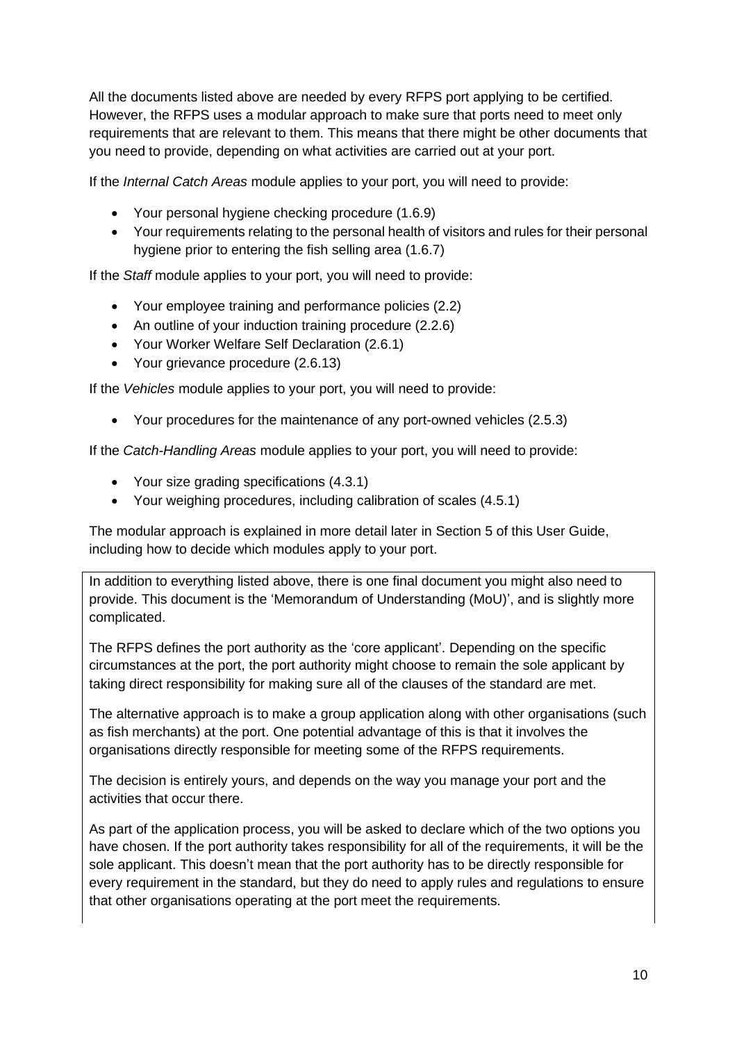All the documents listed above are needed by every RFPS port applying to be certified. However, the RFPS uses a modular approach to make sure that ports need to meet only requirements that are relevant to them. This means that there might be other documents that you need to provide, depending on what activities are carried out at your port.

If the *Internal Catch Areas* module applies to your port, you will need to provide:

- Your personal hygiene checking procedure (1.6.9)
- Your requirements relating to the personal health of visitors and rules for their personal hygiene prior to entering the fish selling area (1.6.7)

If the *Staff* module applies to your port, you will need to provide:

- Your employee training and performance policies (2.2)
- An outline of your induction training procedure (2.2.6)
- Your Worker Welfare Self Declaration (2.6.1)
- Your grievance procedure (2.6.13)

If the *Vehicles* module applies to your port, you will need to provide:

- Your procedures for the maintenance of any port-owned vehicles (2.5.3)

If the *Catch-Handling Areas* module applies to your port, you will need to provide:

- Your size grading specifications (4.3.1)
- Your weighing procedures, including calibration of scales (4.5.1)

The modular approach is explained in more detail later in Section 5 of this User Guide, including how to decide which modules apply to your port.

In addition to everything listed above, there is one final document you might also need to provide. This document is the 'Memorandum of Understanding (MoU)', and is slightly more complicated.

The RFPS defines the port authority as the 'core applicant'. Depending on the specific circumstances at the port, the port authority might choose to remain the sole applicant by taking direct responsibility for making sure all of the clauses of the standard are met.

The alternative approach is to make a group application along with other organisations (such as fish merchants) at the port. One potential advantage of this is that it involves the organisations directly responsible for meeting some of the RFPS requirements.

The decision is entirely yours, and depends on the way you manage your port and the activities that occur there.

As part of the application process, you will be asked to declare which of the two options you have chosen. If the port authority takes responsibility for all of the requirements, it will be the sole applicant. This doesn't mean that the port authority has to be directly responsible for every requirement in the standard, but they do need to apply rules and regulations to ensure that other organisations operating at the port meet the requirements.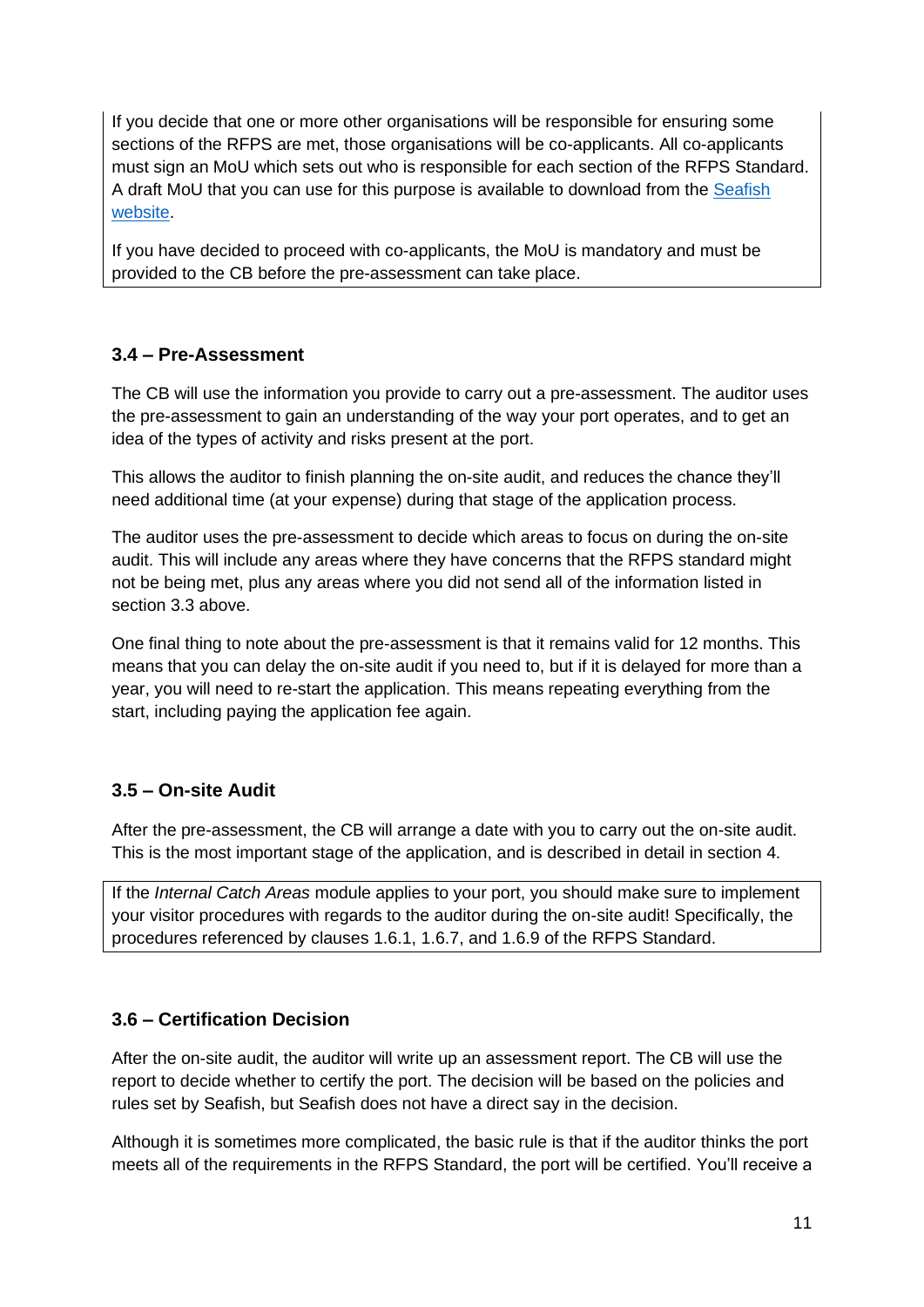If you decide that one or more other organisations will be responsible for ensuring some sections of the RFPS are met, those organisations will be co-applicants. All co-applicants must sign an MoU which sets out who is responsible for each section of the RFPS Standard. A draft MoU that you can use for this purpose is available to download from the [Seafish website](#).

If you have decided to proceed with co-applicants, the MoU is mandatory and must be provided to the CB before the pre-assessment can take place.

### 3.4 – Pre-Assessment

The CB will use the information you provide to carry out a pre-assessment. The auditor uses the pre-assessment to gain an understanding of the way your port operates, and to get an idea of the types of activity and risks present at the port.

This allows the auditor to finish planning the on-site audit, and reduces the chance they'll need additional time (at your expense) during that stage of the application process.

The auditor uses the pre-assessment to decide which areas to focus on during the on-site audit. This will include any areas where they have concerns that the RFPS standard might not be being met, plus any areas where you did not send all of the information listed in section 3.3 above.

One final thing to note about the pre-assessment is that it remains valid for 12 months. This means that you can delay the on-site audit if you need to, but if it is delayed for more than a year, you will need to re-start the application. This means repeating everything from the start, including paying the application fee again.

### 3.5 – On-site Audit

After the pre-assessment, the CB will arrange a date with you to carry out the on-site audit. This is the most important stage of the application, and is described in detail in section 4.

If the *Internal Catch Areas* module applies to your port, you should make sure to implement your visitor procedures with regards to the auditor during the on-site audit! Specifically, the procedures referenced by clauses 1.6.1, 1.6.7, and 1.6.9 of the RFPS Standard.

### 3.6 – Certification Decision

After the on-site audit, the auditor will write up an assessment report. The CB will use the report to decide whether to certify the port. The decision will be based on the policies and rules set by Seafish, but Seafish does not have a direct say in the decision.

Although it is sometimes more complicated, the basic rule is that if the auditor thinks the port meets all of the requirements in the RFPS Standard, the port will be certified. You'll receive a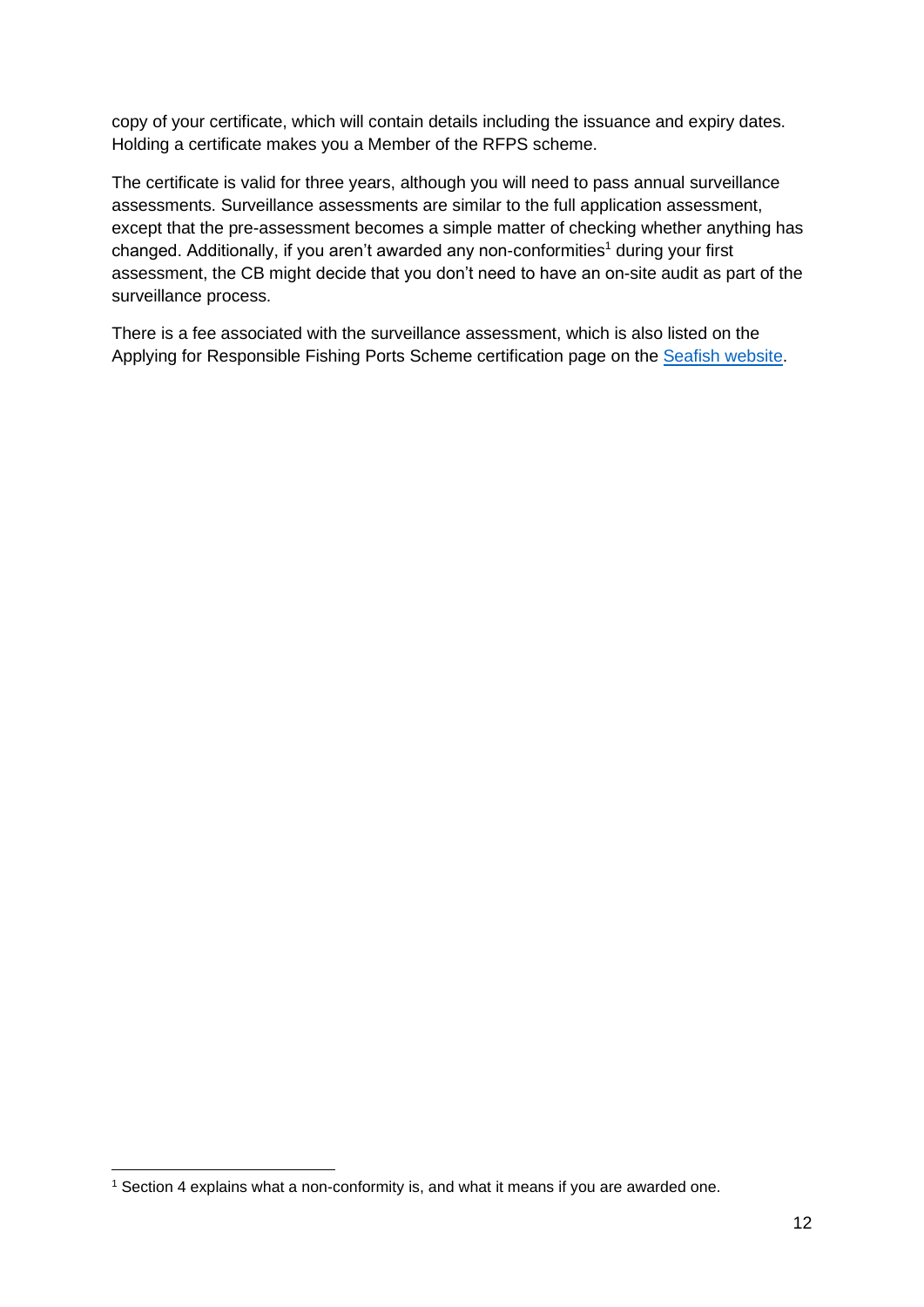copy of your certificate, which will contain details including the issuance and expiry dates. Holding a certificate makes you a Member of the RFPS scheme.

The certificate is valid for three years, although you will need to pass annual surveillance assessments. Surveillance assessments are similar to the full application assessment, except that the pre-assessment becomes a simple matter of checking whether anything has changed. Additionally, if you aren't awarded any non-conformities[1] during your first assessment, the CB might decide that you don't need to have an on-site audit as part of the surveillance process.

There is a fee associated with the surveillance assessment, which is also listed on the Applying for Responsible Fishing Ports Scheme certification page on the Seafish website.

---

[1] Section 4 explains what a non-conformity is, and what it means if you are awarded one.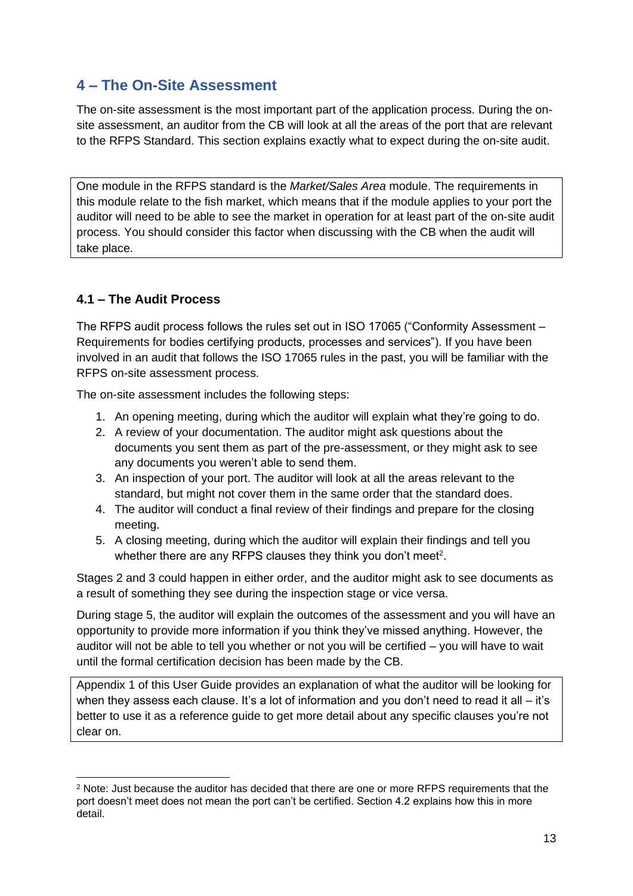## 4 – The On-Site Assessment

The on-site assessment is the most important part of the application process. During the on-site assessment, an auditor from the CB will look at all the areas of the port that are relevant to the RFPS Standard. This section explains exactly what to expect during the on-site audit.

> One module in the RFPS standard is the *Market/Sales Area* module. The requirements in this module relate to the fish market, which means that if the module applies to your port the auditor will need to be able to see the market in operation for at least part of the on-site audit process. You should consider this factor when discussing with the CB when the audit will take place.

### 4.1 – The Audit Process

The RFPS audit process follows the rules set out in ISO 17065 ("Conformity Assessment – Requirements for bodies certifying products, processes and services"). If you have been involved in an audit that follows the ISO 17065 rules in the past, you will be familiar with the RFPS on-site assessment process.

The on-site assessment includes the following steps:

1. An opening meeting, during which the auditor will explain what they're going to do.
2. A review of your documentation. The auditor might ask questions about the documents you sent them as part of the pre-assessment, or they might ask to see any documents you weren't able to send them.
3. An inspection of your port. The auditor will look at all the areas relevant to the standard, but might not cover them in the same order that the standard does.
4. The auditor will conduct a final review of their findings and prepare for the closing meeting.
5. A closing meeting, during which the auditor will explain their findings and tell you whether there are any RFPS clauses they think you don't meet[2].

Stages 2 and 3 could happen in either order, and the auditor might ask to see documents as a result of something they see during the inspection stage or vice versa.

During stage 5, the auditor will explain the outcomes of the assessment and you will have an opportunity to provide more information if you think they've missed anything. However, the auditor will not be able to tell you whether or not you will be certified – you will have to wait until the formal certification decision has been made by the CB.

> Appendix 1 of this User Guide provides an explanation of what the auditor will be looking for when they assess each clause. It's a lot of information and you don't need to read it all – it's better to use it as a reference guide to get more detail about any specific clauses you're not clear on.

[2] Note: Just because the auditor has decided that there are one or more RFPS requirements that the port doesn't meet does not mean the port can't be certified. Section 4.2 explains how this in more detail.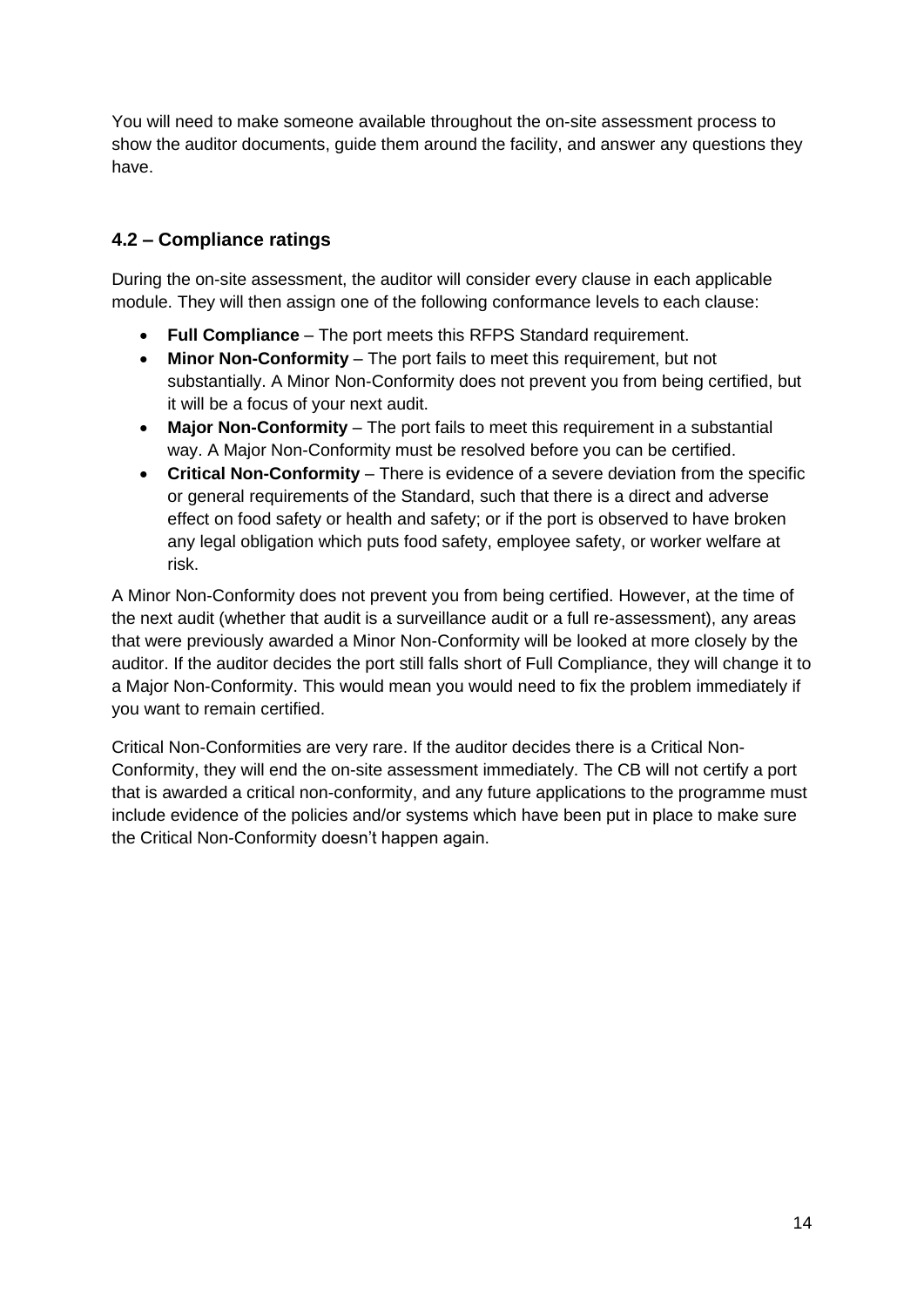You will need to make someone available throughout the on-site assessment process to show the auditor documents, guide them around the facility, and answer any questions they have.

### 4.2 – Compliance ratings

During the on-site assessment, the auditor will consider every clause in each applicable module. They will then assign one of the following conformance levels to each clause:

- **Full Compliance** – The port meets this RFPS Standard requirement.
- **Minor Non-Conformity** – The port fails to meet this requirement, but not substantially. A Minor Non-Conformity does not prevent you from being certified, but it will be a focus of your next audit.
- **Major Non-Conformity** – The port fails to meet this requirement in a substantial way. A Major Non-Conformity must be resolved before you can be certified.
- **Critical Non-Conformity** – There is evidence of a severe deviation from the specific or general requirements of the Standard, such that there is a direct and adverse effect on food safety or health and safety; or if the port is observed to have broken any legal obligation which puts food safety, employee safety, or worker welfare at risk.

A Minor Non-Conformity does not prevent you from being certified. However, at the time of the next audit (whether that audit is a surveillance audit or a full re-assessment), any areas that were previously awarded a Minor Non-Conformity will be looked at more closely by the auditor. If the auditor decides the port still falls short of Full Compliance, they will change it to a Major Non-Conformity. This would mean you would need to fix the problem immediately if you want to remain certified.

Critical Non-Conformities are very rare. If the auditor decides there is a Critical Non-Conformity, they will end the on-site assessment immediately. The CB will not certify a port that is awarded a critical non-conformity, and any future applications to the programme must include evidence of the policies and/or systems which have been put in place to make sure the Critical Non-Conformity doesn't happen again.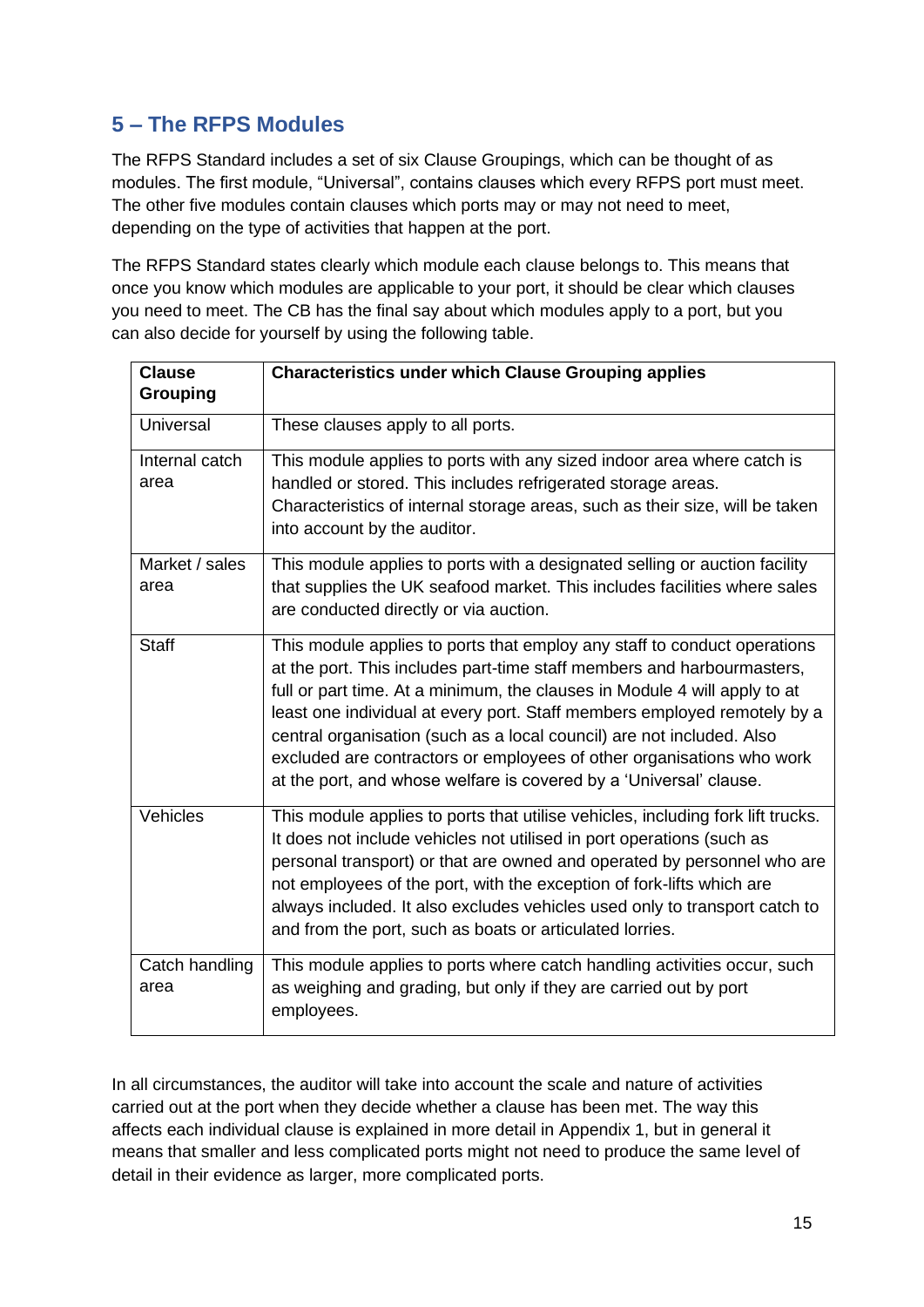## 5 – The RFPS Modules

The RFPS Standard includes a set of six Clause Groupings, which can be thought of as modules. The first module, "Universal", contains clauses which every RFPS port must meet. The other five modules contain clauses which ports may or may not need to meet, depending on the type of activities that happen at the port.

The RFPS Standard states clearly which module each clause belongs to. This means that once you know which modules are applicable to your port, it should be clear which clauses you need to meet. The CB has the final say about which modules apply to a port, but you can also decide for yourself by using the following table.

| Clause Grouping | Characteristics under which Clause Grouping applies |
|---|---|
| Universal | These clauses apply to all ports. |
| Internal catch area | This module applies to ports with any sized indoor area where catch is handled or stored. This includes refrigerated storage areas. Characteristics of internal storage areas, such as their size, will be taken into account by the auditor. |
| Market / sales area | This module applies to ports with a designated selling or auction facility that supplies the UK seafood market. This includes facilities where sales are conducted directly or via auction. |
| Staff | This module applies to ports that employ any staff to conduct operations at the port. This includes part-time staff members and harbourmasters, full or part time. At a minimum, the clauses in Module 4 will apply to at least one individual at every port. Staff members employed remotely by a central organisation (such as a local council) are not included. Also excluded are contractors or employees of other organisations who work at the port, and whose welfare is covered by a 'Universal' clause. |
| Vehicles | This module applies to ports that utilise vehicles, including fork lift trucks. It does not include vehicles not utilised in port operations (such as personal transport) or that are owned and operated by personnel who are not employees of the port, with the exception of fork-lifts which are always included. It also excludes vehicles used only to transport catch to and from the port, such as boats or articulated lorries. |
| Catch handling area | This module applies to ports where catch handling activities occur, such as weighing and grading, but only if they are carried out by port employees. |

In all circumstances, the auditor will take into account the scale and nature of activities carried out at the port when they decide whether a clause has been met. The way this affects each individual clause is explained in more detail in Appendix 1, but in general it means that smaller and less complicated ports might not need to produce the same level of detail in their evidence as larger, more complicated ports.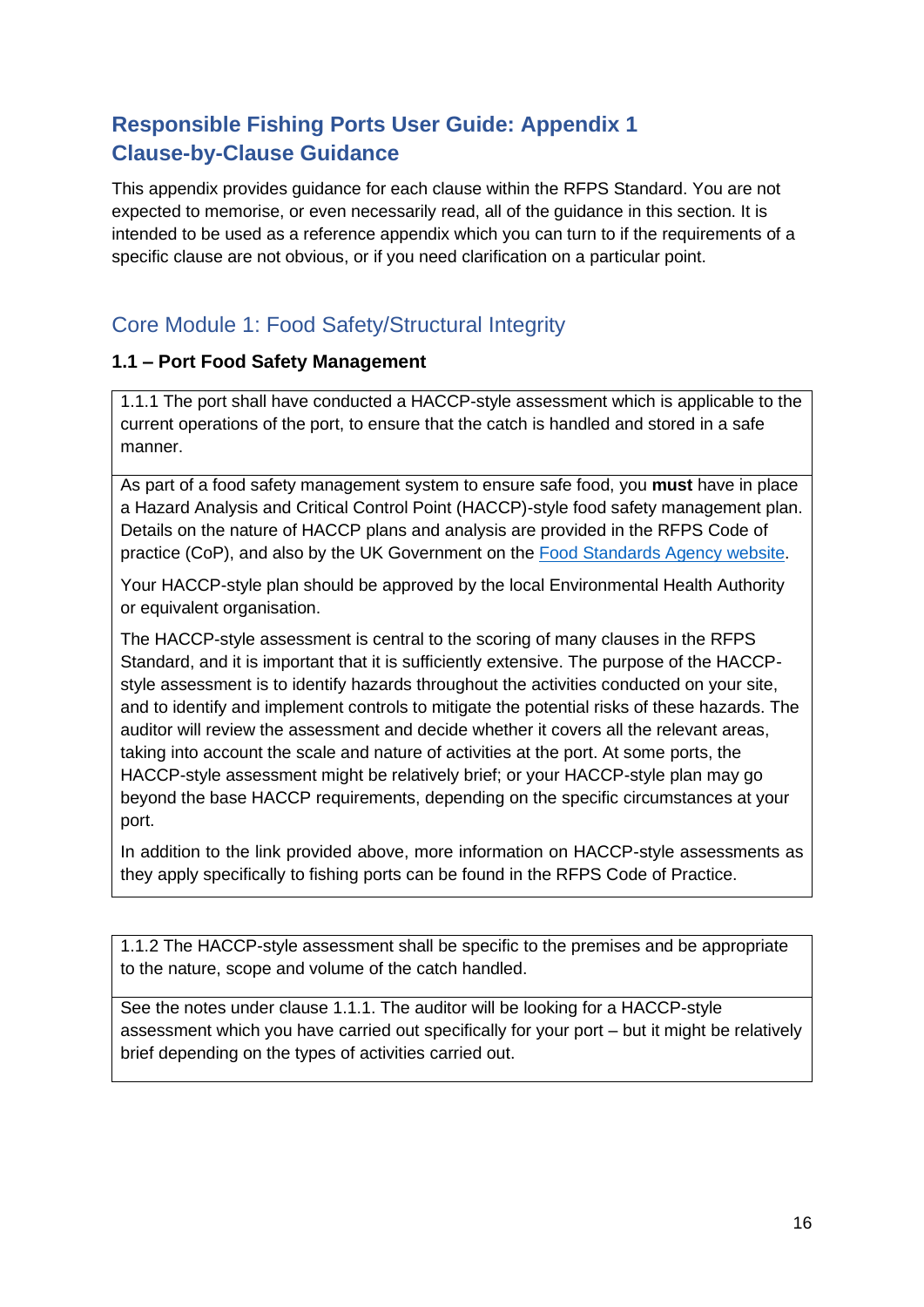## Responsible Fishing Ports User Guide: Appendix 1 Clause-by-Clause Guidance

This appendix provides guidance for each clause within the RFPS Standard. You are not expected to memorise, or even necessarily read, all of the guidance in this section. It is intended to be used as a reference appendix which you can turn to if the requirements of a specific clause are not obvious, or if you need clarification on a particular point.

## Core Module 1: Food Safety/Structural Integrity

### 1.1 – Port Food Safety Management

| 1.1.1 The port shall have conducted a HACCP-style assessment which is applicable to the current operations of the port, to ensure that the catch is handled and stored in a safe manner. |
|---|
| As part of a food safety management system to ensure safe food, you **must** have in place a Hazard Analysis and Critical Control Point (HACCP)-style food safety management plan. Details on the nature of HACCP plans and analysis are provided in the RFPS Code of practice (CoP), and also by the UK Government on the Food Standards Agency website.<br><br>Your HACCP-style plan should be approved by the local Environmental Health Authority or equivalent organisation.<br><br>The HACCP-style assessment is central to the scoring of many clauses in the RFPS Standard, and it is important that it is sufficiently extensive. The purpose of the HACCP-style assessment is to identify hazards throughout the activities conducted on your site, and to identify and implement controls to mitigate the potential risks of these hazards. The auditor will review the assessment and decide whether it covers all the relevant areas, taking into account the scale and nature of activities at the port. At some ports, the HACCP-style assessment might be relatively brief; or your HACCP-style plan may go beyond the base HACCP requirements, depending on the specific circumstances at your port.<br><br>In addition to the link provided above, more information on HACCP-style assessments as they apply specifically to fishing ports can be found in the RFPS Code of Practice. |

| 1.1.2 The HACCP-style assessment shall be specific to the premises and be appropriate to the nature, scope and volume of the catch handled. |
|---|
| See the notes under clause 1.1.1. The auditor will be looking for a HACCP-style assessment which you have carried out specifically for your port – but it might be relatively brief depending on the types of activities carried out. |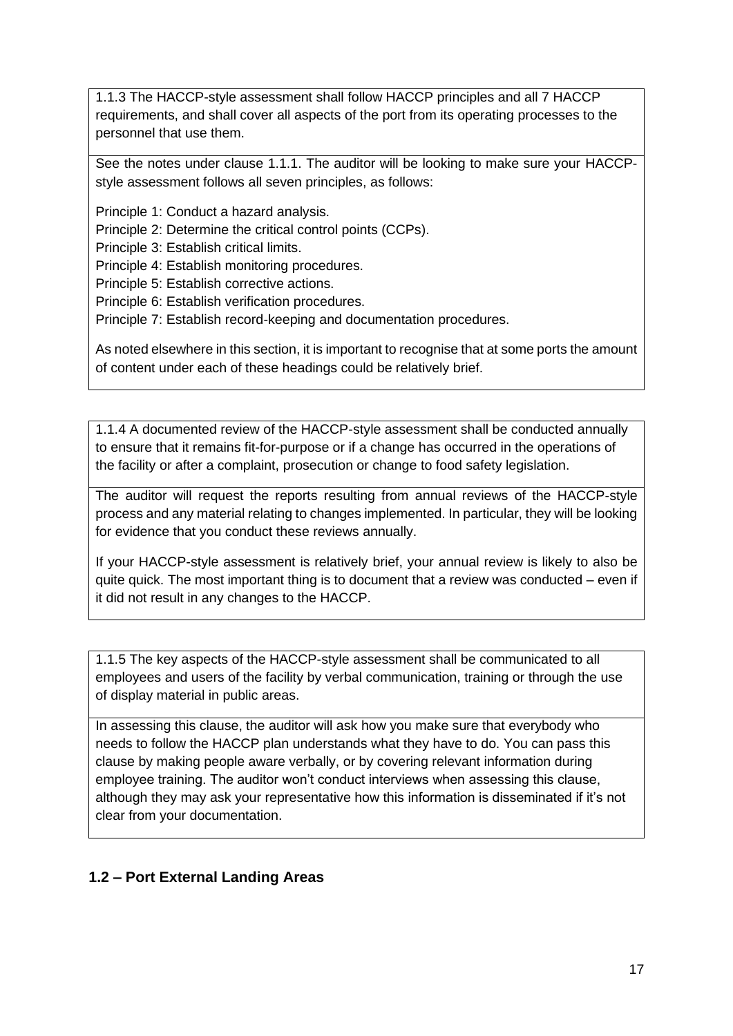1.1.3 The HACCP-style assessment shall follow HACCP principles and all 7 HACCP requirements, and shall cover all aspects of the port from its operating processes to the personnel that use them.

See the notes under clause 1.1.1. The auditor will be looking to make sure your HACCP-style assessment follows all seven principles, as follows:

Principle 1: Conduct a hazard analysis.
Principle 2: Determine the critical control points (CCPs).
Principle 3: Establish critical limits.
Principle 4: Establish monitoring procedures.
Principle 5: Establish corrective actions.
Principle 6: Establish verification procedures.
Principle 7: Establish record-keeping and documentation procedures.

As noted elsewhere in this section, it is important to recognise that at some ports the amount of content under each of these headings could be relatively brief.

1.1.4 A documented review of the HACCP-style assessment shall be conducted annually to ensure that it remains fit-for-purpose or if a change has occurred in the operations of the facility or after a complaint, prosecution or change to food safety legislation.

The auditor will request the reports resulting from annual reviews of the HACCP-style process and any material relating to changes implemented. In particular, they will be looking for evidence that you conduct these reviews annually.

If your HACCP-style assessment is relatively brief, your annual review is likely to also be quite quick. The most important thing is to document that a review was conducted – even if it did not result in any changes to the HACCP.

1.1.5 The key aspects of the HACCP-style assessment shall be communicated to all employees and users of the facility by verbal communication, training or through the use of display material in public areas.

In assessing this clause, the auditor will ask how you make sure that everybody who needs to follow the HACCP plan understands what they have to do. You can pass this clause by making people aware verbally, or by covering relevant information during employee training. The auditor won't conduct interviews when assessing this clause, although they may ask your representative how this information is disseminated if it's not clear from your documentation.

## 1.2 – Port External Landing Areas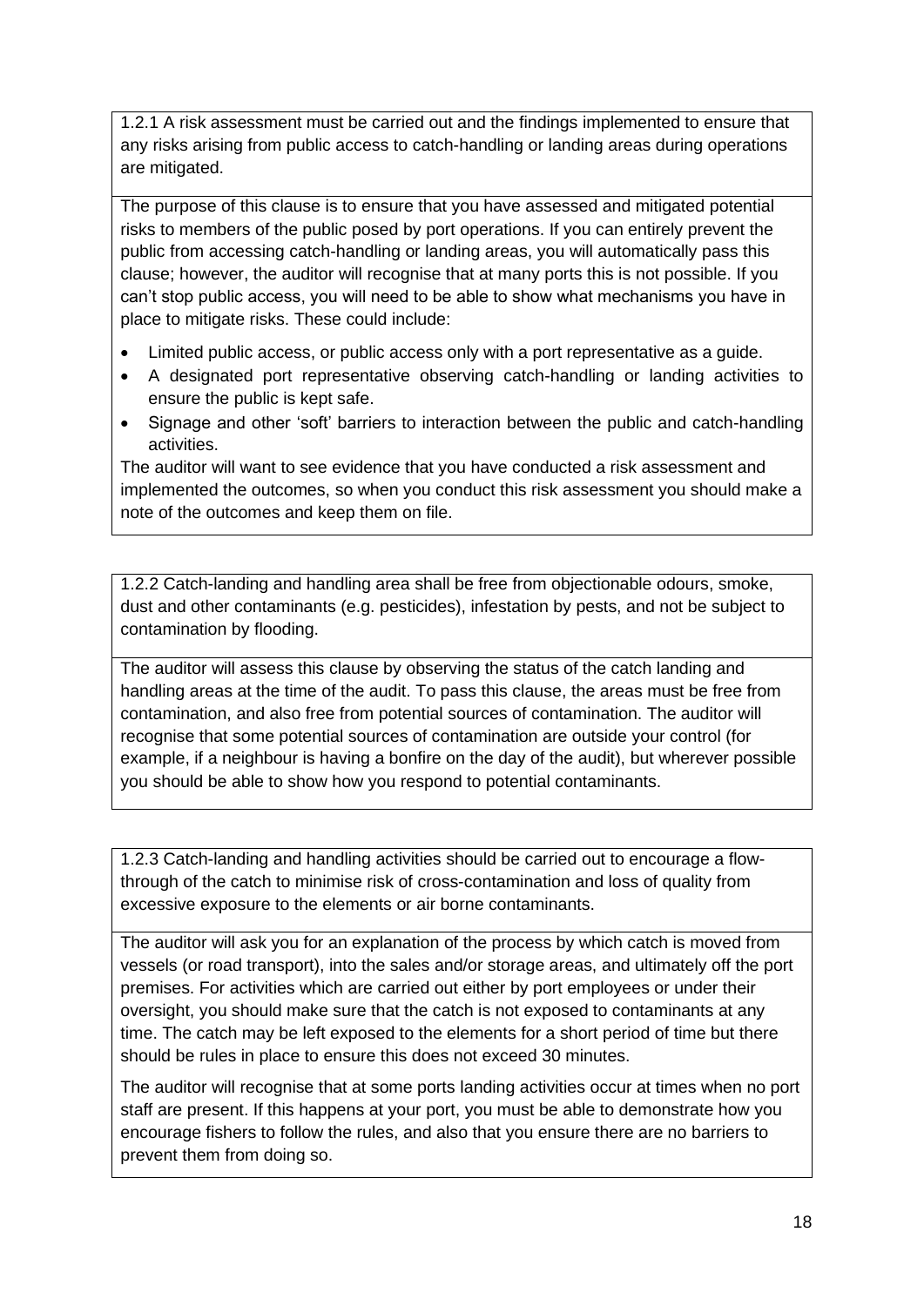1.2.1 A risk assessment must be carried out and the findings implemented to ensure that any risks arising from public access to catch-handling or landing areas during operations are mitigated.

The purpose of this clause is to ensure that you have assessed and mitigated potential risks to members of the public posed by port operations. If you can entirely prevent the public from accessing catch-handling or landing areas, you will automatically pass this clause; however, the auditor will recognise that at many ports this is not possible. If you can't stop public access, you will need to be able to show what mechanisms you have in place to mitigate risks. These could include:

- Limited public access, or public access only with a port representative as a guide.
- A designated port representative observing catch-handling or landing activities to ensure the public is kept safe.
- Signage and other 'soft' barriers to interaction between the public and catch-handling activities.

The auditor will want to see evidence that you have conducted a risk assessment and implemented the outcomes, so when you conduct this risk assessment you should make a note of the outcomes and keep them on file.

1.2.2 Catch-landing and handling area shall be free from objectionable odours, smoke, dust and other contaminants (e.g. pesticides), infestation by pests, and not be subject to contamination by flooding.

The auditor will assess this clause by observing the status of the catch landing and handling areas at the time of the audit. To pass this clause, the areas must be free from contamination, and also free from potential sources of contamination. The auditor will recognise that some potential sources of contamination are outside your control (for example, if a neighbour is having a bonfire on the day of the audit), but wherever possible you should be able to show how you respond to potential contaminants.

1.2.3 Catch-landing and handling activities should be carried out to encourage a flow-through of the catch to minimise risk of cross-contamination and loss of quality from excessive exposure to the elements or air borne contaminants.

The auditor will ask you for an explanation of the process by which catch is moved from vessels (or road transport), into the sales and/or storage areas, and ultimately off the port premises. For activities which are carried out either by port employees or under their oversight, you should make sure that the catch is not exposed to contaminants at any time. The catch may be left exposed to the elements for a short period of time but there should be rules in place to ensure this does not exceed 30 minutes.

The auditor will recognise that at some ports landing activities occur at times when no port staff are present. If this happens at your port, you must be able to demonstrate how you encourage fishers to follow the rules, and also that you ensure there are no barriers to prevent them from doing so.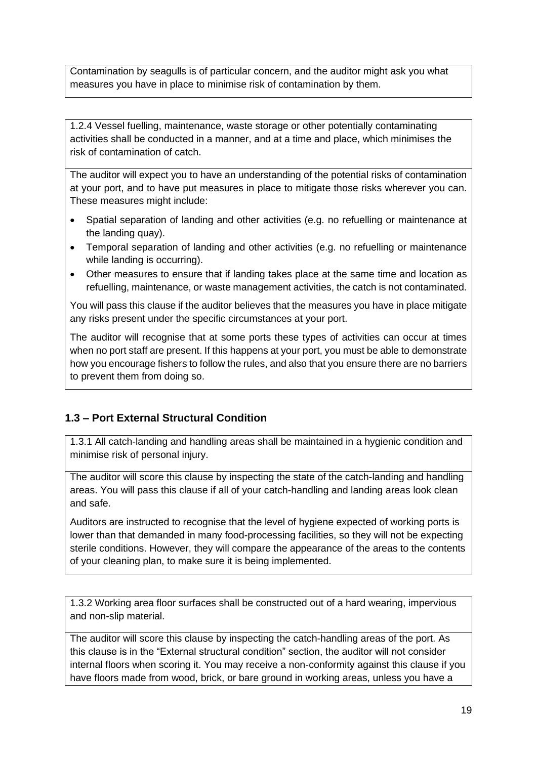Contamination by seagulls is of particular concern, and the auditor might ask you what measures you have in place to minimise risk of contamination by them.

1.2.4 Vessel fuelling, maintenance, waste storage or other potentially contaminating activities shall be conducted in a manner, and at a time and place, which minimises the risk of contamination of catch.

The auditor will expect you to have an understanding of the potential risks of contamination at your port, and to have put measures in place to mitigate those risks wherever you can. These measures might include:

- Spatial separation of landing and other activities (e.g. no refuelling or maintenance at the landing quay).
- Temporal separation of landing and other activities (e.g. no refuelling or maintenance while landing is occurring).
- Other measures to ensure that if landing takes place at the same time and location as refuelling, maintenance, or waste management activities, the catch is not contaminated.

You will pass this clause if the auditor believes that the measures you have in place mitigate any risks present under the specific circumstances at your port.

The auditor will recognise that at some ports these types of activities can occur at times when no port staff are present. If this happens at your port, you must be able to demonstrate how you encourage fishers to follow the rules, and also that you ensure there are no barriers to prevent them from doing so.

## 1.3 – Port External Structural Condition

1.3.1 All catch-landing and handling areas shall be maintained in a hygienic condition and minimise risk of personal injury.

The auditor will score this clause by inspecting the state of the catch-landing and handling areas. You will pass this clause if all of your catch-handling and landing areas look clean and safe.

Auditors are instructed to recognise that the level of hygiene expected of working ports is lower than that demanded in many food-processing facilities, so they will not be expecting sterile conditions. However, they will compare the appearance of the areas to the contents of your cleaning plan, to make sure it is being implemented.

1.3.2 Working area floor surfaces shall be constructed out of a hard wearing, impervious and non-slip material.

The auditor will score this clause by inspecting the catch-handling areas of the port. As this clause is in the "External structural condition" section, the auditor will not consider internal floors when scoring it. You may receive a non-conformity against this clause if you have floors made from wood, brick, or bare ground in working areas, unless you have a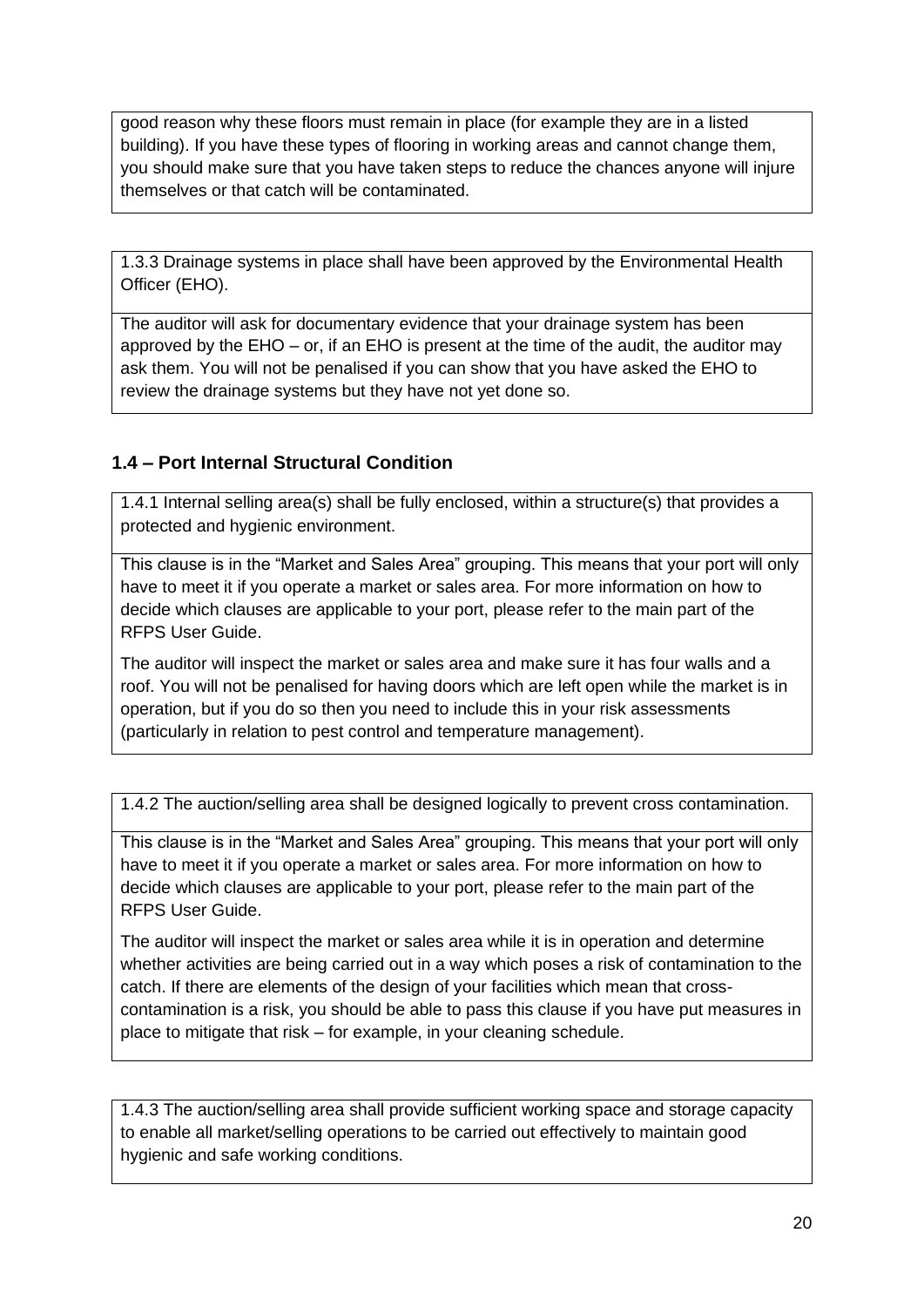good reason why these floors must remain in place (for example they are in a listed building). If you have these types of flooring in working areas and cannot change them, you should make sure that you have taken steps to reduce the chances anyone will injure themselves or that catch will be contaminated.

1.3.3 Drainage systems in place shall have been approved by the Environmental Health Officer (EHO).

The auditor will ask for documentary evidence that your drainage system has been approved by the EHO – or, if an EHO is present at the time of the audit, the auditor may ask them. You will not be penalised if you can show that you have asked the EHO to review the drainage systems but they have not yet done so.

### 1.4 – Port Internal Structural Condition

1.4.1 Internal selling area(s) shall be fully enclosed, within a structure(s) that provides a protected and hygienic environment.

This clause is in the "Market and Sales Area" grouping. This means that your port will only have to meet it if you operate a market or sales area. For more information on how to decide which clauses are applicable to your port, please refer to the main part of the RFPS User Guide.

The auditor will inspect the market or sales area and make sure it has four walls and a roof. You will not be penalised for having doors which are left open while the market is in operation, but if you do so then you need to include this in your risk assessments (particularly in relation to pest control and temperature management).

1.4.2 The auction/selling area shall be designed logically to prevent cross contamination.

This clause is in the "Market and Sales Area" grouping. This means that your port will only have to meet it if you operate a market or sales area. For more information on how to decide which clauses are applicable to your port, please refer to the main part of the RFPS User Guide.

The auditor will inspect the market or sales area while it is in operation and determine whether activities are being carried out in a way which poses a risk of contamination to the catch. If there are elements of the design of your facilities which mean that cross-contamination is a risk, you should be able to pass this clause if you have put measures in place to mitigate that risk – for example, in your cleaning schedule.

1.4.3 The auction/selling area shall provide sufficient working space and storage capacity to enable all market/selling operations to be carried out effectively to maintain good hygienic and safe working conditions.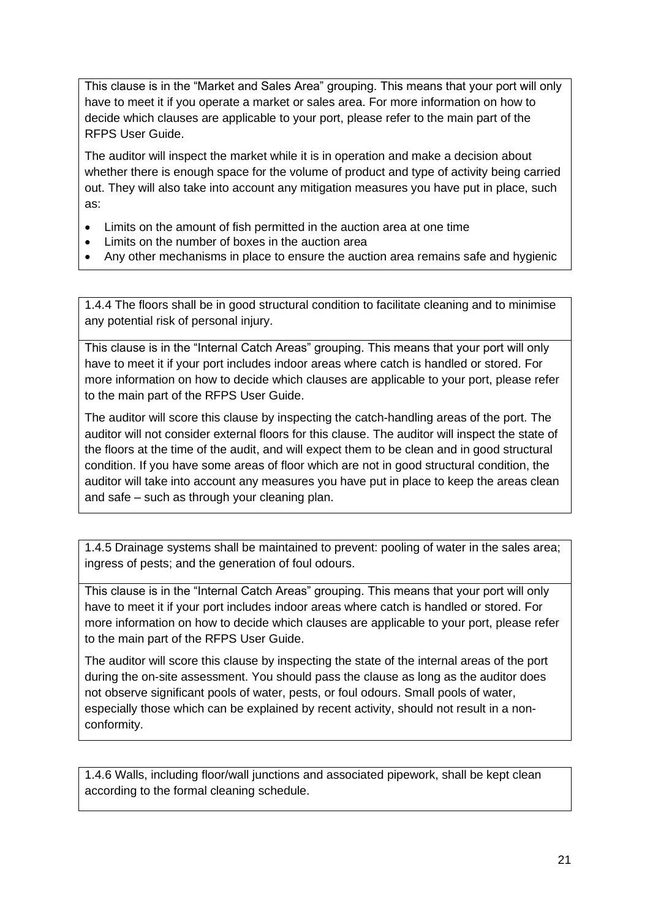This clause is in the "Market and Sales Area" grouping. This means that your port will only have to meet it if you operate a market or sales area. For more information on how to decide which clauses are applicable to your port, please refer to the main part of the RFPS User Guide.

The auditor will inspect the market while it is in operation and make a decision about whether there is enough space for the volume of product and type of activity being carried out. They will also take into account any mitigation measures you have put in place, such as:

- Limits on the amount of fish permitted in the auction area at one time
- Limits on the number of boxes in the auction area
- Any other mechanisms in place to ensure the auction area remains safe and hygienic

1.4.4 The floors shall be in good structural condition to facilitate cleaning and to minimise any potential risk of personal injury.

This clause is in the "Internal Catch Areas" grouping. This means that your port will only have to meet it if your port includes indoor areas where catch is handled or stored. For more information on how to decide which clauses are applicable to your port, please refer to the main part of the RFPS User Guide.

The auditor will score this clause by inspecting the catch-handling areas of the port. The auditor will not consider external floors for this clause. The auditor will inspect the state of the floors at the time of the audit, and will expect them to be clean and in good structural condition. If you have some areas of floor which are not in good structural condition, the auditor will take into account any measures you have put in place to keep the areas clean and safe – such as through your cleaning plan.

1.4.5 Drainage systems shall be maintained to prevent: pooling of water in the sales area; ingress of pests; and the generation of foul odours.

This clause is in the "Internal Catch Areas" grouping. This means that your port will only have to meet it if your port includes indoor areas where catch is handled or stored. For more information on how to decide which clauses are applicable to your port, please refer to the main part of the RFPS User Guide.

The auditor will score this clause by inspecting the state of the internal areas of the port during the on-site assessment. You should pass the clause as long as the auditor does not observe significant pools of water, pests, or foul odours. Small pools of water, especially those which can be explained by recent activity, should not result in a non-conformity.

1.4.6 Walls, including floor/wall junctions and associated pipework, shall be kept clean according to the formal cleaning schedule.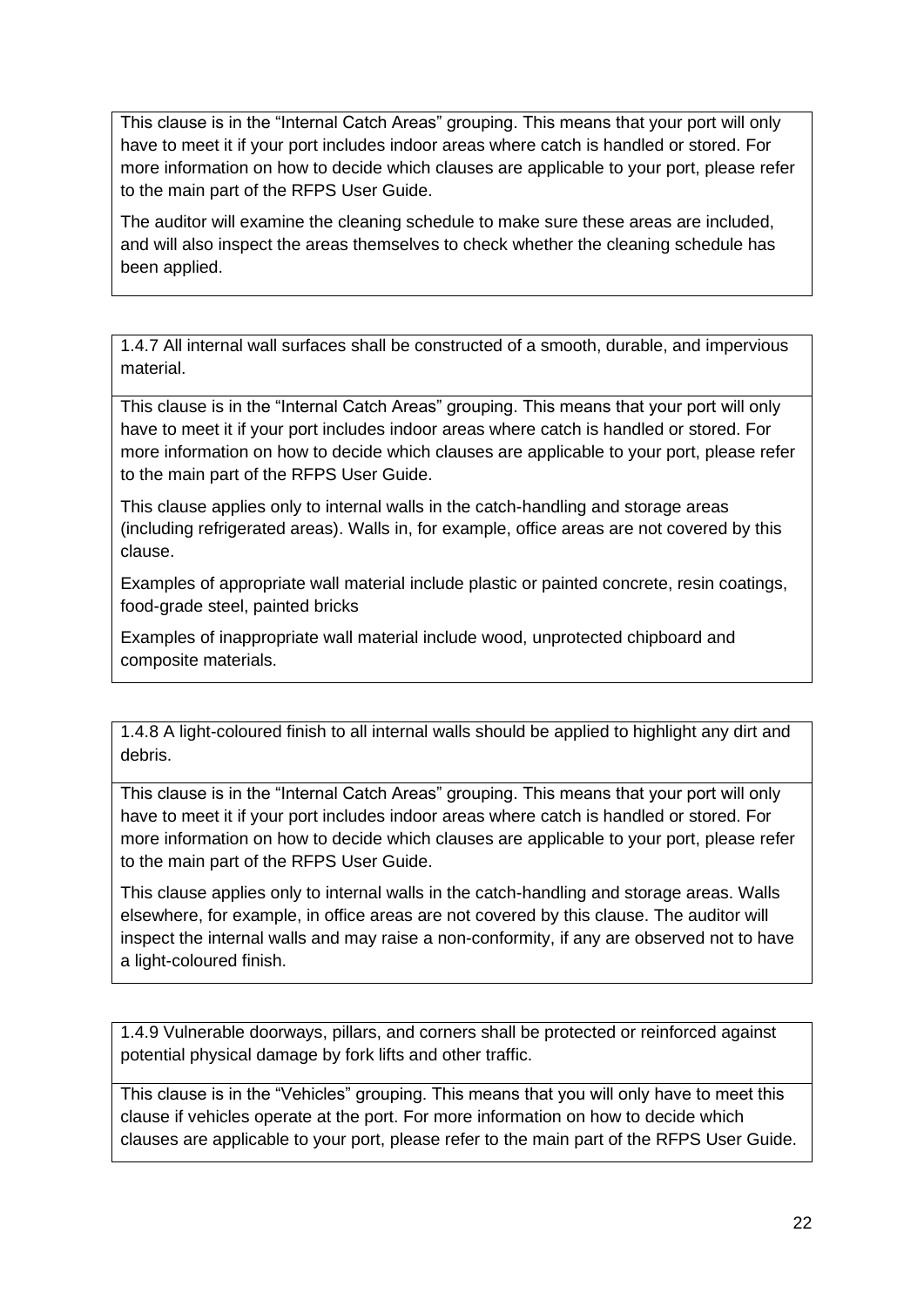This clause is in the "Internal Catch Areas" grouping. This means that your port will only have to meet it if your port includes indoor areas where catch is handled or stored. For more information on how to decide which clauses are applicable to your port, please refer to the main part of the RFPS User Guide.

The auditor will examine the cleaning schedule to make sure these areas are included, and will also inspect the areas themselves to check whether the cleaning schedule has been applied.

---

1.4.7 All internal wall surfaces shall be constructed of a smooth, durable, and impervious material.

This clause is in the "Internal Catch Areas" grouping. This means that your port will only have to meet it if your port includes indoor areas where catch is handled or stored. For more information on how to decide which clauses are applicable to your port, please refer to the main part of the RFPS User Guide.

This clause applies only to internal walls in the catch-handling and storage areas (including refrigerated areas). Walls in, for example, office areas are not covered by this clause.

Examples of appropriate wall material include plastic or painted concrete, resin coatings, food-grade steel, painted bricks

Examples of inappropriate wall material include wood, unprotected chipboard and composite materials.

---

1.4.8 A light-coloured finish to all internal walls should be applied to highlight any dirt and debris.

This clause is in the "Internal Catch Areas" grouping. This means that your port will only have to meet it if your port includes indoor areas where catch is handled or stored. For more information on how to decide which clauses are applicable to your port, please refer to the main part of the RFPS User Guide.

This clause applies only to internal walls in the catch-handling and storage areas. Walls elsewhere, for example, in office areas are not covered by this clause. The auditor will inspect the internal walls and may raise a non-conformity, if any are observed not to have a light-coloured finish.

---

1.4.9 Vulnerable doorways, pillars, and corners shall be protected or reinforced against potential physical damage by fork lifts and other traffic.

This clause is in the "Vehicles" grouping. This means that you will only have to meet this clause if vehicles operate at the port. For more information on how to decide which clauses are applicable to your port, please refer to the main part of the RFPS User Guide.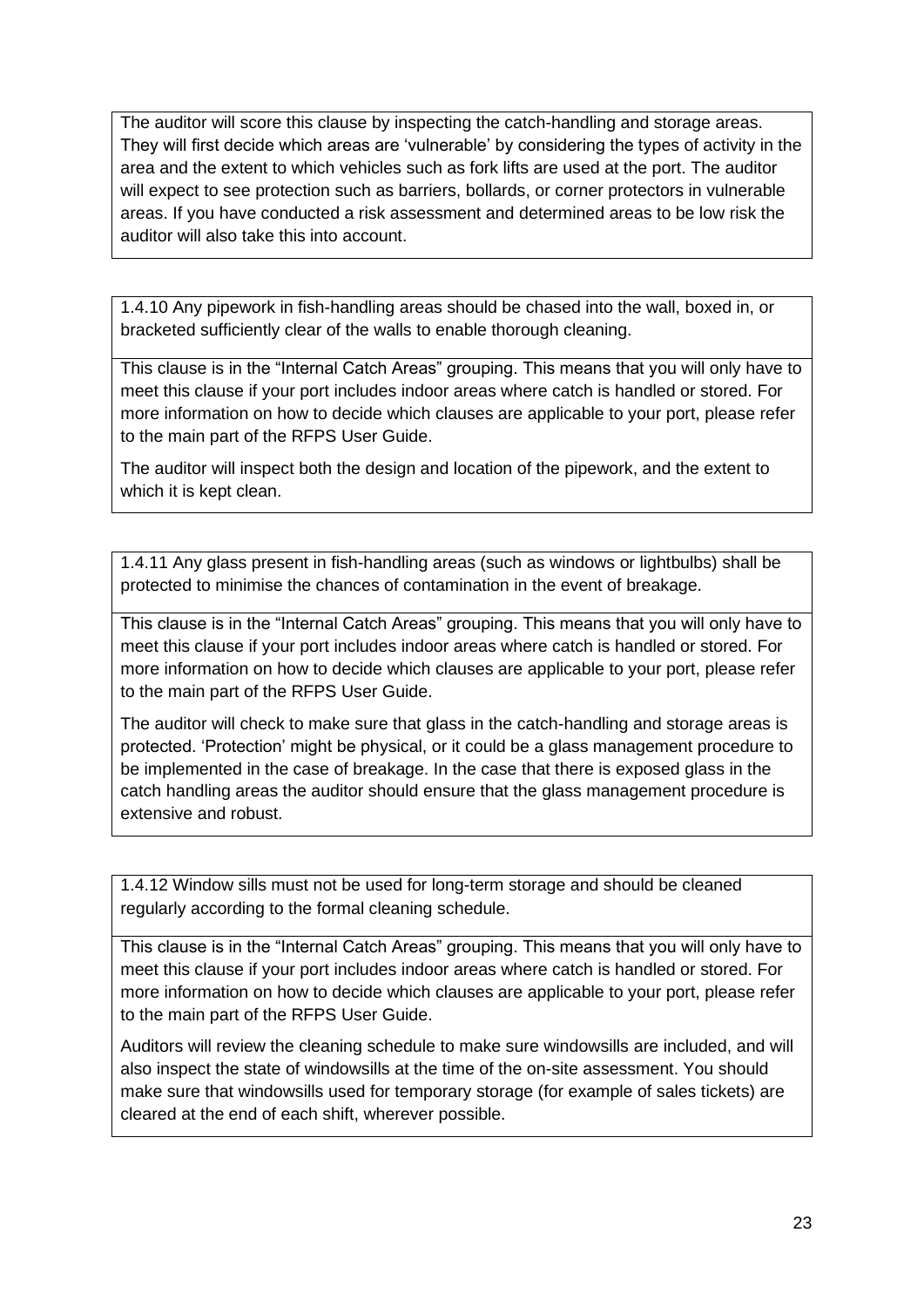The auditor will score this clause by inspecting the catch-handling and storage areas. They will first decide which areas are 'vulnerable' by considering the types of activity in the area and the extent to which vehicles such as fork lifts are used at the port. The auditor will expect to see protection such as barriers, bollards, or corner protectors in vulnerable areas. If you have conducted a risk assessment and determined areas to be low risk the auditor will also take this into account.

1.4.10 Any pipework in fish-handling areas should be chased into the wall, boxed in, or bracketed sufficiently clear of the walls to enable thorough cleaning.

This clause is in the "Internal Catch Areas" grouping. This means that you will only have to meet this clause if your port includes indoor areas where catch is handled or stored. For more information on how to decide which clauses are applicable to your port, please refer to the main part of the RFPS User Guide.

The auditor will inspect both the design and location of the pipework, and the extent to which it is kept clean.

1.4.11 Any glass present in fish-handling areas (such as windows or lightbulbs) shall be protected to minimise the chances of contamination in the event of breakage.

This clause is in the "Internal Catch Areas" grouping. This means that you will only have to meet this clause if your port includes indoor areas where catch is handled or stored. For more information on how to decide which clauses are applicable to your port, please refer to the main part of the RFPS User Guide.

The auditor will check to make sure that glass in the catch-handling and storage areas is protected. 'Protection' might be physical, or it could be a glass management procedure to be implemented in the case of breakage. In the case that there is exposed glass in the catch handling areas the auditor should ensure that the glass management procedure is extensive and robust.

1.4.12 Window sills must not be used for long-term storage and should be cleaned regularly according to the formal cleaning schedule.

This clause is in the "Internal Catch Areas" grouping. This means that you will only have to meet this clause if your port includes indoor areas where catch is handled or stored. For more information on how to decide which clauses are applicable to your port, please refer to the main part of the RFPS User Guide.

Auditors will review the cleaning schedule to make sure windowsills are included, and will also inspect the state of windowsills at the time of the on-site assessment. You should make sure that windowsills used for temporary storage (for example of sales tickets) are cleared at the end of each shift, wherever possible.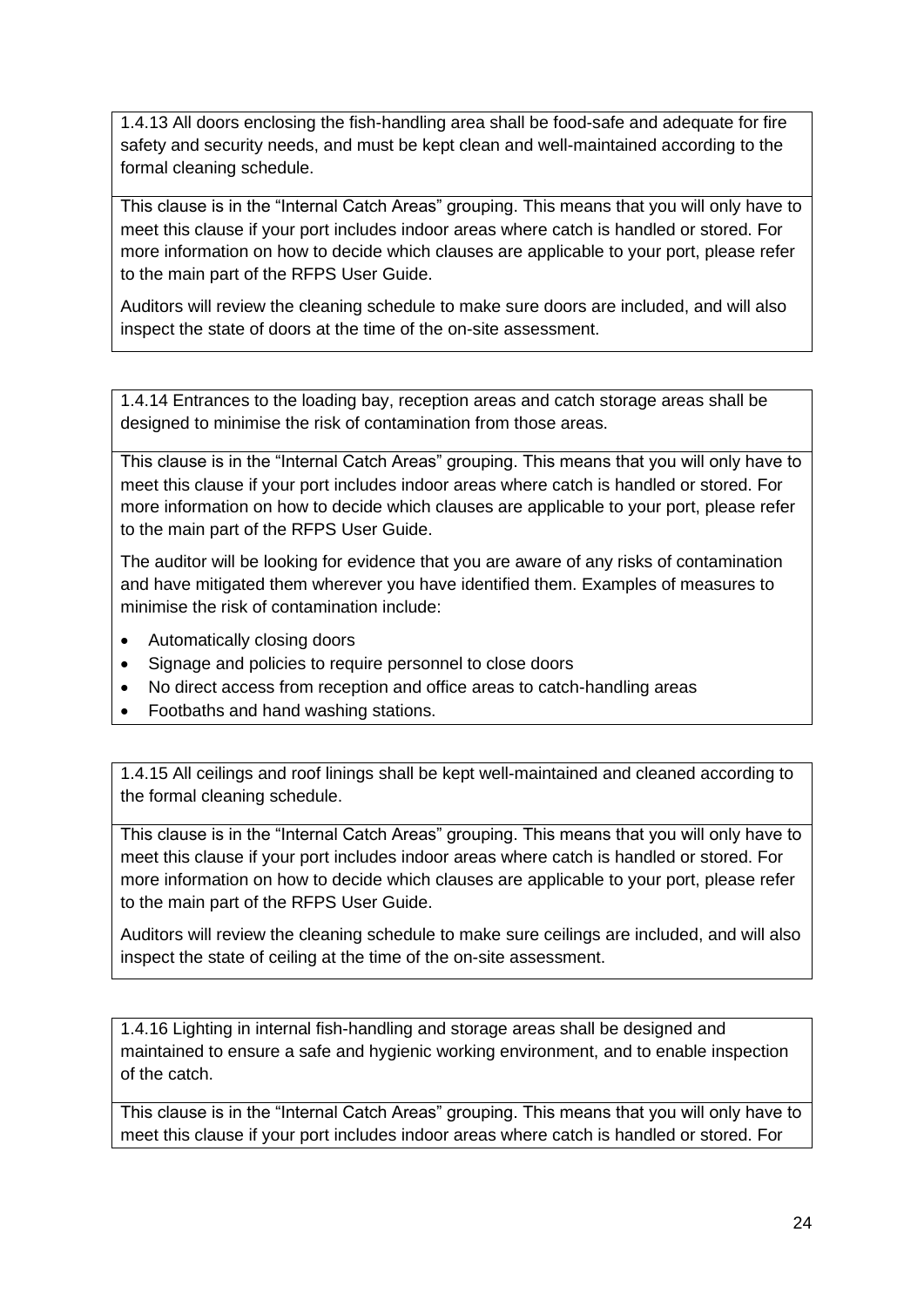1.4.13 All doors enclosing the fish-handling area shall be food-safe and adequate for fire safety and security needs, and must be kept clean and well-maintained according to the formal cleaning schedule.

This clause is in the "Internal Catch Areas" grouping. This means that you will only have to meet this clause if your port includes indoor areas where catch is handled or stored. For more information on how to decide which clauses are applicable to your port, please refer to the main part of the RFPS User Guide.

Auditors will review the cleaning schedule to make sure doors are included, and will also inspect the state of doors at the time of the on-site assessment.

1.4.14 Entrances to the loading bay, reception areas and catch storage areas shall be designed to minimise the risk of contamination from those areas.

This clause is in the "Internal Catch Areas" grouping. This means that you will only have to meet this clause if your port includes indoor areas where catch is handled or stored. For more information on how to decide which clauses are applicable to your port, please refer to the main part of the RFPS User Guide.

The auditor will be looking for evidence that you are aware of any risks of contamination and have mitigated them wherever you have identified them. Examples of measures to minimise the risk of contamination include:

- Automatically closing doors
- Signage and policies to require personnel to close doors
- No direct access from reception and office areas to catch-handling areas
- Footbaths and hand washing stations.

1.4.15 All ceilings and roof linings shall be kept well-maintained and cleaned according to the formal cleaning schedule.

This clause is in the "Internal Catch Areas" grouping. This means that you will only have to meet this clause if your port includes indoor areas where catch is handled or stored. For more information on how to decide which clauses are applicable to your port, please refer to the main part of the RFPS User Guide.

Auditors will review the cleaning schedule to make sure ceilings are included, and will also inspect the state of ceiling at the time of the on-site assessment.

1.4.16 Lighting in internal fish-handling and storage areas shall be designed and maintained to ensure a safe and hygienic working environment, and to enable inspection of the catch.

This clause is in the "Internal Catch Areas" grouping. This means that you will only have to meet this clause if your port includes indoor areas where catch is handled or stored. For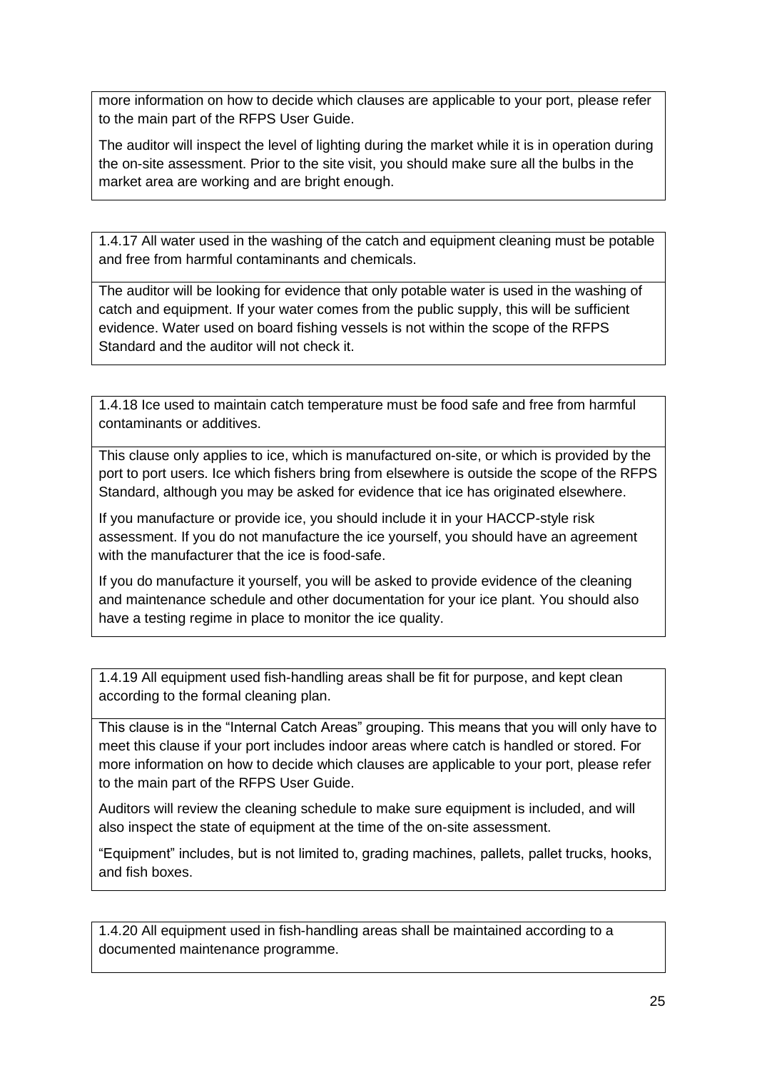more information on how to decide which clauses are applicable to your port, please refer to the main part of the RFPS User Guide.

The auditor will inspect the level of lighting during the market while it is in operation during the on-site assessment. Prior to the site visit, you should make sure all the bulbs in the market area are working and are bright enough.

---

1.4.17 All water used in the washing of the catch and equipment cleaning must be potable and free from harmful contaminants and chemicals.

The auditor will be looking for evidence that only potable water is used in the washing of catch and equipment. If your water comes from the public supply, this will be sufficient evidence. Water used on board fishing vessels is not within the scope of the RFPS Standard and the auditor will not check it.

---

1.4.18 Ice used to maintain catch temperature must be food safe and free from harmful contaminants or additives.

This clause only applies to ice, which is manufactured on-site, or which is provided by the port to port users. Ice which fishers bring from elsewhere is outside the scope of the RFPS Standard, although you may be asked for evidence that ice has originated elsewhere.

If you manufacture or provide ice, you should include it in your HACCP-style risk assessment. If you do not manufacture the ice yourself, you should have an agreement with the manufacturer that the ice is food-safe.

If you do manufacture it yourself, you will be asked to provide evidence of the cleaning and maintenance schedule and other documentation for your ice plant. You should also have a testing regime in place to monitor the ice quality.

---

1.4.19 All equipment used fish-handling areas shall be fit for purpose, and kept clean according to the formal cleaning plan.

This clause is in the "Internal Catch Areas" grouping. This means that you will only have to meet this clause if your port includes indoor areas where catch is handled or stored. For more information on how to decide which clauses are applicable to your port, please refer to the main part of the RFPS User Guide.

Auditors will review the cleaning schedule to make sure equipment is included, and will also inspect the state of equipment at the time of the on-site assessment.

"Equipment" includes, but is not limited to, grading machines, pallets, pallet trucks, hooks, and fish boxes.

---

1.4.20 All equipment used in fish-handling areas shall be maintained according to a documented maintenance programme.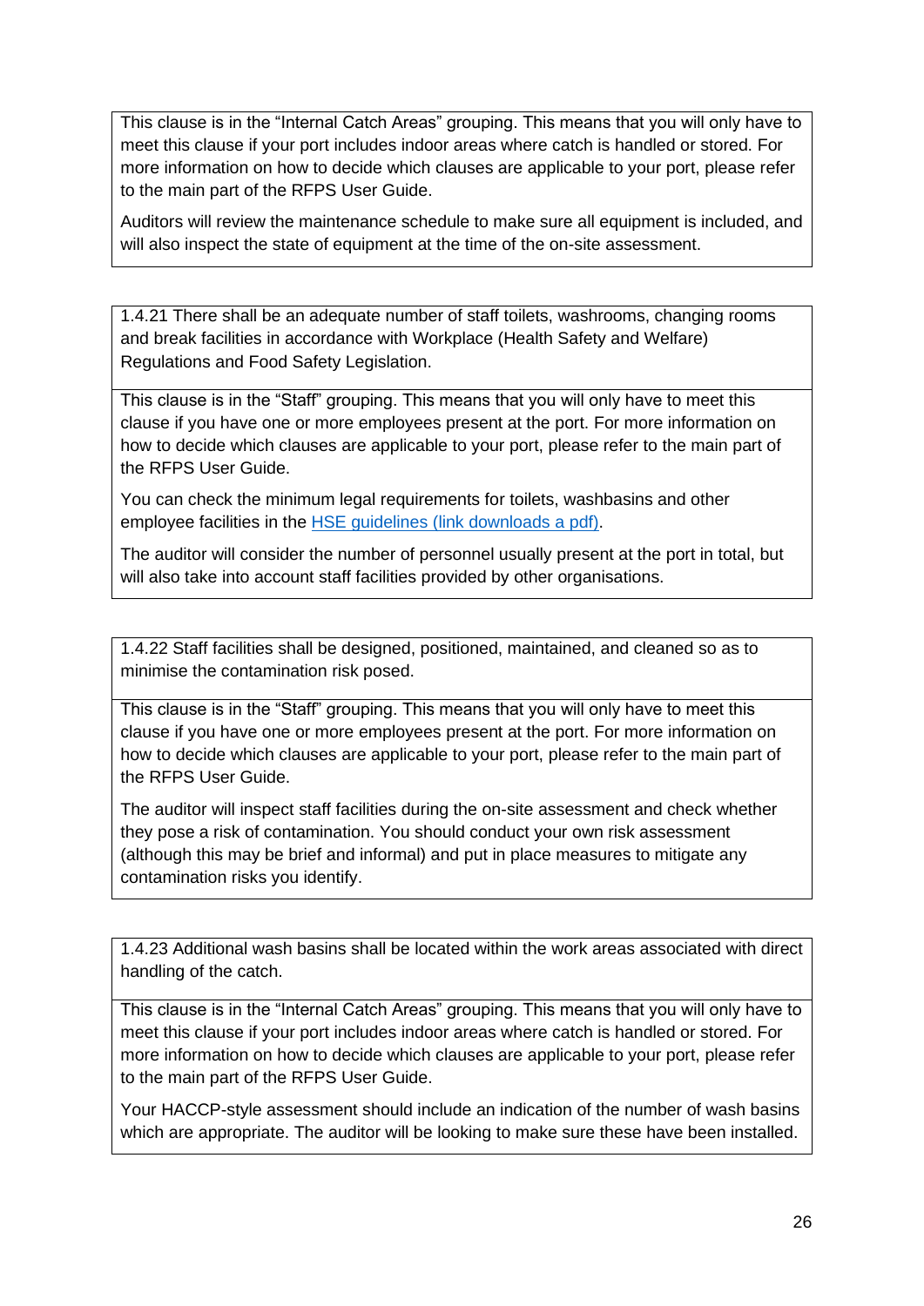This clause is in the "Internal Catch Areas" grouping. This means that you will only have to meet this clause if your port includes indoor areas where catch is handled or stored. For more information on how to decide which clauses are applicable to your port, please refer to the main part of the RFPS User Guide.

Auditors will review the maintenance schedule to make sure all equipment is included, and will also inspect the state of equipment at the time of the on-site assessment.

---

1.4.21 There shall be an adequate number of staff toilets, washrooms, changing rooms and break facilities in accordance with Workplace (Health Safety and Welfare) Regulations and Food Safety Legislation.

This clause is in the "Staff" grouping. This means that you will only have to meet this clause if you have one or more employees present at the port. For more information on how to decide which clauses are applicable to your port, please refer to the main part of the RFPS User Guide.

You can check the minimum legal requirements for toilets, washbasins and other employee facilities in the HSE guidelines (link downloads a pdf).

The auditor will consider the number of personnel usually present at the port in total, but will also take into account staff facilities provided by other organisations.

---

1.4.22 Staff facilities shall be designed, positioned, maintained, and cleaned so as to minimise the contamination risk posed.

This clause is in the "Staff" grouping. This means that you will only have to meet this clause if you have one or more employees present at the port. For more information on how to decide which clauses are applicable to your port, please refer to the main part of the RFPS User Guide.

The auditor will inspect staff facilities during the on-site assessment and check whether they pose a risk of contamination. You should conduct your own risk assessment (although this may be brief and informal) and put in place measures to mitigate any contamination risks you identify.

---

1.4.23 Additional wash basins shall be located within the work areas associated with direct handling of the catch.

This clause is in the "Internal Catch Areas" grouping. This means that you will only have to meet this clause if your port includes indoor areas where catch is handled or stored. For more information on how to decide which clauses are applicable to your port, please refer to the main part of the RFPS User Guide.

Your HACCP-style assessment should include an indication of the number of wash basins which are appropriate. The auditor will be looking to make sure these have been installed.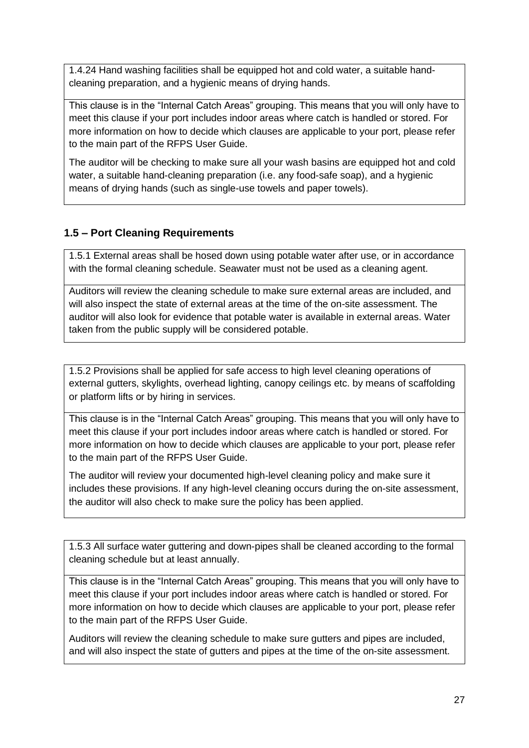1.4.24 Hand washing facilities shall be equipped hot and cold water, a suitable hand-cleaning preparation, and a hygienic means of drying hands.

This clause is in the "Internal Catch Areas" grouping. This means that you will only have to meet this clause if your port includes indoor areas where catch is handled or stored. For more information on how to decide which clauses are applicable to your port, please refer to the main part of the RFPS User Guide.

The auditor will be checking to make sure all your wash basins are equipped hot and cold water, a suitable hand-cleaning preparation (i.e. any food-safe soap), and a hygienic means of drying hands (such as single-use towels and paper towels).

### 1.5 – Port Cleaning Requirements

1.5.1 External areas shall be hosed down using potable water after use, or in accordance with the formal cleaning schedule. Seawater must not be used as a cleaning agent.

Auditors will review the cleaning schedule to make sure external areas are included, and will also inspect the state of external areas at the time of the on-site assessment. The auditor will also look for evidence that potable water is available in external areas. Water taken from the public supply will be considered potable.

1.5.2 Provisions shall be applied for safe access to high level cleaning operations of external gutters, skylights, overhead lighting, canopy ceilings etc. by means of scaffolding or platform lifts or by hiring in services.

This clause is in the "Internal Catch Areas" grouping. This means that you will only have to meet this clause if your port includes indoor areas where catch is handled or stored. For more information on how to decide which clauses are applicable to your port, please refer to the main part of the RFPS User Guide.

The auditor will review your documented high-level cleaning policy and make sure it includes these provisions. If any high-level cleaning occurs during the on-site assessment, the auditor will also check to make sure the policy has been applied.

1.5.3 All surface water guttering and down-pipes shall be cleaned according to the formal cleaning schedule but at least annually.

This clause is in the "Internal Catch Areas" grouping. This means that you will only have to meet this clause if your port includes indoor areas where catch is handled or stored. For more information on how to decide which clauses are applicable to your port, please refer to the main part of the RFPS User Guide.

Auditors will review the cleaning schedule to make sure gutters and pipes are included, and will also inspect the state of gutters and pipes at the time of the on-site assessment.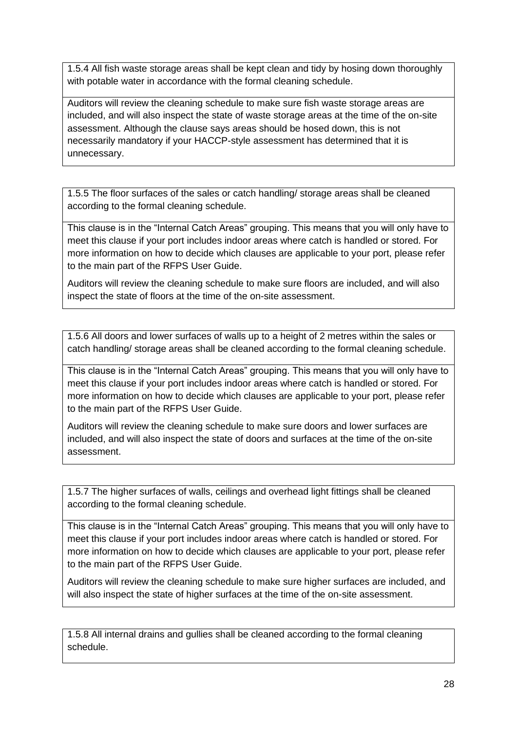1.5.4 All fish waste storage areas shall be kept clean and tidy by hosing down thoroughly with potable water in accordance with the formal cleaning schedule.

Auditors will review the cleaning schedule to make sure fish waste storage areas are included, and will also inspect the state of waste storage areas at the time of the on-site assessment. Although the clause says areas should be hosed down, this is not necessarily mandatory if your HACCP-style assessment has determined that it is unnecessary.

1.5.5 The floor surfaces of the sales or catch handling/ storage areas shall be cleaned according to the formal cleaning schedule.

This clause is in the “Internal Catch Areas” grouping. This means that you will only have to meet this clause if your port includes indoor areas where catch is handled or stored. For more information on how to decide which clauses are applicable to your port, please refer to the main part of the RFPS User Guide.

Auditors will review the cleaning schedule to make sure floors are included, and will also inspect the state of floors at the time of the on-site assessment.

1.5.6 All doors and lower surfaces of walls up to a height of 2 metres within the sales or catch handling/ storage areas shall be cleaned according to the formal cleaning schedule.

This clause is in the “Internal Catch Areas” grouping. This means that you will only have to meet this clause if your port includes indoor areas where catch is handled or stored. For more information on how to decide which clauses are applicable to your port, please refer to the main part of the RFPS User Guide.

Auditors will review the cleaning schedule to make sure doors and lower surfaces are included, and will also inspect the state of doors and surfaces at the time of the on-site assessment.

1.5.7 The higher surfaces of walls, ceilings and overhead light fittings shall be cleaned according to the formal cleaning schedule.

This clause is in the “Internal Catch Areas” grouping. This means that you will only have to meet this clause if your port includes indoor areas where catch is handled or stored. For more information on how to decide which clauses are applicable to your port, please refer to the main part of the RFPS User Guide.

Auditors will review the cleaning schedule to make sure higher surfaces are included, and will also inspect the state of higher surfaces at the time of the on-site assessment.

1.5.8 All internal drains and gullies shall be cleaned according to the formal cleaning schedule.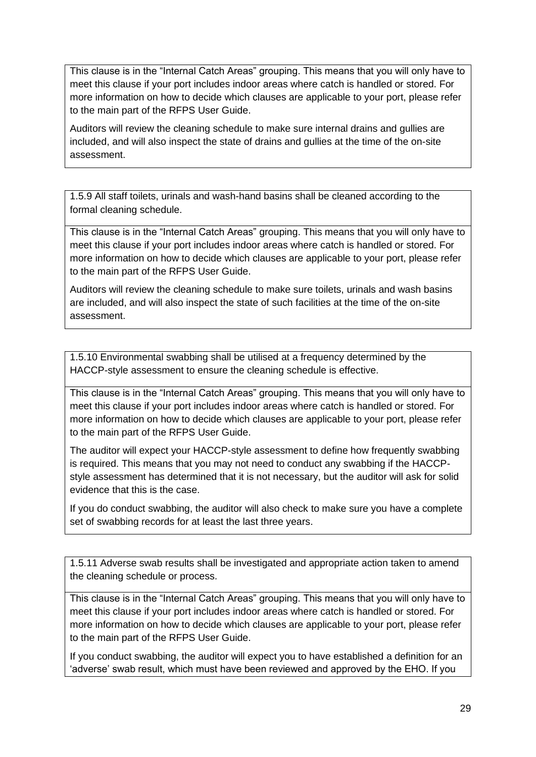This clause is in the "Internal Catch Areas" grouping. This means that you will only have to meet this clause if your port includes indoor areas where catch is handled or stored. For more information on how to decide which clauses are applicable to your port, please refer to the main part of the RFPS User Guide.

Auditors will review the cleaning schedule to make sure internal drains and gullies are included, and will also inspect the state of drains and gullies at the time of the on-site assessment.

---

1.5.9 All staff toilets, urinals and wash-hand basins shall be cleaned according to the formal cleaning schedule.

This clause is in the "Internal Catch Areas" grouping. This means that you will only have to meet this clause if your port includes indoor areas where catch is handled or stored. For more information on how to decide which clauses are applicable to your port, please refer to the main part of the RFPS User Guide.

Auditors will review the cleaning schedule to make sure toilets, urinals and wash basins are included, and will also inspect the state of such facilities at the time of the on-site assessment.

---

1.5.10 Environmental swabbing shall be utilised at a frequency determined by the HACCP-style assessment to ensure the cleaning schedule is effective.

This clause is in the "Internal Catch Areas" grouping. This means that you will only have to meet this clause if your port includes indoor areas where catch is handled or stored. For more information on how to decide which clauses are applicable to your port, please refer to the main part of the RFPS User Guide.

The auditor will expect your HACCP-style assessment to define how frequently swabbing is required. This means that you may not need to conduct any swabbing if the HACCP-style assessment has determined that it is not necessary, but the auditor will ask for solid evidence that this is the case.

If you do conduct swabbing, the auditor will also check to make sure you have a complete set of swabbing records for at least the last three years.

---

1.5.11 Adverse swab results shall be investigated and appropriate action taken to amend the cleaning schedule or process.

This clause is in the "Internal Catch Areas" grouping. This means that you will only have to meet this clause if your port includes indoor areas where catch is handled or stored. For more information on how to decide which clauses are applicable to your port, please refer to the main part of the RFPS User Guide.

If you conduct swabbing, the auditor will expect you to have established a definition for an 'adverse' swab result, which must have been reviewed and approved by the EHO. If you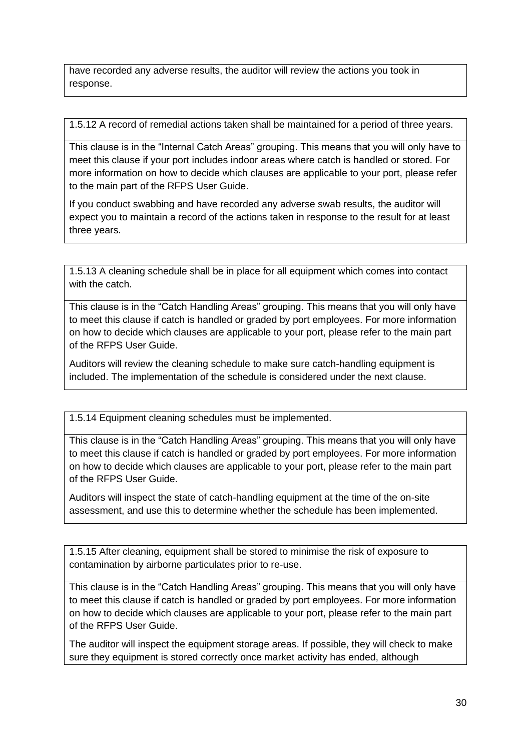have recorded any adverse results, the auditor will review the actions you took in response.

1.5.12 A record of remedial actions taken shall be maintained for a period of three years.

This clause is in the "Internal Catch Areas" grouping. This means that you will only have to meet this clause if your port includes indoor areas where catch is handled or stored. For more information on how to decide which clauses are applicable to your port, please refer to the main part of the RFPS User Guide.

If you conduct swabbing and have recorded any adverse swab results, the auditor will expect you to maintain a record of the actions taken in response to the result for at least three years.

1.5.13 A cleaning schedule shall be in place for all equipment which comes into contact with the catch.

This clause is in the "Catch Handling Areas" grouping. This means that you will only have to meet this clause if catch is handled or graded by port employees. For more information on how to decide which clauses are applicable to your port, please refer to the main part of the RFPS User Guide.

Auditors will review the cleaning schedule to make sure catch-handling equipment is included. The implementation of the schedule is considered under the next clause.

1.5.14 Equipment cleaning schedules must be implemented.

This clause is in the "Catch Handling Areas" grouping. This means that you will only have to meet this clause if catch is handled or graded by port employees. For more information on how to decide which clauses are applicable to your port, please refer to the main part of the RFPS User Guide.

Auditors will inspect the state of catch-handling equipment at the time of the on-site assessment, and use this to determine whether the schedule has been implemented.

1.5.15 After cleaning, equipment shall be stored to minimise the risk of exposure to contamination by airborne particulates prior to re-use.

This clause is in the "Catch Handling Areas" grouping. This means that you will only have to meet this clause if catch is handled or graded by port employees. For more information on how to decide which clauses are applicable to your port, please refer to the main part of the RFPS User Guide.

The auditor will inspect the equipment storage areas. If possible, they will check to make sure they equipment is stored correctly once market activity has ended, although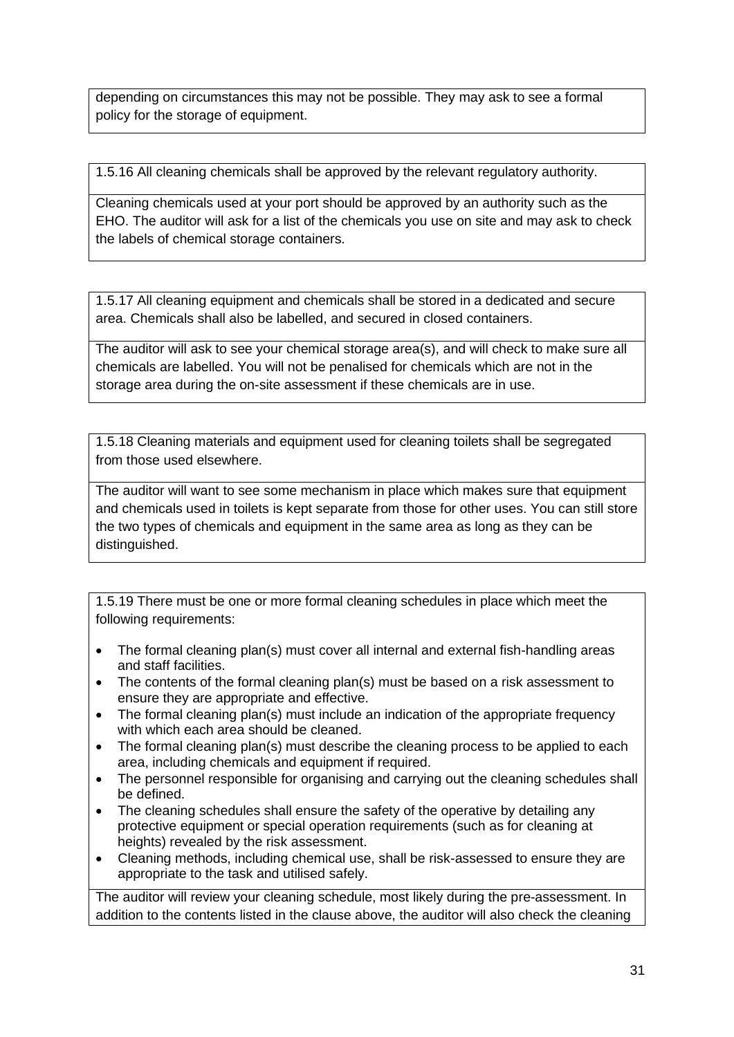depending on circumstances this may not be possible. They may ask to see a formal policy for the storage of equipment.

1.5.16 All cleaning chemicals shall be approved by the relevant regulatory authority.

Cleaning chemicals used at your port should be approved by an authority such as the EHO. The auditor will ask for a list of the chemicals you use on site and may ask to check the labels of chemical storage containers.

1.5.17 All cleaning equipment and chemicals shall be stored in a dedicated and secure area. Chemicals shall also be labelled, and secured in closed containers.

The auditor will ask to see your chemical storage area(s), and will check to make sure all chemicals are labelled. You will not be penalised for chemicals which are not in the storage area during the on-site assessment if these chemicals are in use.

1.5.18 Cleaning materials and equipment used for cleaning toilets shall be segregated from those used elsewhere.

The auditor will want to see some mechanism in place which makes sure that equipment and chemicals used in toilets is kept separate from those for other uses. You can still store the two types of chemicals and equipment in the same area as long as they can be distinguished.

1.5.19 There must be one or more formal cleaning schedules in place which meet the following requirements:

- The formal cleaning plan(s) must cover all internal and external fish-handling areas and staff facilities.
- The contents of the formal cleaning plan(s) must be based on a risk assessment to ensure they are appropriate and effective.
- The formal cleaning plan(s) must include an indication of the appropriate frequency with which each area should be cleaned.
- The formal cleaning plan(s) must describe the cleaning process to be applied to each area, including chemicals and equipment if required.
- The personnel responsible for organising and carrying out the cleaning schedules shall be defined.
- The cleaning schedules shall ensure the safety of the operative by detailing any protective equipment or special operation requirements (such as for cleaning at heights) revealed by the risk assessment.
- Cleaning methods, including chemical use, shall be risk-assessed to ensure they are appropriate to the task and utilised safely.

The auditor will review your cleaning schedule, most likely during the pre-assessment. In addition to the contents listed in the clause above, the auditor will also check the cleaning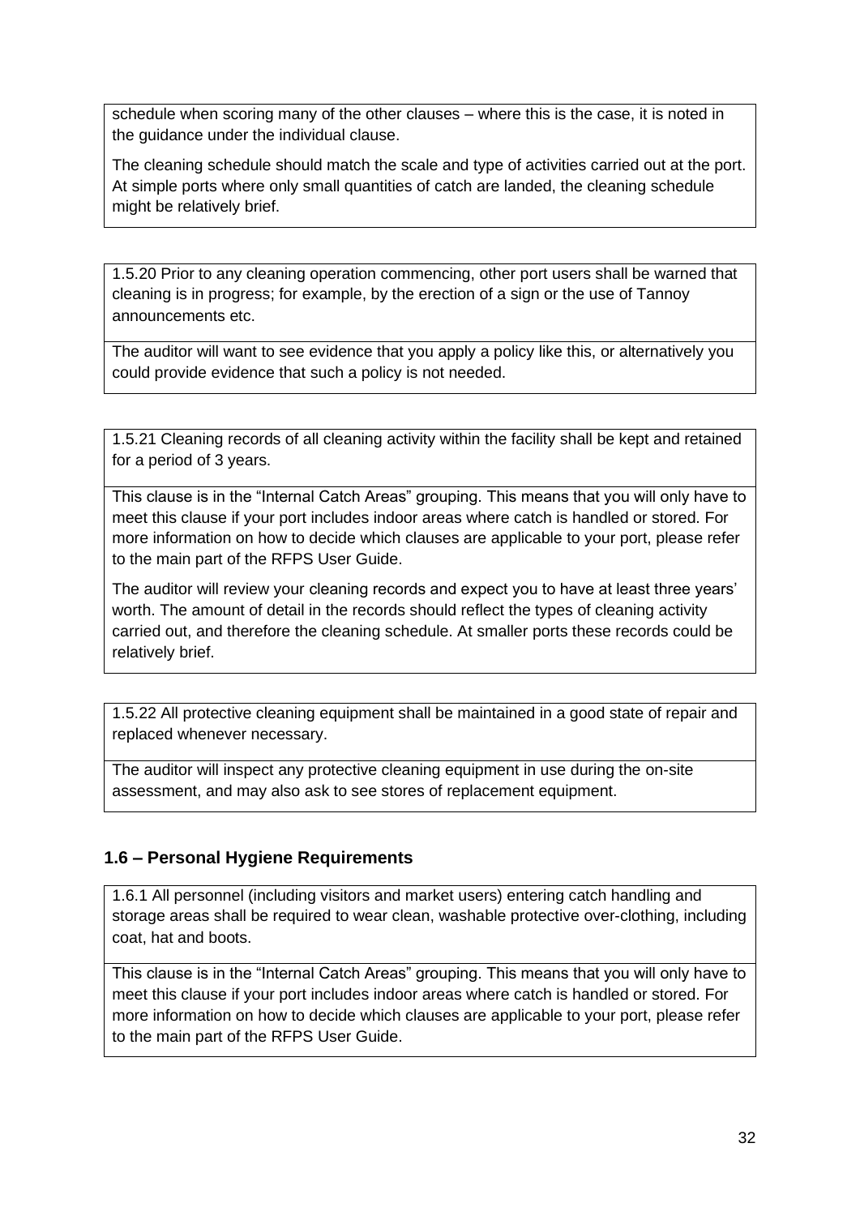schedule when scoring many of the other clauses – where this is the case, it is noted in the guidance under the individual clause.

The cleaning schedule should match the scale and type of activities carried out at the port. At simple ports where only small quantities of catch are landed, the cleaning schedule might be relatively brief.

1.5.20 Prior to any cleaning operation commencing, other port users shall be warned that cleaning is in progress; for example, by the erection of a sign or the use of Tannoy announcements etc.

The auditor will want to see evidence that you apply a policy like this, or alternatively you could provide evidence that such a policy is not needed.

1.5.21 Cleaning records of all cleaning activity within the facility shall be kept and retained for a period of 3 years.

This clause is in the "Internal Catch Areas" grouping. This means that you will only have to meet this clause if your port includes indoor areas where catch is handled or stored. For more information on how to decide which clauses are applicable to your port, please refer to the main part of the RFPS User Guide.

The auditor will review your cleaning records and expect you to have at least three years' worth. The amount of detail in the records should reflect the types of cleaning activity carried out, and therefore the cleaning schedule. At smaller ports these records could be relatively brief.

1.5.22 All protective cleaning equipment shall be maintained in a good state of repair and replaced whenever necessary.

The auditor will inspect any protective cleaning equipment in use during the on-site assessment, and may also ask to see stores of replacement equipment.

## 1.6 – Personal Hygiene Requirements

1.6.1 All personnel (including visitors and market users) entering catch handling and storage areas shall be required to wear clean, washable protective over-clothing, including coat, hat and boots.

This clause is in the "Internal Catch Areas" grouping. This means that you will only have to meet this clause if your port includes indoor areas where catch is handled or stored. For more information on how to decide which clauses are applicable to your port, please refer to the main part of the RFPS User Guide.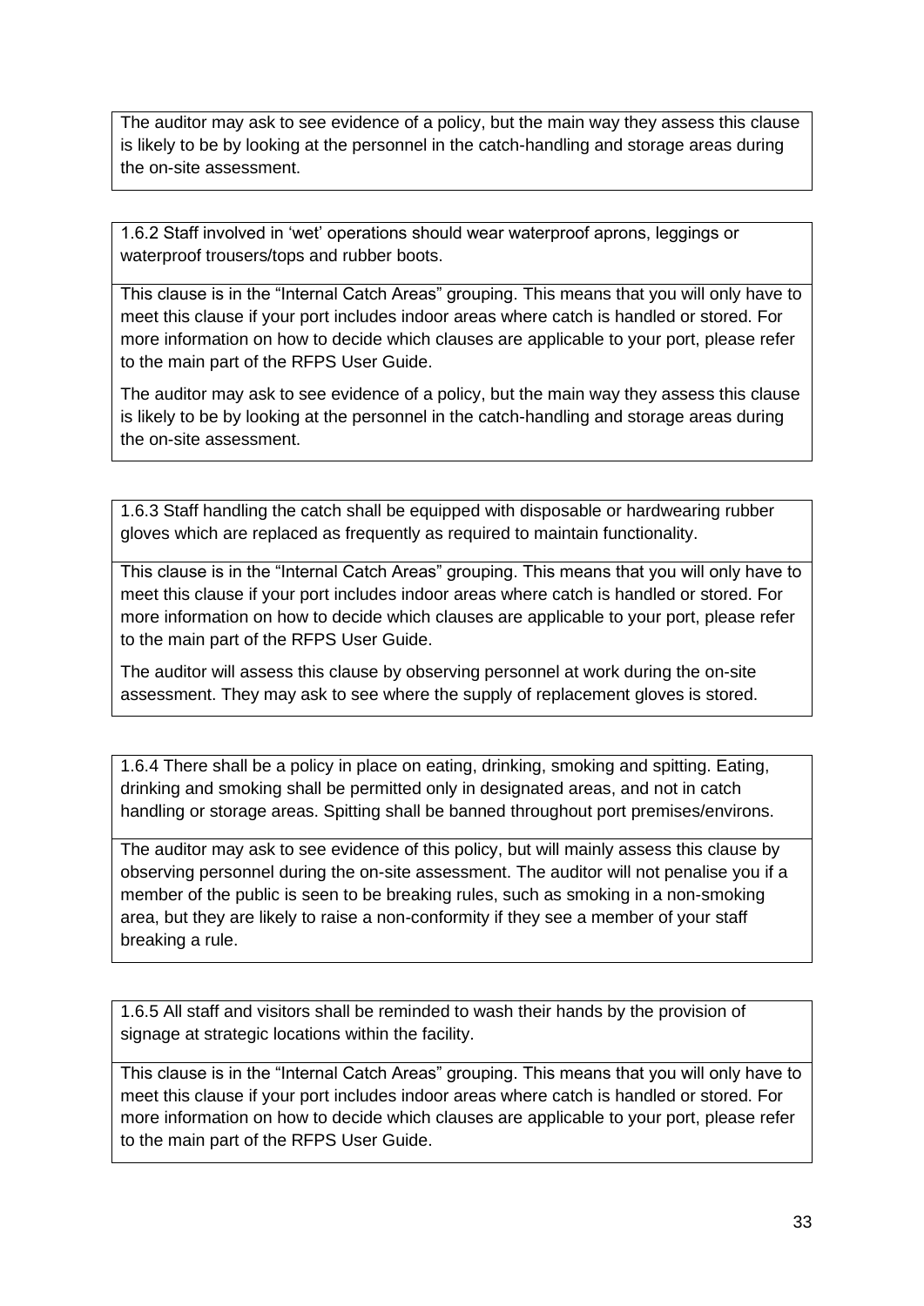The auditor may ask to see evidence of a policy, but the main way they assess this clause is likely to be by looking at the personnel in the catch-handling and storage areas during the on-site assessment.

1.6.2 Staff involved in 'wet' operations should wear waterproof aprons, leggings or waterproof trousers/tops and rubber boots.

This clause is in the "Internal Catch Areas" grouping. This means that you will only have to meet this clause if your port includes indoor areas where catch is handled or stored. For more information on how to decide which clauses are applicable to your port, please refer to the main part of the RFPS User Guide.

The auditor may ask to see evidence of a policy, but the main way they assess this clause is likely to be by looking at the personnel in the catch-handling and storage areas during the on-site assessment.

1.6.3 Staff handling the catch shall be equipped with disposable or hardwearing rubber gloves which are replaced as frequently as required to maintain functionality.

This clause is in the "Internal Catch Areas" grouping. This means that you will only have to meet this clause if your port includes indoor areas where catch is handled or stored. For more information on how to decide which clauses are applicable to your port, please refer to the main part of the RFPS User Guide.

The auditor will assess this clause by observing personnel at work during the on-site assessment. They may ask to see where the supply of replacement gloves is stored.

1.6.4 There shall be a policy in place on eating, drinking, smoking and spitting. Eating, drinking and smoking shall be permitted only in designated areas, and not in catch handling or storage areas. Spitting shall be banned throughout port premises/environs.

The auditor may ask to see evidence of this policy, but will mainly assess this clause by observing personnel during the on-site assessment. The auditor will not penalise you if a member of the public is seen to be breaking rules, such as smoking in a non-smoking area, but they are likely to raise a non-conformity if they see a member of your staff breaking a rule.

1.6.5 All staff and visitors shall be reminded to wash their hands by the provision of signage at strategic locations within the facility.

This clause is in the "Internal Catch Areas" grouping. This means that you will only have to meet this clause if your port includes indoor areas where catch is handled or stored. For more information on how to decide which clauses are applicable to your port, please refer to the main part of the RFPS User Guide.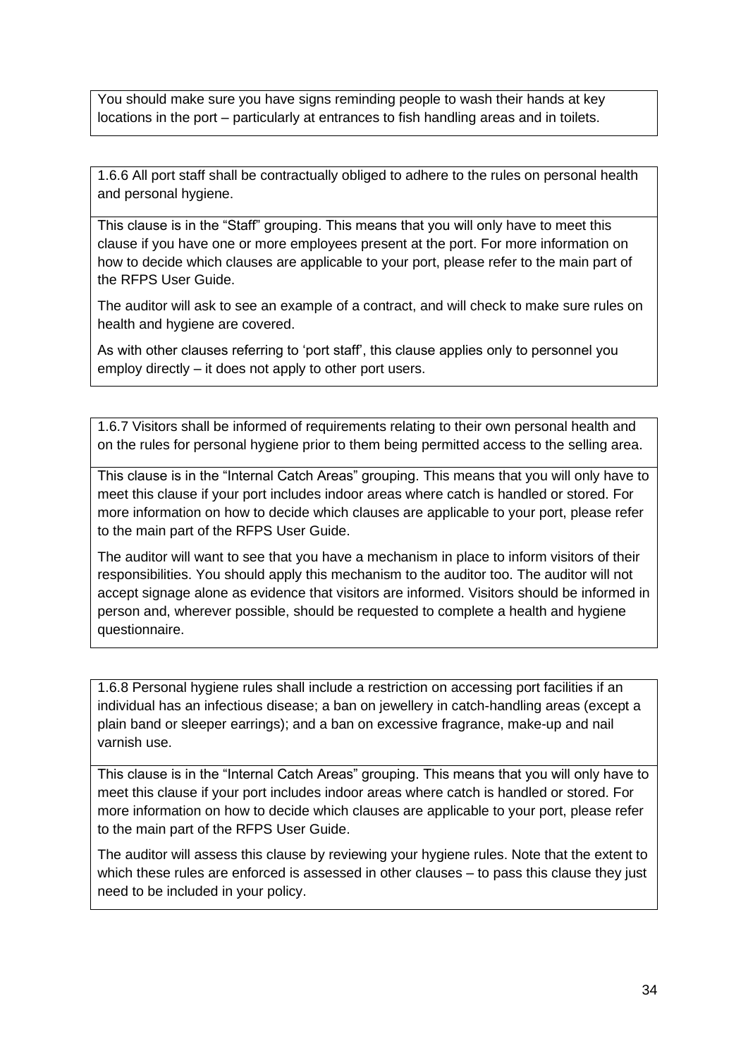You should make sure you have signs reminding people to wash their hands at key locations in the port – particularly at entrances to fish handling areas and in toilets.

1.6.6 All port staff shall be contractually obliged to adhere to the rules on personal health and personal hygiene.

This clause is in the "Staff" grouping. This means that you will only have to meet this clause if you have one or more employees present at the port. For more information on how to decide which clauses are applicable to your port, please refer to the main part of the RFPS User Guide.

The auditor will ask to see an example of a contract, and will check to make sure rules on health and hygiene are covered.

As with other clauses referring to 'port staff', this clause applies only to personnel you employ directly – it does not apply to other port users.

1.6.7 Visitors shall be informed of requirements relating to their own personal health and on the rules for personal hygiene prior to them being permitted access to the selling area.

This clause is in the "Internal Catch Areas" grouping. This means that you will only have to meet this clause if your port includes indoor areas where catch is handled or stored. For more information on how to decide which clauses are applicable to your port, please refer to the main part of the RFPS User Guide.

The auditor will want to see that you have a mechanism in place to inform visitors of their responsibilities. You should apply this mechanism to the auditor too. The auditor will not accept signage alone as evidence that visitors are informed. Visitors should be informed in person and, wherever possible, should be requested to complete a health and hygiene questionnaire.

1.6.8 Personal hygiene rules shall include a restriction on accessing port facilities if an individual has an infectious disease; a ban on jewellery in catch-handling areas (except a plain band or sleeper earrings); and a ban on excessive fragrance, make-up and nail varnish use.

This clause is in the "Internal Catch Areas" grouping. This means that you will only have to meet this clause if your port includes indoor areas where catch is handled or stored. For more information on how to decide which clauses are applicable to your port, please refer to the main part of the RFPS User Guide.

The auditor will assess this clause by reviewing your hygiene rules. Note that the extent to which these rules are enforced is assessed in other clauses – to pass this clause they just need to be included in your policy.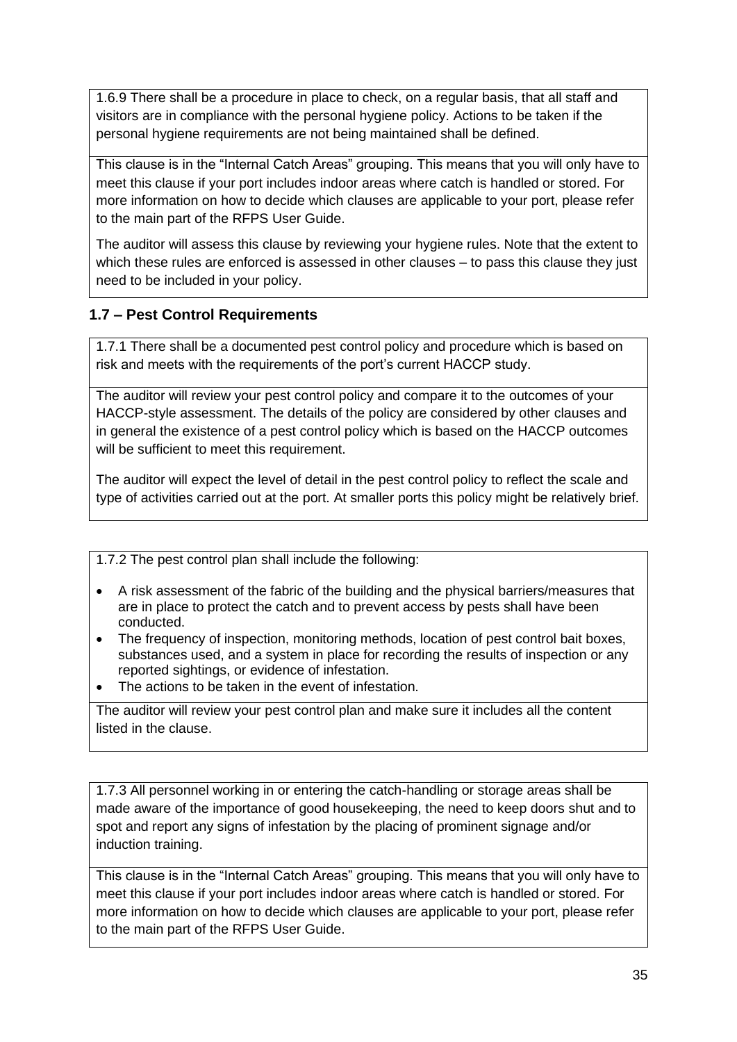1.6.9 There shall be a procedure in place to check, on a regular basis, that all staff and visitors are in compliance with the personal hygiene policy. Actions to be taken if the personal hygiene requirements are not being maintained shall be defined.

This clause is in the "Internal Catch Areas" grouping. This means that you will only have to meet this clause if your port includes indoor areas where catch is handled or stored. For more information on how to decide which clauses are applicable to your port, please refer to the main part of the RFPS User Guide.

The auditor will assess this clause by reviewing your hygiene rules. Note that the extent to which these rules are enforced is assessed in other clauses – to pass this clause they just need to be included in your policy.

### 1.7 – Pest Control Requirements

1.7.1 There shall be a documented pest control policy and procedure which is based on risk and meets with the requirements of the port's current HACCP study.

The auditor will review your pest control policy and compare it to the outcomes of your HACCP-style assessment. The details of the policy are considered by other clauses and in general the existence of a pest control policy which is based on the HACCP outcomes will be sufficient to meet this requirement.

The auditor will expect the level of detail in the pest control policy to reflect the scale and type of activities carried out at the port. At smaller ports this policy might be relatively brief.

1.7.2 The pest control plan shall include the following:

- A risk assessment of the fabric of the building and the physical barriers/measures that are in place to protect the catch and to prevent access by pests shall have been conducted.
- The frequency of inspection, monitoring methods, location of pest control bait boxes, substances used, and a system in place for recording the results of inspection or any reported sightings, or evidence of infestation.
- The actions to be taken in the event of infestation.

The auditor will review your pest control plan and make sure it includes all the content listed in the clause.

1.7.3 All personnel working in or entering the catch-handling or storage areas shall be made aware of the importance of good housekeeping, the need to keep doors shut and to spot and report any signs of infestation by the placing of prominent signage and/or induction training.

This clause is in the "Internal Catch Areas" grouping. This means that you will only have to meet this clause if your port includes indoor areas where catch is handled or stored. For more information on how to decide which clauses are applicable to your port, please refer to the main part of the RFPS User Guide.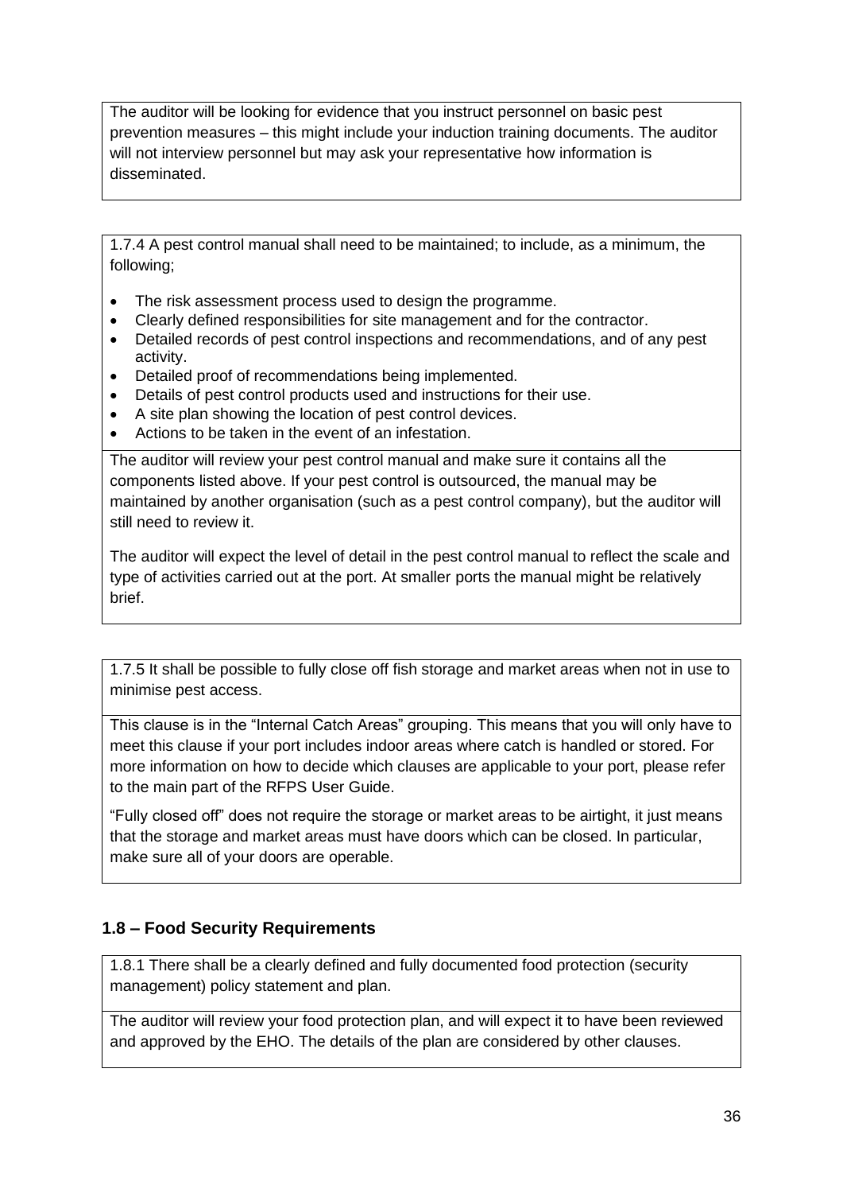The auditor will be looking for evidence that you instruct personnel on basic pest prevention measures – this might include your induction training documents. The auditor will not interview personnel but may ask your representative how information is disseminated.

1.7.4 A pest control manual shall need to be maintained; to include, as a minimum, the following;

- The risk assessment process used to design the programme.
- Clearly defined responsibilities for site management and for the contractor.
- Detailed records of pest control inspections and recommendations, and of any pest activity.
- Detailed proof of recommendations being implemented.
- Details of pest control products used and instructions for their use.
- A site plan showing the location of pest control devices.
- Actions to be taken in the event of an infestation.

The auditor will review your pest control manual and make sure it contains all the components listed above. If your pest control is outsourced, the manual may be maintained by another organisation (such as a pest control company), but the auditor will still need to review it.

The auditor will expect the level of detail in the pest control manual to reflect the scale and type of activities carried out at the port. At smaller ports the manual might be relatively brief.

1.7.5 It shall be possible to fully close off fish storage and market areas when not in use to minimise pest access.

This clause is in the "Internal Catch Areas" grouping. This means that you will only have to meet this clause if your port includes indoor areas where catch is handled or stored. For more information on how to decide which clauses are applicable to your port, please refer to the main part of the RFPS User Guide.

"Fully closed off" does not require the storage or market areas to be airtight, it just means that the storage and market areas must have doors which can be closed. In particular, make sure all of your doors are operable.

## 1.8 – Food Security Requirements

1.8.1 There shall be a clearly defined and fully documented food protection (security management) policy statement and plan.

The auditor will review your food protection plan, and will expect it to have been reviewed and approved by the EHO. The details of the plan are considered by other clauses.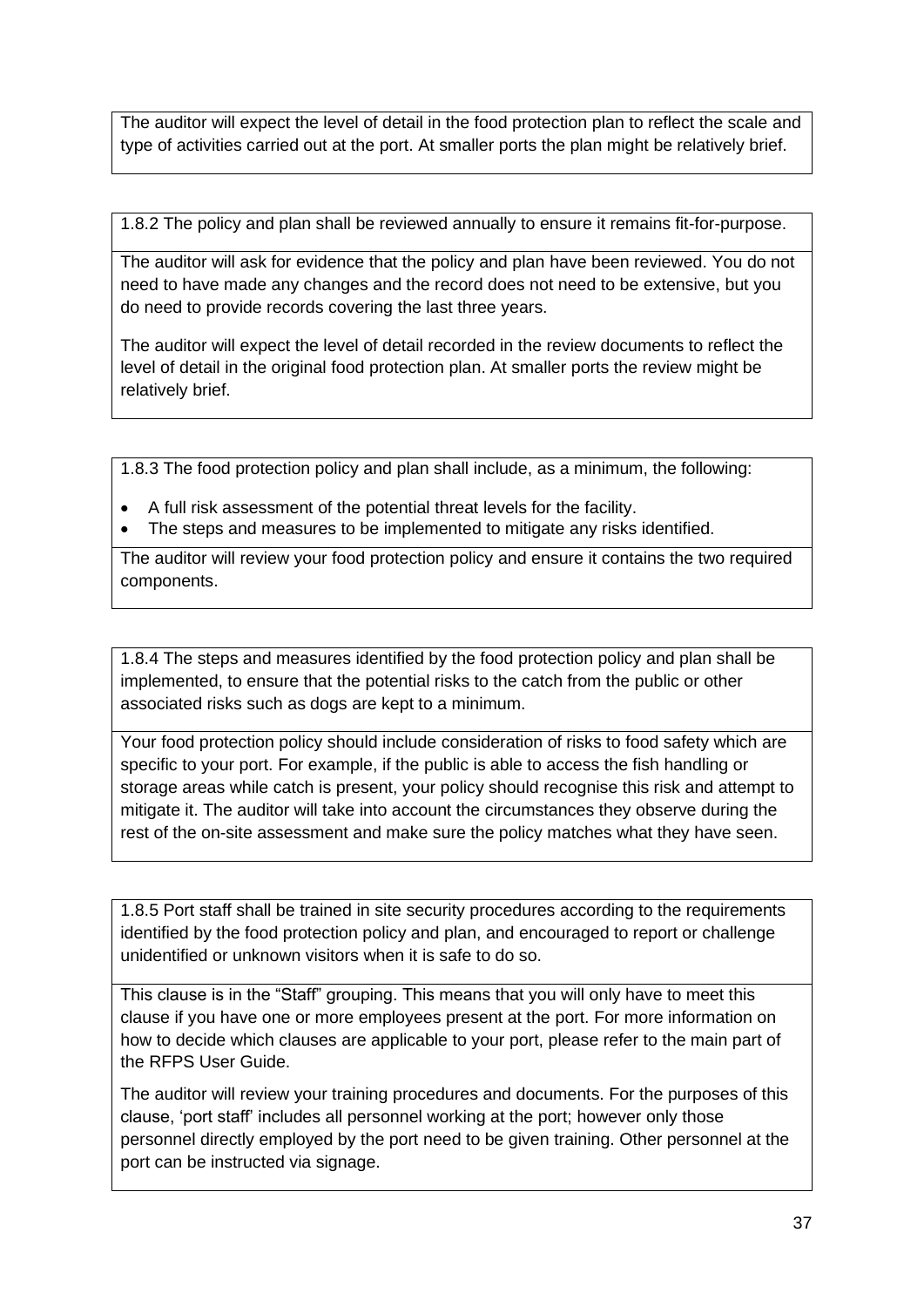The auditor will expect the level of detail in the food protection plan to reflect the scale and type of activities carried out at the port. At smaller ports the plan might be relatively brief.

1.8.2 The policy and plan shall be reviewed annually to ensure it remains fit-for-purpose.

The auditor will ask for evidence that the policy and plan have been reviewed. You do not need to have made any changes and the record does not need to be extensive, but you do need to provide records covering the last three years.

The auditor will expect the level of detail recorded in the review documents to reflect the level of detail in the original food protection plan. At smaller ports the review might be relatively brief.

1.8.3 The food protection policy and plan shall include, as a minimum, the following:

- A full risk assessment of the potential threat levels for the facility.
- The steps and measures to be implemented to mitigate any risks identified.

The auditor will review your food protection policy and ensure it contains the two required components.

1.8.4 The steps and measures identified by the food protection policy and plan shall be implemented, to ensure that the potential risks to the catch from the public or other associated risks such as dogs are kept to a minimum.

Your food protection policy should include consideration of risks to food safety which are specific to your port. For example, if the public is able to access the fish handling or storage areas while catch is present, your policy should recognise this risk and attempt to mitigate it. The auditor will take into account the circumstances they observe during the rest of the on-site assessment and make sure the policy matches what they have seen.

1.8.5 Port staff shall be trained in site security procedures according to the requirements identified by the food protection policy and plan, and encouraged to report or challenge unidentified or unknown visitors when it is safe to do so.

This clause is in the "Staff" grouping. This means that you will only have to meet this clause if you have one or more employees present at the port. For more information on how to decide which clauses are applicable to your port, please refer to the main part of the RFPS User Guide.

The auditor will review your training procedures and documents. For the purposes of this clause, 'port staff' includes all personnel working at the port; however only those personnel directly employed by the port need to be given training. Other personnel at the port can be instructed via signage.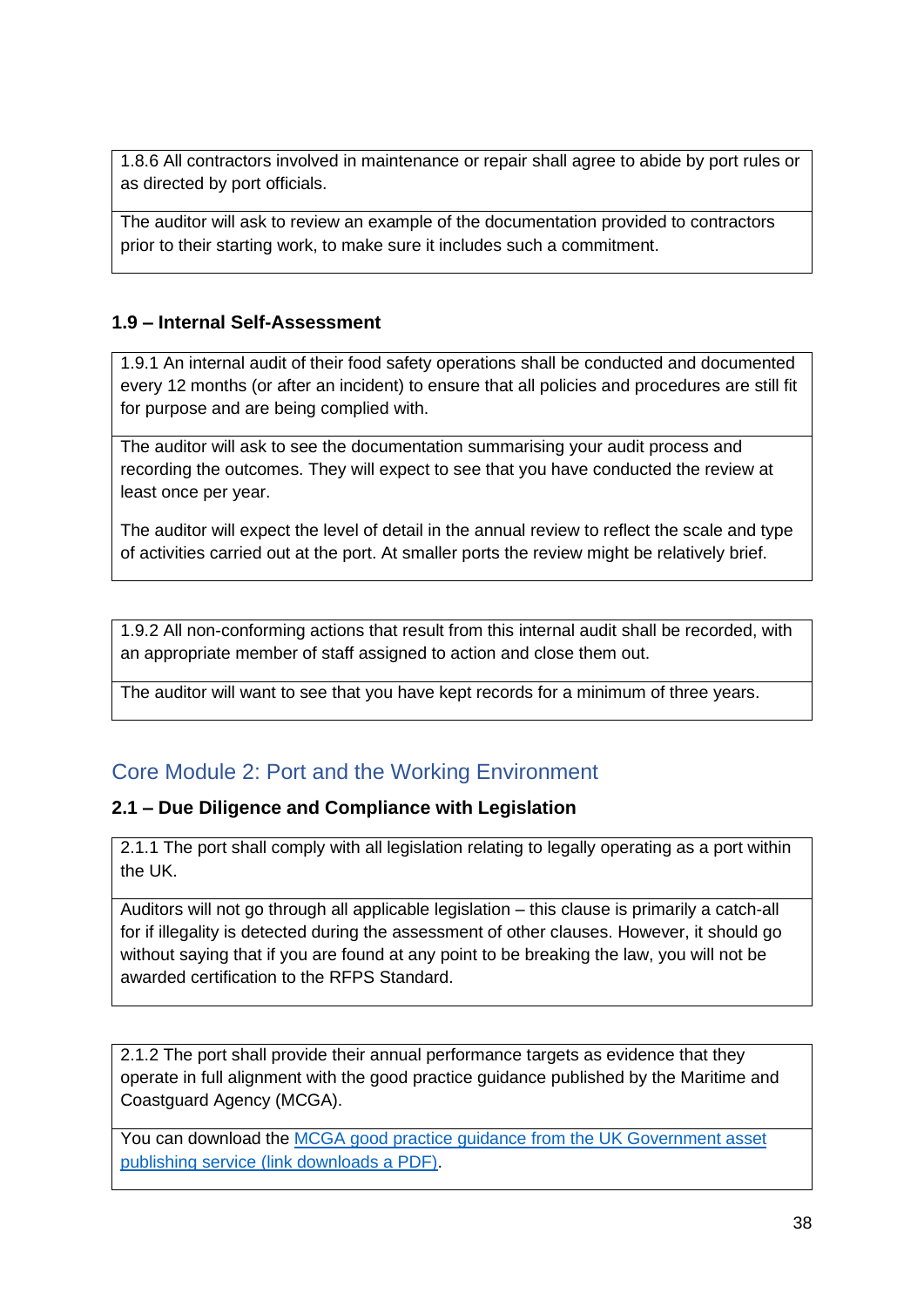| 1.8.6 All contractors involved in maintenance or repair shall agree to abide by port rules or as directed by port officials. |
| --- |
| The auditor will ask to review an example of the documentation provided to contractors prior to their starting work, to make sure it includes such a commitment. |

### 1.9 – Internal Self-Assessment

| 1.9.1 An internal audit of their food safety operations shall be conducted and documented every 12 months (or after an incident) to ensure that all policies and procedures are still fit for purpose and are being complied with. |
| --- |
| The auditor will ask to see the documentation summarising your audit process and recording the outcomes. They will expect to see that you have conducted the review at least once per year.<br><br>The auditor will expect the level of detail in the annual review to reflect the scale and type of activities carried out at the port. At smaller ports the review might be relatively brief. |

| 1.9.2 All non-conforming actions that result from this internal audit shall be recorded, with an appropriate member of staff assigned to action and close them out. |
| --- |
| The auditor will want to see that you have kept records for a minimum of three years. |

## Core Module 2: Port and the Working Environment

### 2.1 – Due Diligence and Compliance with Legislation

| 2.1.1 The port shall comply with all legislation relating to legally operating as a port within the UK. |
| --- |
| Auditors will not go through all applicable legislation – this clause is primarily a catch-all for if illegality is detected during the assessment of other clauses. However, it should go without saying that if you are found at any point to be breaking the law, you will not be awarded certification to the RFPS Standard. |

| 2.1.2 The port shall provide their annual performance targets as evidence that they operate in full alignment with the good practice guidance published by the Maritime and Coastguard Agency (MCGA). |
| --- |
| You can download the MCGA good practice guidance from the UK Government asset publishing service (link downloads a PDF). |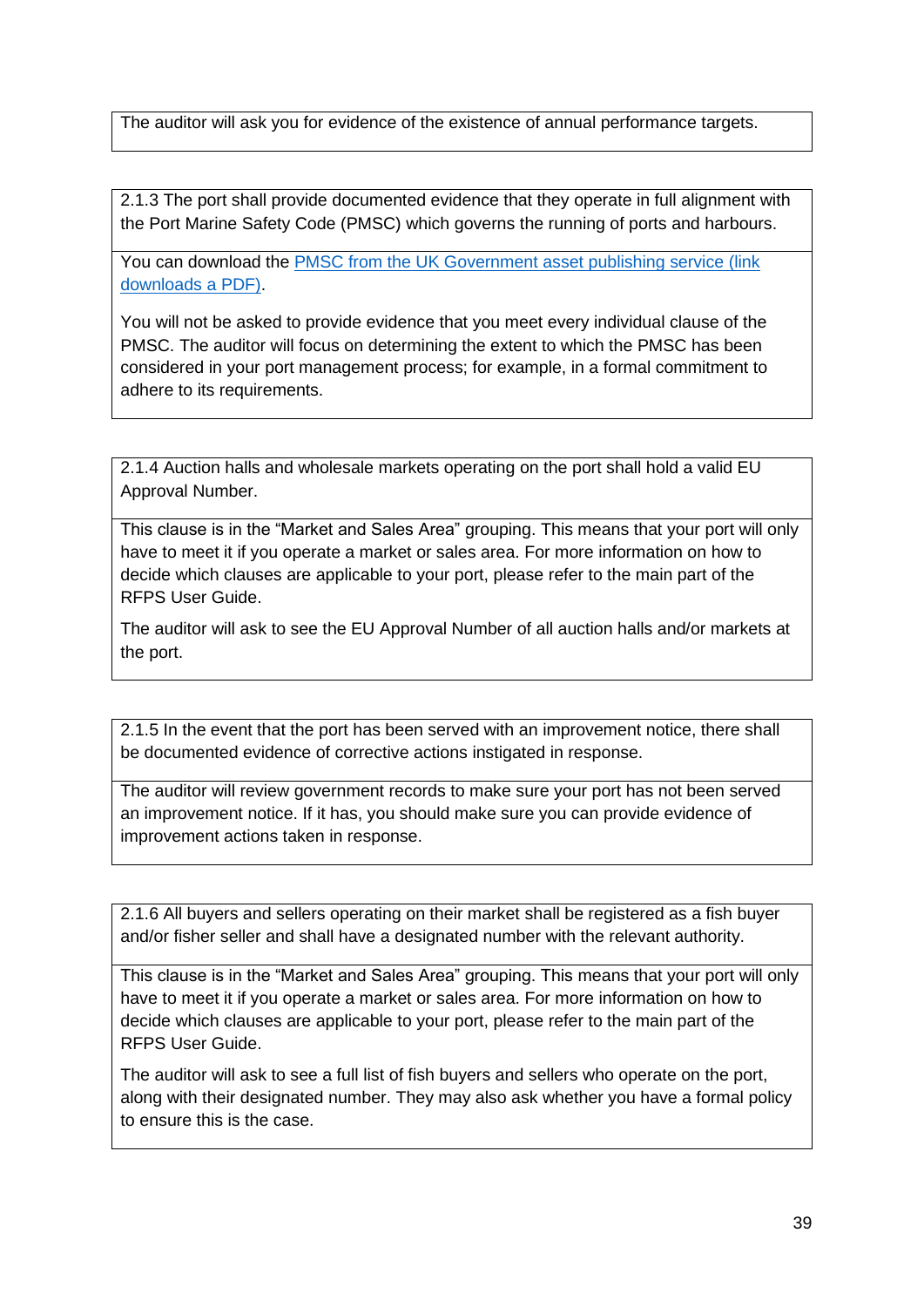The auditor will ask you for evidence of the existence of annual performance targets.

2.1.3 The port shall provide documented evidence that they operate in full alignment with the Port Marine Safety Code (PMSC) which governs the running of ports and harbours.

You can download the [PMSC from the UK Government asset publishing service (link downloads a PDF)].

You will not be asked to provide evidence that you meet every individual clause of the PMSC. The auditor will focus on determining the extent to which the PMSC has been considered in your port management process; for example, in a formal commitment to adhere to its requirements.

2.1.4 Auction halls and wholesale markets operating on the port shall hold a valid EU Approval Number.

This clause is in the "Market and Sales Area" grouping. This means that your port will only have to meet it if you operate a market or sales area. For more information on how to decide which clauses are applicable to your port, please refer to the main part of the RFPS User Guide.

The auditor will ask to see the EU Approval Number of all auction halls and/or markets at the port.

2.1.5 In the event that the port has been served with an improvement notice, there shall be documented evidence of corrective actions instigated in response.

The auditor will review government records to make sure your port has not been served an improvement notice. If it has, you should make sure you can provide evidence of improvement actions taken in response.

2.1.6 All buyers and sellers operating on their market shall be registered as a fish buyer and/or fisher seller and shall have a designated number with the relevant authority.

This clause is in the "Market and Sales Area" grouping. This means that your port will only have to meet it if you operate a market or sales area. For more information on how to decide which clauses are applicable to your port, please refer to the main part of the RFPS User Guide.

The auditor will ask to see a full list of fish buyers and sellers who operate on the port, along with their designated number. They may also ask whether you have a formal policy to ensure this is the case.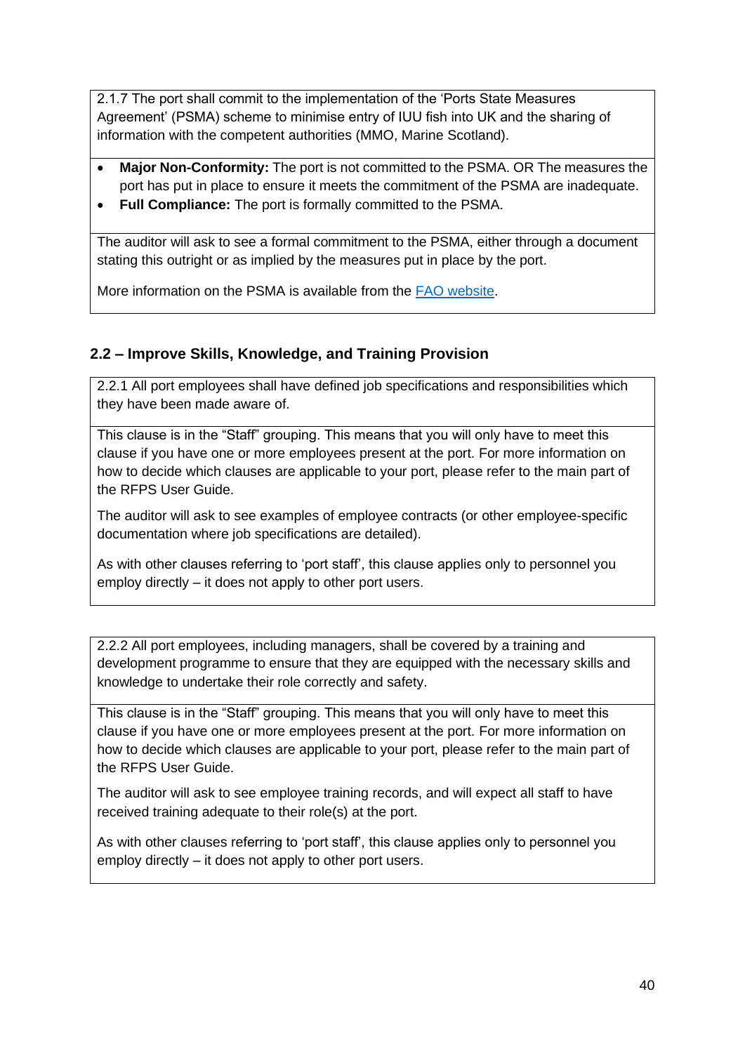2.1.7 The port shall commit to the implementation of the 'Ports State Measures Agreement' (PSMA) scheme to minimise entry of IUU fish into UK and the sharing of information with the competent authorities (MMO, Marine Scotland).

- **Major Non-Conformity:** The port is not committed to the PSMA. OR The measures the port has put in place to ensure it meets the commitment of the PSMA are inadequate.
- **Full Compliance:** The port is formally committed to the PSMA.

The auditor will ask to see a formal commitment to the PSMA, either through a document stating this outright or as implied by the measures put in place by the port.

More information on the PSMA is available from the FAO website.

## 2.2 – Improve Skills, Knowledge, and Training Provision

2.2.1 All port employees shall have defined job specifications and responsibilities which they have been made aware of.

This clause is in the "Staff" grouping. This means that you will only have to meet this clause if you have one or more employees present at the port. For more information on how to decide which clauses are applicable to your port, please refer to the main part of the RFPS User Guide.

The auditor will ask to see examples of employee contracts (or other employee-specific documentation where job specifications are detailed).

As with other clauses referring to 'port staff', this clause applies only to personnel you employ directly – it does not apply to other port users.

2.2.2 All port employees, including managers, shall be covered by a training and development programme to ensure that they are equipped with the necessary skills and knowledge to undertake their role correctly and safety.

This clause is in the "Staff" grouping. This means that you will only have to meet this clause if you have one or more employees present at the port. For more information on how to decide which clauses are applicable to your port, please refer to the main part of the RFPS User Guide.

The auditor will ask to see employee training records, and will expect all staff to have received training adequate to their role(s) at the port.

As with other clauses referring to 'port staff', this clause applies only to personnel you employ directly – it does not apply to other port users.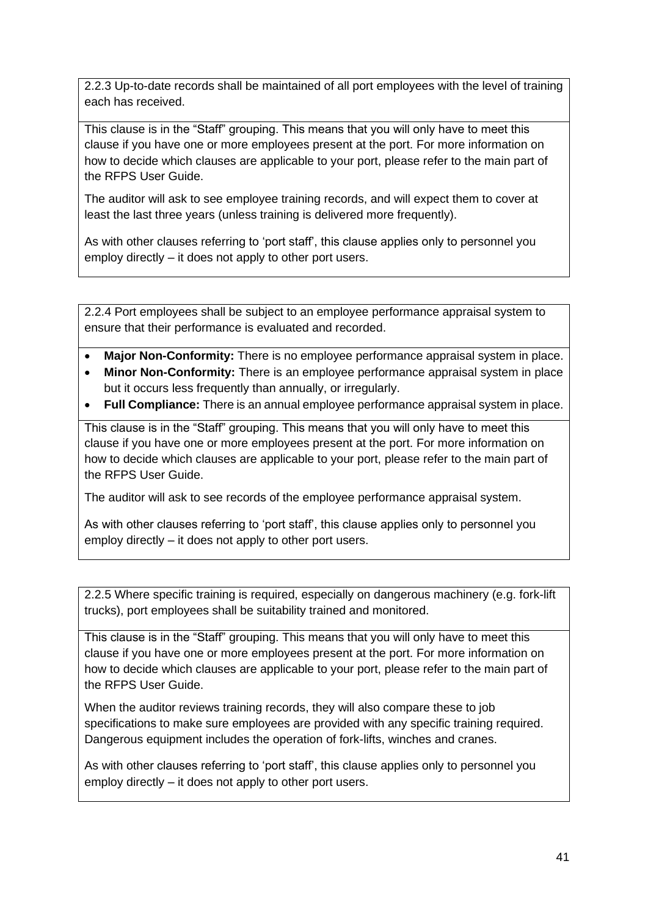2.2.3 Up-to-date records shall be maintained of all port employees with the level of training each has received.

This clause is in the "Staff" grouping. This means that you will only have to meet this clause if you have one or more employees present at the port. For more information on how to decide which clauses are applicable to your port, please refer to the main part of the RFPS User Guide.

The auditor will ask to see employee training records, and will expect them to cover at least the last three years (unless training is delivered more frequently).

As with other clauses referring to 'port staff', this clause applies only to personnel you employ directly – it does not apply to other port users.

---

2.2.4 Port employees shall be subject to an employee performance appraisal system to ensure that their performance is evaluated and recorded.

- **Major Non-Conformity:** There is no employee performance appraisal system in place.
- **Minor Non-Conformity:** There is an employee performance appraisal system in place but it occurs less frequently than annually, or irregularly.
- **Full Compliance:** There is an annual employee performance appraisal system in place.

This clause is in the "Staff" grouping. This means that you will only have to meet this clause if you have one or more employees present at the port. For more information on how to decide which clauses are applicable to your port, please refer to the main part of the RFPS User Guide.

The auditor will ask to see records of the employee performance appraisal system.

As with other clauses referring to 'port staff', this clause applies only to personnel you employ directly – it does not apply to other port users.

---

2.2.5 Where specific training is required, especially on dangerous machinery (e.g. fork-lift trucks), port employees shall be suitability trained and monitored.

This clause is in the "Staff" grouping. This means that you will only have to meet this clause if you have one or more employees present at the port. For more information on how to decide which clauses are applicable to your port, please refer to the main part of the RFPS User Guide.

When the auditor reviews training records, they will also compare these to job specifications to make sure employees are provided with any specific training required. Dangerous equipment includes the operation of fork-lifts, winches and cranes.

As with other clauses referring to 'port staff', this clause applies only to personnel you employ directly – it does not apply to other port users.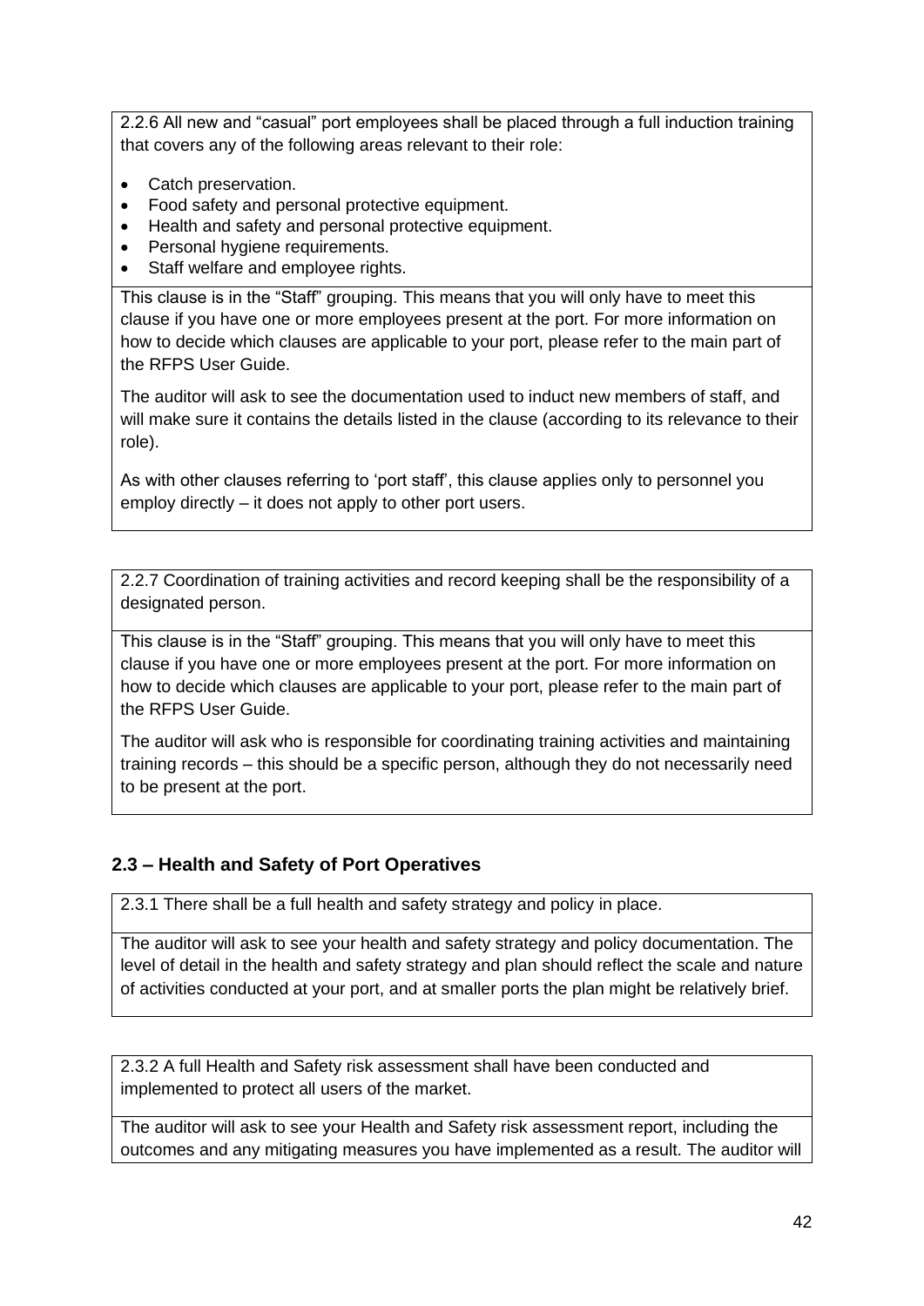2.2.6 All new and "casual" port employees shall be placed through a full induction training that covers any of the following areas relevant to their role:

- Catch preservation.
- Food safety and personal protective equipment.
- Health and safety and personal protective equipment.
- Personal hygiene requirements.
- Staff welfare and employee rights.

This clause is in the "Staff" grouping. This means that you will only have to meet this clause if you have one or more employees present at the port. For more information on how to decide which clauses are applicable to your port, please refer to the main part of the RFPS User Guide.

The auditor will ask to see the documentation used to induct new members of staff, and will make sure it contains the details listed in the clause (according to its relevance to their role).

As with other clauses referring to 'port staff', this clause applies only to personnel you employ directly – it does not apply to other port users.

2.2.7 Coordination of training activities and record keeping shall be the responsibility of a designated person.

This clause is in the "Staff" grouping. This means that you will only have to meet this clause if you have one or more employees present at the port. For more information on how to decide which clauses are applicable to your port, please refer to the main part of the RFPS User Guide.

The auditor will ask who is responsible for coordinating training activities and maintaining training records – this should be a specific person, although they do not necessarily need to be present at the port.

## 2.3 – Health and Safety of Port Operatives

2.3.1 There shall be a full health and safety strategy and policy in place.

The auditor will ask to see your health and safety strategy and policy documentation. The level of detail in the health and safety strategy and plan should reflect the scale and nature of activities conducted at your port, and at smaller ports the plan might be relatively brief.

2.3.2 A full Health and Safety risk assessment shall have been conducted and implemented to protect all users of the market.

The auditor will ask to see your Health and Safety risk assessment report, including the outcomes and any mitigating measures you have implemented as a result. The auditor will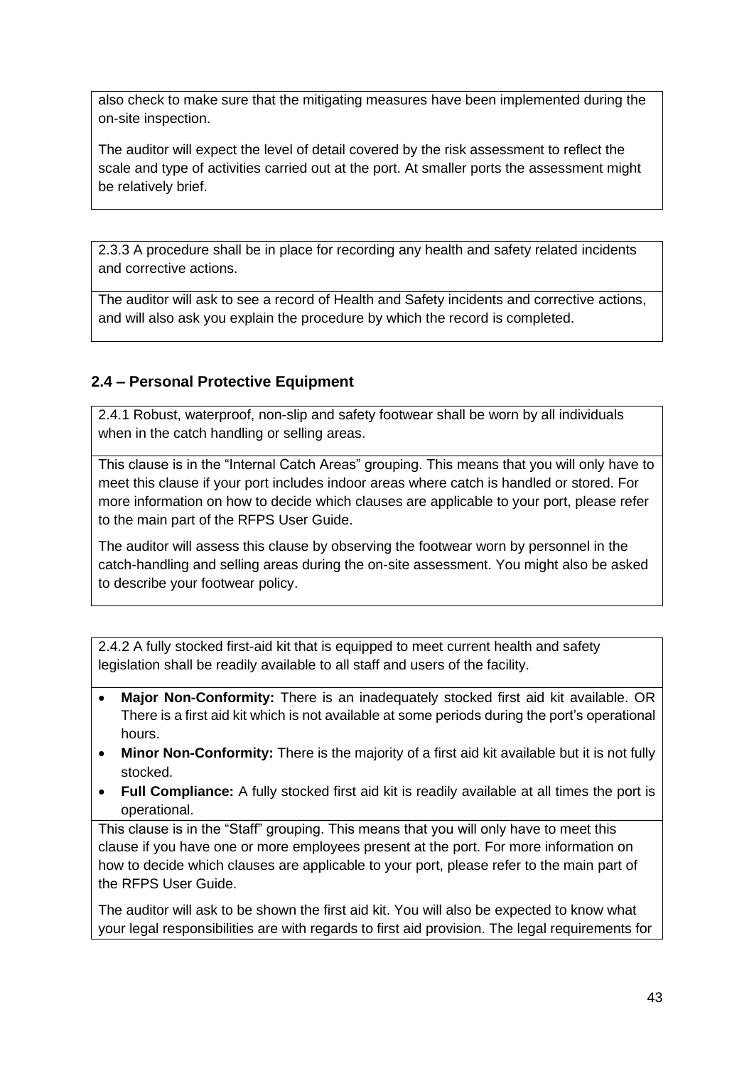also check to make sure that the mitigating measures have been implemented during the on-site inspection.

The auditor will expect the level of detail covered by the risk assessment to reflect the scale and type of activities carried out at the port. At smaller ports the assessment might be relatively brief.

2.3.3 A procedure shall be in place for recording any health and safety related incidents and corrective actions.

The auditor will ask to see a record of Health and Safety incidents and corrective actions, and will also ask you explain the procedure by which the record is completed.

## 2.4 – Personal Protective Equipment

2.4.1 Robust, waterproof, non-slip and safety footwear shall be worn by all individuals when in the catch handling or selling areas.

This clause is in the "Internal Catch Areas" grouping. This means that you will only have to meet this clause if your port includes indoor areas where catch is handled or stored. For more information on how to decide which clauses are applicable to your port, please refer to the main part of the RFPS User Guide.

The auditor will assess this clause by observing the footwear worn by personnel in the catch-handling and selling areas during the on-site assessment. You might also be asked to describe your footwear policy.

2.4.2 A fully stocked first-aid kit that is equipped to meet current health and safety legislation shall be readily available to all staff and users of the facility.

- **Major Non-Conformity:** There is an inadequately stocked first aid kit available. OR There is a first aid kit which is not available at some periods during the port's operational hours.
- **Minor Non-Conformity:** There is the majority of a first aid kit available but it is not fully stocked.
- **Full Compliance:** A fully stocked first aid kit is readily available at all times the port is operational.

This clause is in the "Staff" grouping. This means that you will only have to meet this clause if you have one or more employees present at the port. For more information on how to decide which clauses are applicable to your port, please refer to the main part of the RFPS User Guide.

The auditor will ask to be shown the first aid kit. You will also be expected to know what your legal responsibilities are with regards to first aid provision. The legal requirements for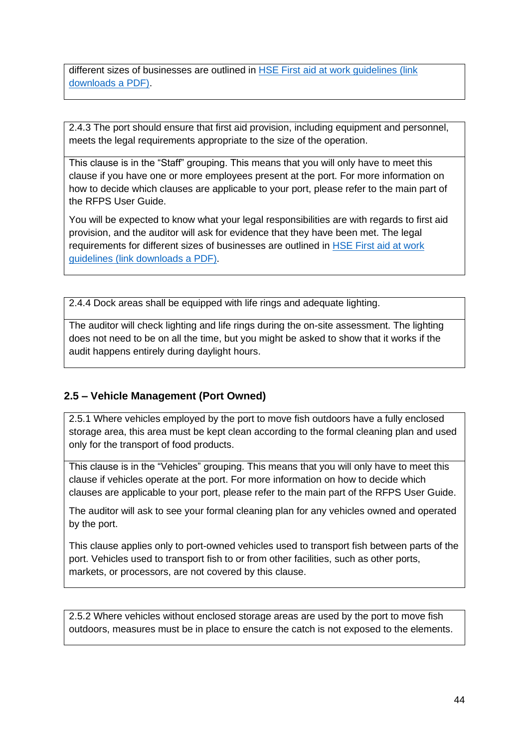different sizes of businesses are outlined in [HSE First aid at work guidelines (link downloads a PDF)](#).

| 2.4.3 The port should ensure that first aid provision, including equipment and personnel, meets the legal requirements appropriate to the size of the operation. |
|---|
| This clause is in the "Staff" grouping. This means that you will only have to meet this clause if you have one or more employees present at the port. For more information on how to decide which clauses are applicable to your port, please refer to the main part of the RFPS User Guide.<br><br>You will be expected to know what your legal responsibilities are with regards to first aid provision, and the auditor will ask for evidence that they have been met. The legal requirements for different sizes of businesses are outlined in [HSE First aid at work guidelines (link downloads a PDF)](#). |

| 2.4.4 Dock areas shall be equipped with life rings and adequate lighting. |
|---|
| The auditor will check lighting and life rings during the on-site assessment. The lighting does not need to be on all the time, but you might be asked to show that it works if the audit happens entirely during daylight hours. |

### 2.5 – Vehicle Management (Port Owned)

| 2.5.1 Where vehicles employed by the port to move fish outdoors have a fully enclosed storage area, this area must be kept clean according to the formal cleaning plan and used only for the transport of food products. |
|---|
| This clause is in the "Vehicles" grouping. This means that you will only have to meet this clause if vehicles operate at the port. For more information on how to decide which clauses are applicable to your port, please refer to the main part of the RFPS User Guide.<br><br>The auditor will ask to see your formal cleaning plan for any vehicles owned and operated by the port.<br><br>This clause applies only to port-owned vehicles used to transport fish between parts of the port. Vehicles used to transport fish to or from other facilities, such as other ports, markets, or processors, are not covered by this clause. |

| 2.5.2 Where vehicles without enclosed storage areas are used by the port to move fish outdoors, measures must be in place to ensure the catch is not exposed to the elements. |
|---|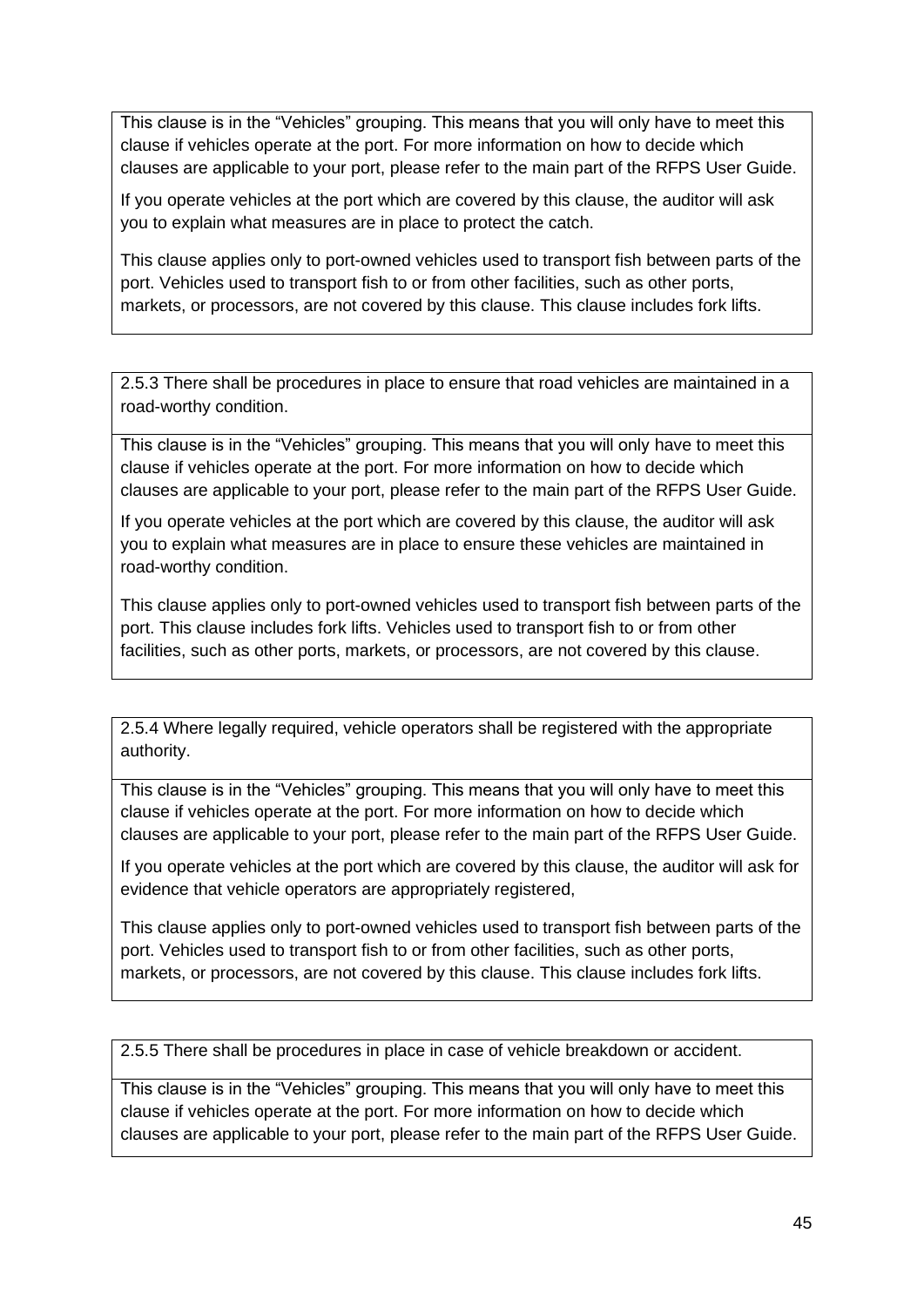This clause is in the "Vehicles" grouping. This means that you will only have to meet this clause if vehicles operate at the port. For more information on how to decide which clauses are applicable to your port, please refer to the main part of the RFPS User Guide.

If you operate vehicles at the port which are covered by this clause, the auditor will ask you to explain what measures are in place to protect the catch.

This clause applies only to port-owned vehicles used to transport fish between parts of the port. Vehicles used to transport fish to or from other facilities, such as other ports, markets, or processors, are not covered by this clause. This clause includes fork lifts.

2.5.3 There shall be procedures in place to ensure that road vehicles are maintained in a road-worthy condition.

This clause is in the "Vehicles" grouping. This means that you will only have to meet this clause if vehicles operate at the port. For more information on how to decide which clauses are applicable to your port, please refer to the main part of the RFPS User Guide.

If you operate vehicles at the port which are covered by this clause, the auditor will ask you to explain what measures are in place to ensure these vehicles are maintained in road-worthy condition.

This clause applies only to port-owned vehicles used to transport fish between parts of the port. This clause includes fork lifts. Vehicles used to transport fish to or from other facilities, such as other ports, markets, or processors, are not covered by this clause.

2.5.4 Where legally required, vehicle operators shall be registered with the appropriate authority.

This clause is in the "Vehicles" grouping. This means that you will only have to meet this clause if vehicles operate at the port. For more information on how to decide which clauses are applicable to your port, please refer to the main part of the RFPS User Guide.

If you operate vehicles at the port which are covered by this clause, the auditor will ask for evidence that vehicle operators are appropriately registered,

This clause applies only to port-owned vehicles used to transport fish between parts of the port. Vehicles used to transport fish to or from other facilities, such as other ports, markets, or processors, are not covered by this clause. This clause includes fork lifts.

2.5.5 There shall be procedures in place in case of vehicle breakdown or accident.

This clause is in the "Vehicles" grouping. This means that you will only have to meet this clause if vehicles operate at the port. For more information on how to decide which clauses are applicable to your port, please refer to the main part of the RFPS User Guide.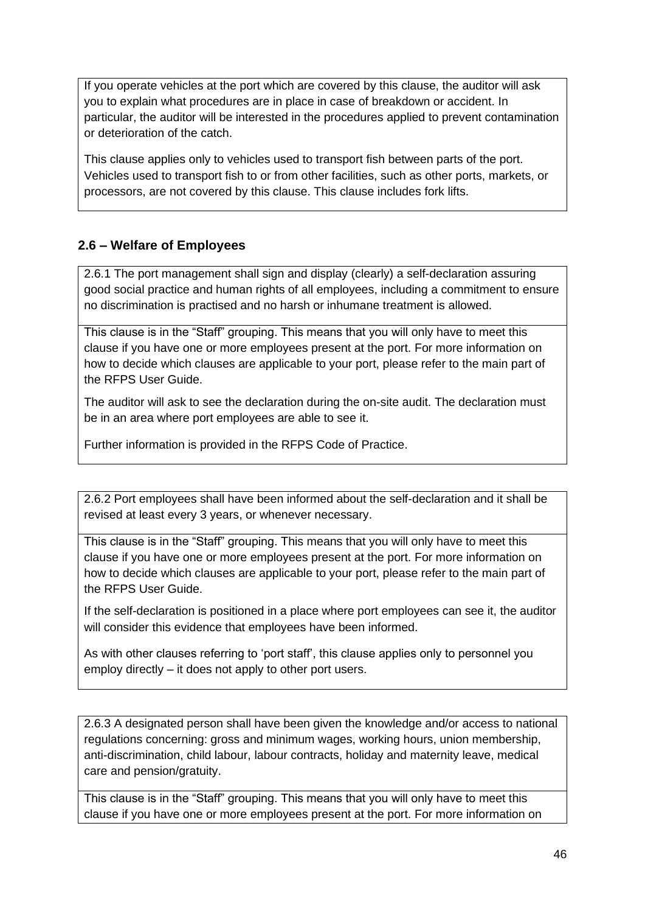If you operate vehicles at the port which are covered by this clause, the auditor will ask you to explain what procedures are in place in case of breakdown or accident. In particular, the auditor will be interested in the procedures applied to prevent contamination or deterioration of the catch.

This clause applies only to vehicles used to transport fish between parts of the port. Vehicles used to transport fish to or from other facilities, such as other ports, markets, or processors, are not covered by this clause. This clause includes fork lifts.

### 2.6 – Welfare of Employees

2.6.1 The port management shall sign and display (clearly) a self-declaration assuring good social practice and human rights of all employees, including a commitment to ensure no discrimination is practised and no harsh or inhumane treatment is allowed.

This clause is in the "Staff" grouping. This means that you will only have to meet this clause if you have one or more employees present at the port. For more information on how to decide which clauses are applicable to your port, please refer to the main part of the RFPS User Guide.

The auditor will ask to see the declaration during the on-site audit. The declaration must be in an area where port employees are able to see it.

Further information is provided in the RFPS Code of Practice.

2.6.2 Port employees shall have been informed about the self-declaration and it shall be revised at least every 3 years, or whenever necessary.

This clause is in the "Staff" grouping. This means that you will only have to meet this clause if you have one or more employees present at the port. For more information on how to decide which clauses are applicable to your port, please refer to the main part of the RFPS User Guide.

If the self-declaration is positioned in a place where port employees can see it, the auditor will consider this evidence that employees have been informed.

As with other clauses referring to 'port staff', this clause applies only to personnel you employ directly – it does not apply to other port users.

2.6.3 A designated person shall have been given the knowledge and/or access to national regulations concerning: gross and minimum wages, working hours, union membership, anti-discrimination, child labour, labour contracts, holiday and maternity leave, medical care and pension/gratuity.

This clause is in the "Staff" grouping. This means that you will only have to meet this clause if you have one or more employees present at the port. For more information on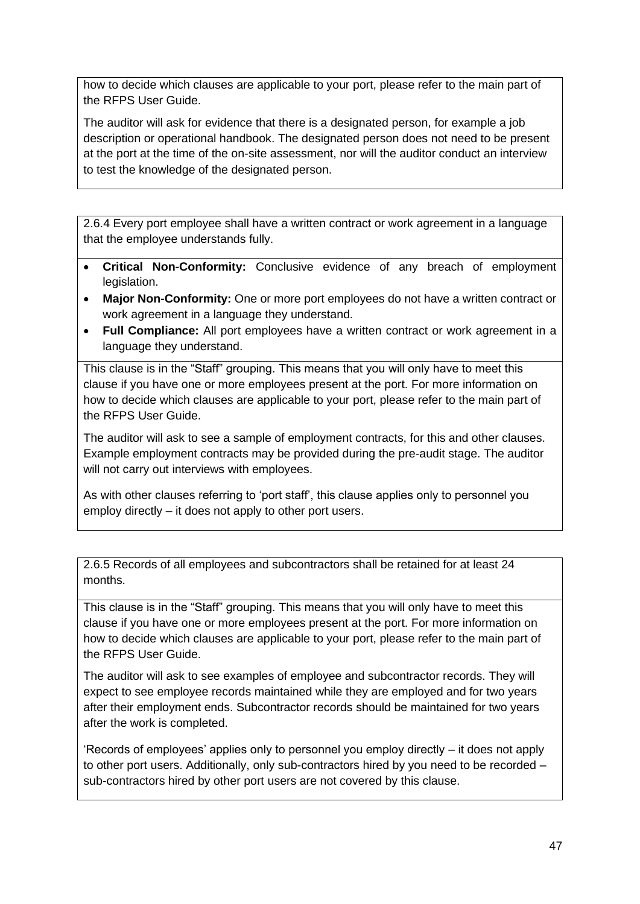how to decide which clauses are applicable to your port, please refer to the main part of the RFPS User Guide.

The auditor will ask for evidence that there is a designated person, for example a job description or operational handbook. The designated person does not need to be present at the port at the time of the on-site assessment, nor will the auditor conduct an interview to test the knowledge of the designated person.

2.6.4 Every port employee shall have a written contract or work agreement in a language that the employee understands fully.

- **Critical Non-Conformity:** Conclusive evidence of any breach of employment legislation.
- **Major Non-Conformity:** One or more port employees do not have a written contract or work agreement in a language they understand.
- **Full Compliance:** All port employees have a written contract or work agreement in a language they understand.

This clause is in the "Staff" grouping. This means that you will only have to meet this clause if you have one or more employees present at the port. For more information on how to decide which clauses are applicable to your port, please refer to the main part of the RFPS User Guide.

The auditor will ask to see a sample of employment contracts, for this and other clauses. Example employment contracts may be provided during the pre-audit stage. The auditor will not carry out interviews with employees.

As with other clauses referring to 'port staff', this clause applies only to personnel you employ directly – it does not apply to other port users.

2.6.5 Records of all employees and subcontractors shall be retained for at least 24 months.

This clause is in the "Staff" grouping. This means that you will only have to meet this clause if you have one or more employees present at the port. For more information on how to decide which clauses are applicable to your port, please refer to the main part of the RFPS User Guide.

The auditor will ask to see examples of employee and subcontractor records. They will expect to see employee records maintained while they are employed and for two years after their employment ends. Subcontractor records should be maintained for two years after the work is completed.

'Records of employees' applies only to personnel you employ directly – it does not apply to other port users. Additionally, only sub-contractors hired by you need to be recorded – sub-contractors hired by other port users are not covered by this clause.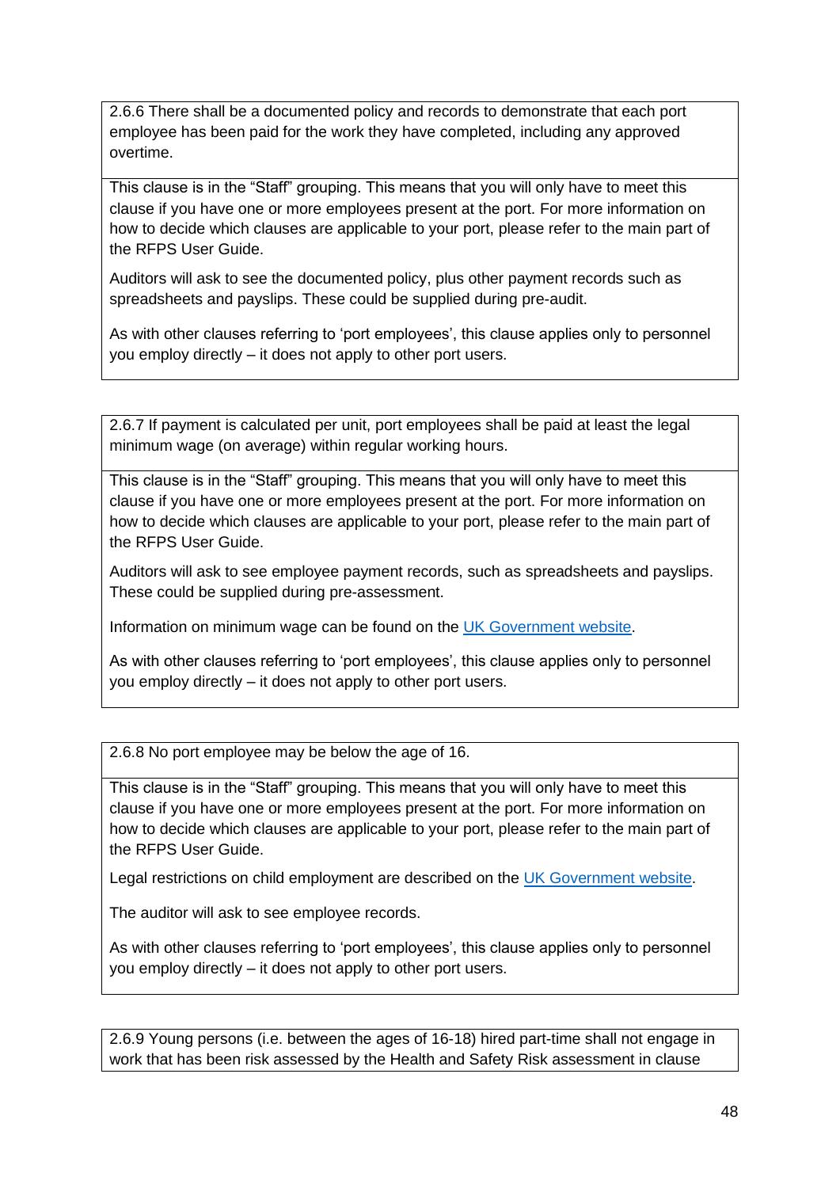2.6.6 There shall be a documented policy and records to demonstrate that each port employee has been paid for the work they have completed, including any approved overtime.

This clause is in the "Staff" grouping. This means that you will only have to meet this clause if you have one or more employees present at the port. For more information on how to decide which clauses are applicable to your port, please refer to the main part of the RFPS User Guide.

Auditors will ask to see the documented policy, plus other payment records such as spreadsheets and payslips. These could be supplied during pre-audit.

As with other clauses referring to 'port employees', this clause applies only to personnel you employ directly – it does not apply to other port users.

2.6.7 If payment is calculated per unit, port employees shall be paid at least the legal minimum wage (on average) within regular working hours.

This clause is in the "Staff" grouping. This means that you will only have to meet this clause if you have one or more employees present at the port. For more information on how to decide which clauses are applicable to your port, please refer to the main part of the RFPS User Guide.

Auditors will ask to see employee payment records, such as spreadsheets and payslips. These could be supplied during pre-assessment.

Information on minimum wage can be found on the UK Government website.

As with other clauses referring to 'port employees', this clause applies only to personnel you employ directly – it does not apply to other port users.

2.6.8 No port employee may be below the age of 16.

This clause is in the "Staff" grouping. This means that you will only have to meet this clause if you have one or more employees present at the port. For more information on how to decide which clauses are applicable to your port, please refer to the main part of the RFPS User Guide.

Legal restrictions on child employment are described on the UK Government website.

The auditor will ask to see employee records.

As with other clauses referring to 'port employees', this clause applies only to personnel you employ directly – it does not apply to other port users.

2.6.9 Young persons (i.e. between the ages of 16-18) hired part-time shall not engage in work that has been risk assessed by the Health and Safety Risk assessment in clause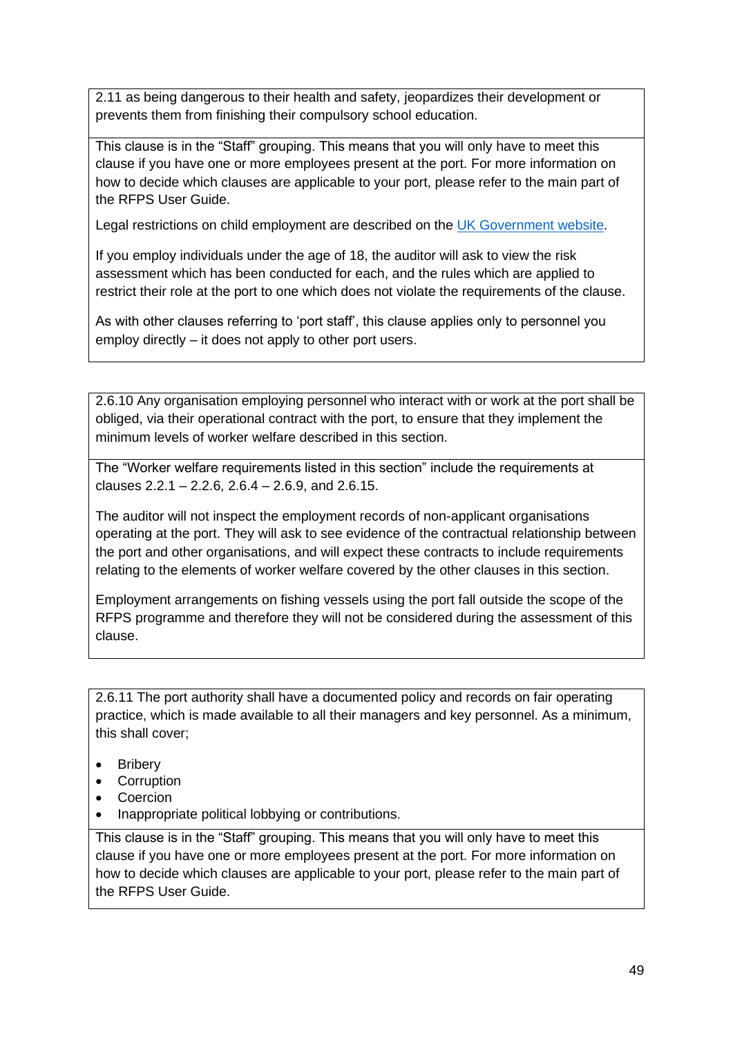2.11 as being dangerous to their health and safety, jeopardizes their development or prevents them from finishing their compulsory school education.

This clause is in the "Staff" grouping. This means that you will only have to meet this clause if you have one or more employees present at the port. For more information on how to decide which clauses are applicable to your port, please refer to the main part of the RFPS User Guide.

Legal restrictions on child employment are described on the [UK Government website](#).

If you employ individuals under the age of 18, the auditor will ask to view the risk assessment which has been conducted for each, and the rules which are applied to restrict their role at the port to one which does not violate the requirements of the clause.

As with other clauses referring to 'port staff', this clause applies only to personnel you employ directly – it does not apply to other port users.

---

2.6.10 Any organisation employing personnel who interact with or work at the port shall be obliged, via their operational contract with the port, to ensure that they implement the minimum levels of worker welfare described in this section.

The "Worker welfare requirements listed in this section" include the requirements at clauses 2.2.1 – 2.2.6, 2.6.4 – 2.6.9, and 2.6.15.

The auditor will not inspect the employment records of non-applicant organisations operating at the port. They will ask to see evidence of the contractual relationship between the port and other organisations, and will expect these contracts to include requirements relating to the elements of worker welfare covered by the other clauses in this section.

Employment arrangements on fishing vessels using the port fall outside the scope of the RFPS programme and therefore they will not be considered during the assessment of this clause.

---

2.6.11 The port authority shall have a documented policy and records on fair operating practice, which is made available to all their managers and key personnel. As a minimum, this shall cover;

- Bribery
- Corruption
- Coercion
- Inappropriate political lobbying or contributions.

This clause is in the "Staff" grouping. This means that you will only have to meet this clause if you have one or more employees present at the port. For more information on how to decide which clauses are applicable to your port, please refer to the main part of the RFPS User Guide.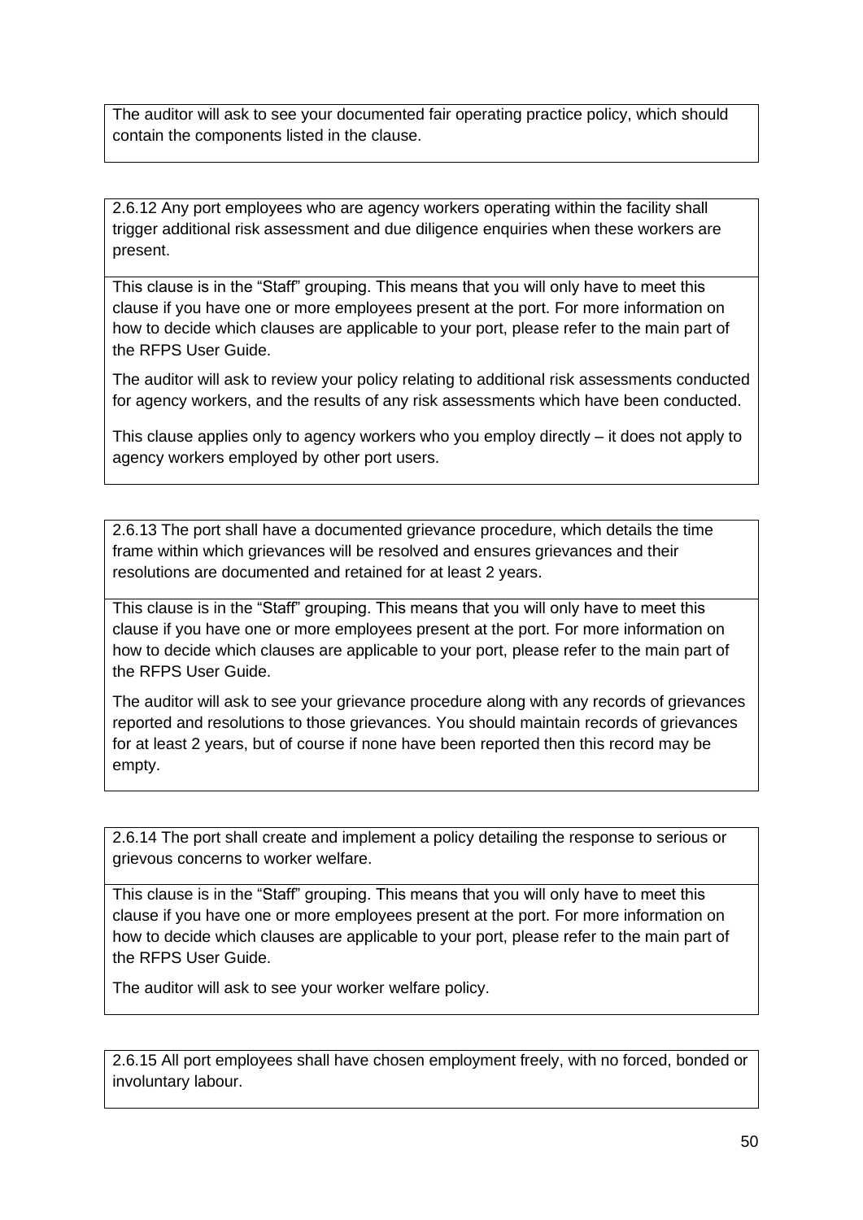The auditor will ask to see your documented fair operating practice policy, which should contain the components listed in the clause.

2.6.12 Any port employees who are agency workers operating within the facility shall trigger additional risk assessment and due diligence enquiries when these workers are present.

This clause is in the "Staff" grouping. This means that you will only have to meet this clause if you have one or more employees present at the port. For more information on how to decide which clauses are applicable to your port, please refer to the main part of the RFPS User Guide.

The auditor will ask to review your policy relating to additional risk assessments conducted for agency workers, and the results of any risk assessments which have been conducted.

This clause applies only to agency workers who you employ directly – it does not apply to agency workers employed by other port users.

2.6.13 The port shall have a documented grievance procedure, which details the time frame within which grievances will be resolved and ensures grievances and their resolutions are documented and retained for at least 2 years.

This clause is in the "Staff" grouping. This means that you will only have to meet this clause if you have one or more employees present at the port. For more information on how to decide which clauses are applicable to your port, please refer to the main part of the RFPS User Guide.

The auditor will ask to see your grievance procedure along with any records of grievances reported and resolutions to those grievances. You should maintain records of grievances for at least 2 years, but of course if none have been reported then this record may be empty.

2.6.14 The port shall create and implement a policy detailing the response to serious or grievous concerns to worker welfare.

This clause is in the "Staff" grouping. This means that you will only have to meet this clause if you have one or more employees present at the port. For more information on how to decide which clauses are applicable to your port, please refer to the main part of the RFPS User Guide.

The auditor will ask to see your worker welfare policy.

2.6.15 All port employees shall have chosen employment freely, with no forced, bonded or involuntary labour.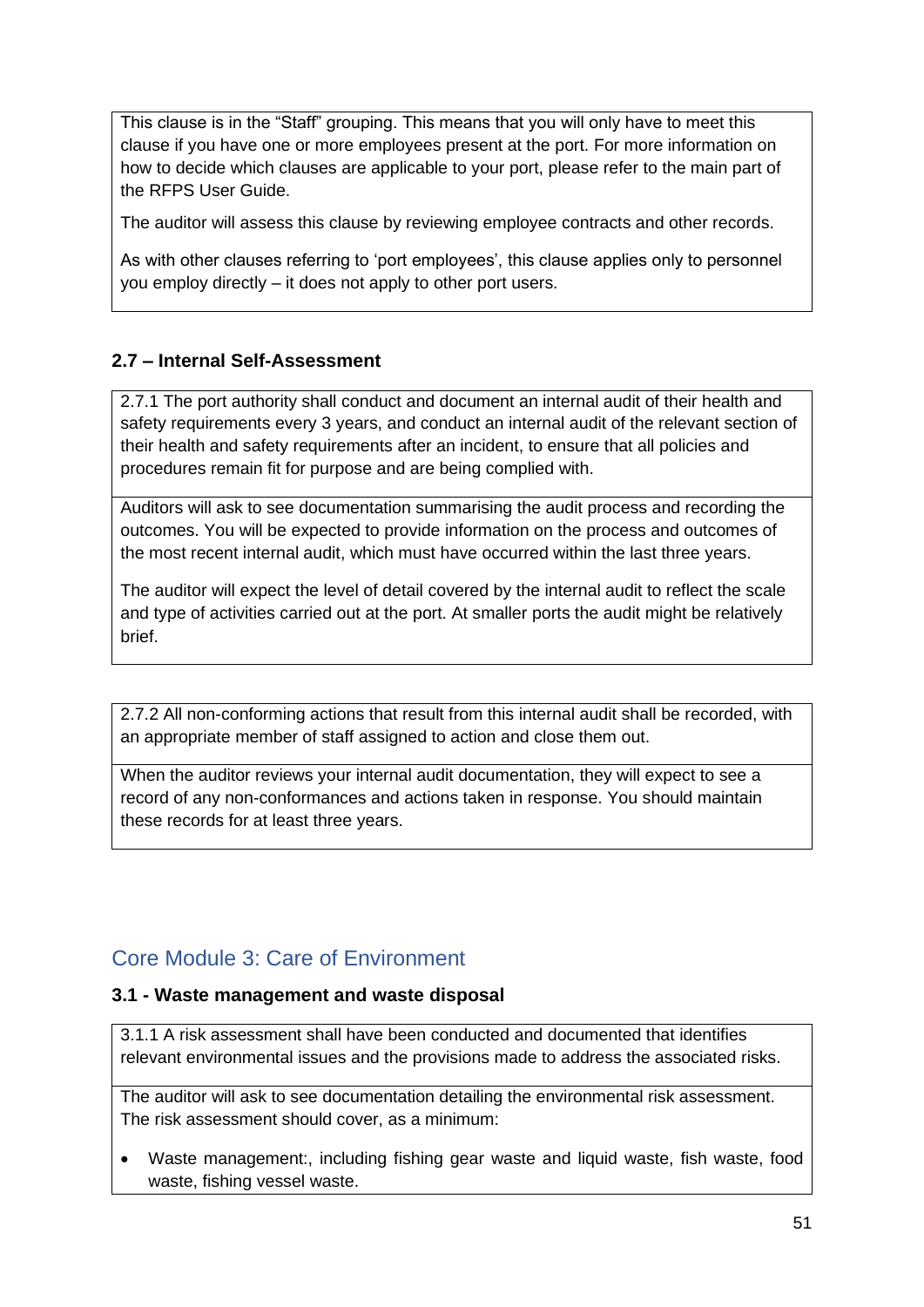This clause is in the "Staff" grouping. This means that you will only have to meet this clause if you have one or more employees present at the port. For more information on how to decide which clauses are applicable to your port, please refer to the main part of the RFPS User Guide.

The auditor will assess this clause by reviewing employee contracts and other records.

As with other clauses referring to 'port employees', this clause applies only to personnel you employ directly – it does not apply to other port users.

### 2.7 – Internal Self-Assessment

2.7.1 The port authority shall conduct and document an internal audit of their health and safety requirements every 3 years, and conduct an internal audit of the relevant section of their health and safety requirements after an incident, to ensure that all policies and procedures remain fit for purpose and are being complied with.

Auditors will ask to see documentation summarising the audit process and recording the outcomes. You will be expected to provide information on the process and outcomes of the most recent internal audit, which must have occurred within the last three years.

The auditor will expect the level of detail covered by the internal audit to reflect the scale and type of activities carried out at the port. At smaller ports the audit might be relatively brief.

2.7.2 All non-conforming actions that result from this internal audit shall be recorded, with an appropriate member of staff assigned to action and close them out.

When the auditor reviews your internal audit documentation, they will expect to see a record of any non-conformances and actions taken in response. You should maintain these records for at least three years.

## Core Module 3: Care of Environment

### 3.1 - Waste management and waste disposal

3.1.1 A risk assessment shall have been conducted and documented that identifies relevant environmental issues and the provisions made to address the associated risks.

The auditor will ask to see documentation detailing the environmental risk assessment. The risk assessment should cover, as a minimum:

- Waste management:, including fishing gear waste and liquid waste, fish waste, food waste, fishing vessel waste.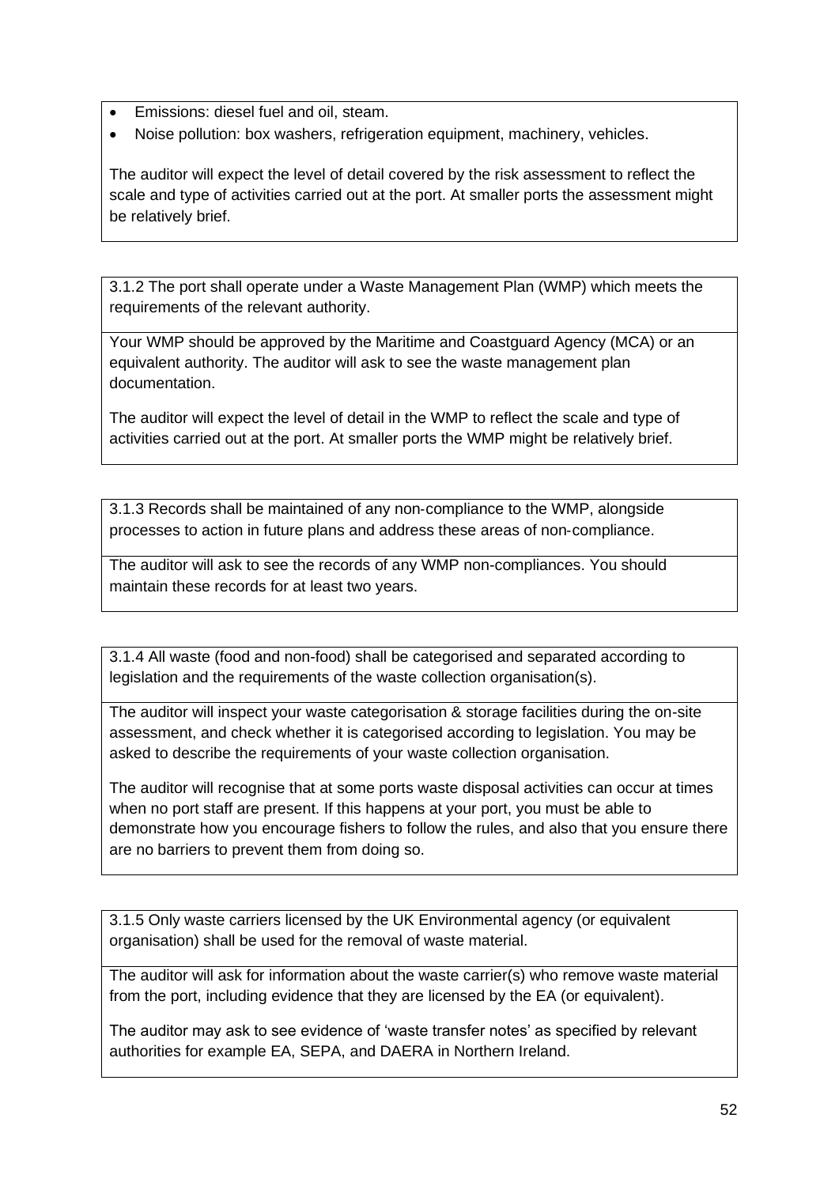- Emissions: diesel fuel and oil, steam.
- Noise pollution: box washers, refrigeration equipment, machinery, vehicles.

The auditor will expect the level of detail covered by the risk assessment to reflect the scale and type of activities carried out at the port. At smaller ports the assessment might be relatively brief.

3.1.2 The port shall operate under a Waste Management Plan (WMP) which meets the requirements of the relevant authority.

Your WMP should be approved by the Maritime and Coastguard Agency (MCA) or an equivalent authority. The auditor will ask to see the waste management plan documentation.

The auditor will expect the level of detail in the WMP to reflect the scale and type of activities carried out at the port. At smaller ports the WMP might be relatively brief.

3.1.3 Records shall be maintained of any non-compliance to the WMP, alongside processes to action in future plans and address these areas of non-compliance.

The auditor will ask to see the records of any WMP non-compliances. You should maintain these records for at least two years.

3.1.4 All waste (food and non-food) shall be categorised and separated according to legislation and the requirements of the waste collection organisation(s).

The auditor will inspect your waste categorisation & storage facilities during the on-site assessment, and check whether it is categorised according to legislation. You may be asked to describe the requirements of your waste collection organisation.

The auditor will recognise that at some ports waste disposal activities can occur at times when no port staff are present. If this happens at your port, you must be able to demonstrate how you encourage fishers to follow the rules, and also that you ensure there are no barriers to prevent them from doing so.

3.1.5 Only waste carriers licensed by the UK Environmental agency (or equivalent organisation) shall be used for the removal of waste material.

The auditor will ask for information about the waste carrier(s) who remove waste material from the port, including evidence that they are licensed by the EA (or equivalent).

The auditor may ask to see evidence of 'waste transfer notes' as specified by relevant authorities for example EA, SEPA, and DAERA in Northern Ireland.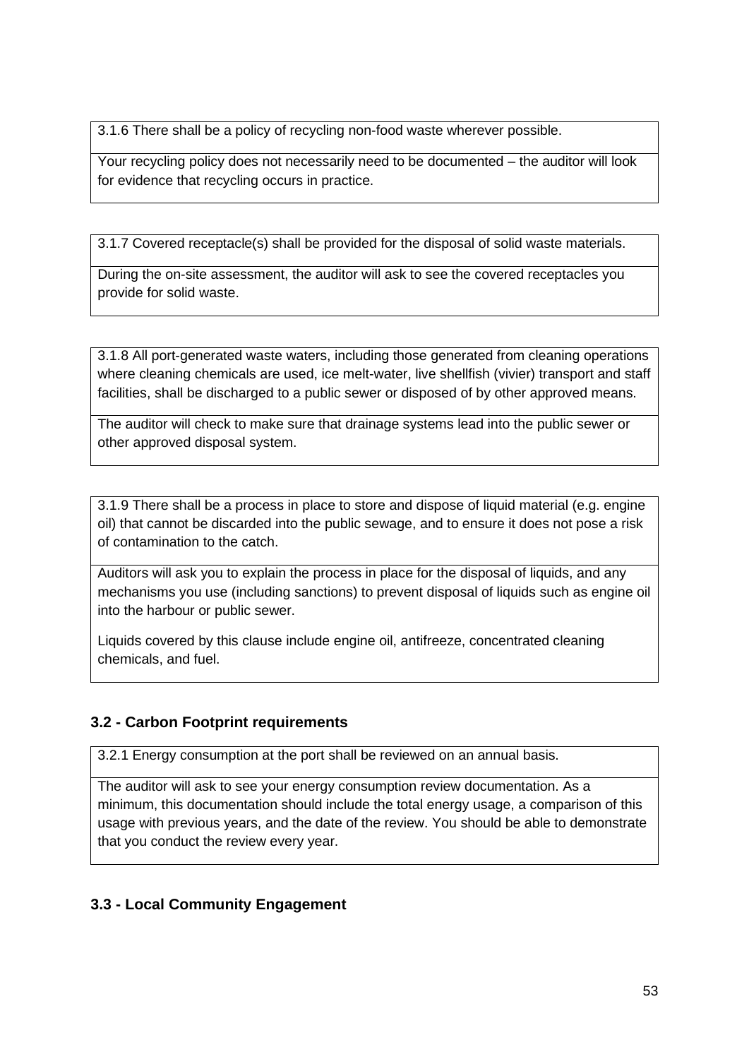| 3.1.6 There shall be a policy of recycling non-food waste wherever possible. |
| --- |
| Your recycling policy does not necessarily need to be documented – the auditor will look for evidence that recycling occurs in practice. |

| 3.1.7 Covered receptacle(s) shall be provided for the disposal of solid waste materials. |
| --- |
| During the on-site assessment, the auditor will ask to see the covered receptacles you provide for solid waste. |

| 3.1.8 All port-generated waste waters, including those generated from cleaning operations where cleaning chemicals are used, ice melt-water, live shellfish (vivier) transport and staff facilities, shall be discharged to a public sewer or disposed of by other approved means. |
| --- |
| The auditor will check to make sure that drainage systems lead into the public sewer or other approved disposal system. |

| 3.1.9 There shall be a process in place to store and dispose of liquid material (e.g. engine oil) that cannot be discarded into the public sewage, and to ensure it does not pose a risk of contamination to the catch. |
| --- |
| Auditors will ask you to explain the process in place for the disposal of liquids, and any mechanisms you use (including sanctions) to prevent disposal of liquids such as engine oil into the harbour or public sewer.<br><br>Liquids covered by this clause include engine oil, antifreeze, concentrated cleaning chemicals, and fuel. |

### 3.2 - Carbon Footprint requirements

| 3.2.1 Energy consumption at the port shall be reviewed on an annual basis. |
| --- |
| The auditor will ask to see your energy consumption review documentation. As a minimum, this documentation should include the total energy usage, a comparison of this usage with previous years, and the date of the review. You should be able to demonstrate that you conduct the review every year. |

### 3.3 - Local Community Engagement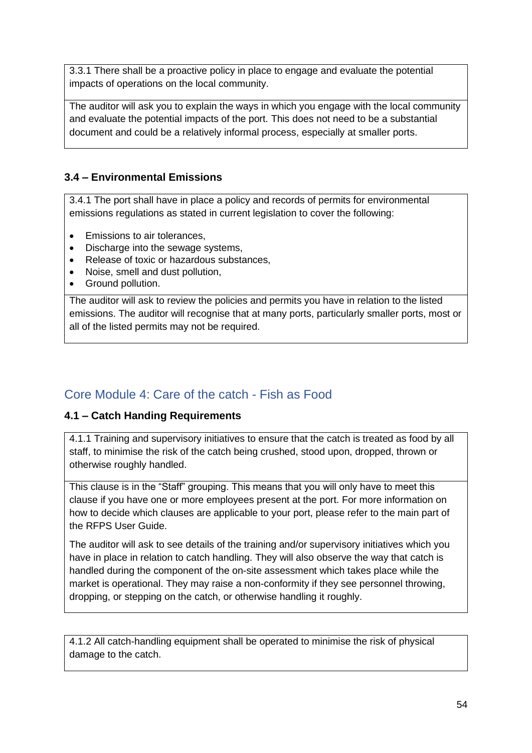3.3.1 There shall be a proactive policy in place to engage and evaluate the potential impacts of operations on the local community.

The auditor will ask you to explain the ways in which you engage with the local community and evaluate the potential impacts of the port. This does not need to be a substantial document and could be a relatively informal process, especially at smaller ports.

### 3.4 – Environmental Emissions

3.4.1 The port shall have in place a policy and records of permits for environmental emissions regulations as stated in current legislation to cover the following:

- Emissions to air tolerances,
- Discharge into the sewage systems,
- Release of toxic or hazardous substances,
- Noise, smell and dust pollution,
- Ground pollution.

The auditor will ask to review the policies and permits you have in relation to the listed emissions. The auditor will recognise that at many ports, particularly smaller ports, most or all of the listed permits may not be required.

## Core Module 4: Care of the catch - Fish as Food

### 4.1 – Catch Handing Requirements

4.1.1 Training and supervisory initiatives to ensure that the catch is treated as food by all staff, to minimise the risk of the catch being crushed, stood upon, dropped, thrown or otherwise roughly handled.

This clause is in the "Staff" grouping. This means that you will only have to meet this clause if you have one or more employees present at the port. For more information on how to decide which clauses are applicable to your port, please refer to the main part of the RFPS User Guide.

The auditor will ask to see details of the training and/or supervisory initiatives which you have in place in relation to catch handling. They will also observe the way that catch is handled during the component of the on-site assessment which takes place while the market is operational. They may raise a non-conformity if they see personnel throwing, dropping, or stepping on the catch, or otherwise handling it roughly.

4.1.2 All catch-handling equipment shall be operated to minimise the risk of physical damage to the catch.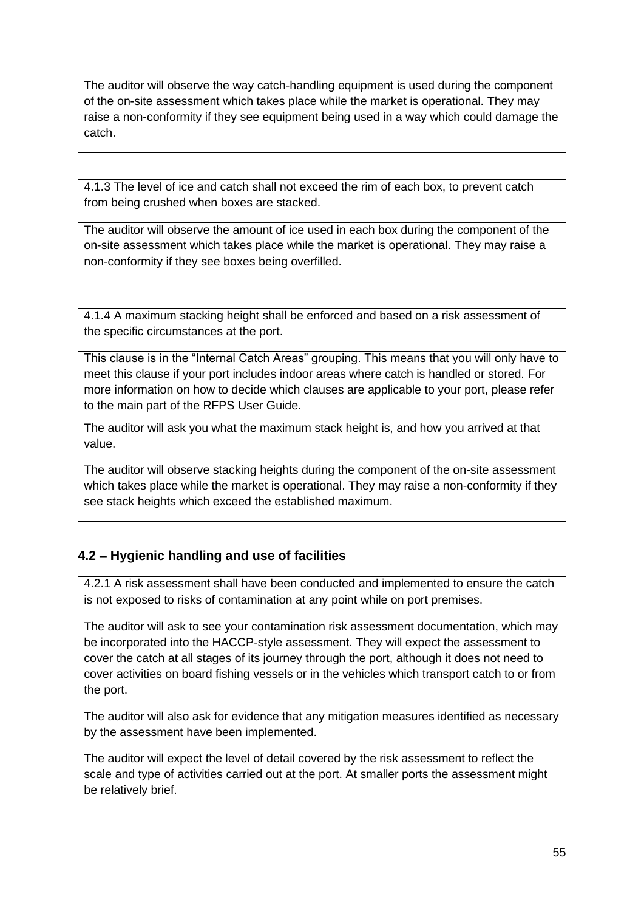The auditor will observe the way catch-handling equipment is used during the component of the on-site assessment which takes place while the market is operational. They may raise a non-conformity if they see equipment being used in a way which could damage the catch.

4.1.3 The level of ice and catch shall not exceed the rim of each box, to prevent catch from being crushed when boxes are stacked.

The auditor will observe the amount of ice used in each box during the component of the on-site assessment which takes place while the market is operational. They may raise a non-conformity if they see boxes being overfilled.

4.1.4 A maximum stacking height shall be enforced and based on a risk assessment of the specific circumstances at the port.

This clause is in the "Internal Catch Areas" grouping. This means that you will only have to meet this clause if your port includes indoor areas where catch is handled or stored. For more information on how to decide which clauses are applicable to your port, please refer to the main part of the RFPS User Guide.

The auditor will ask you what the maximum stack height is, and how you arrived at that value.

The auditor will observe stacking heights during the component of the on-site assessment which takes place while the market is operational. They may raise a non-conformity if they see stack heights which exceed the established maximum.

### 4.2 – Hygienic handling and use of facilities

4.2.1 A risk assessment shall have been conducted and implemented to ensure the catch is not exposed to risks of contamination at any point while on port premises.

The auditor will ask to see your contamination risk assessment documentation, which may be incorporated into the HACCP-style assessment. They will expect the assessment to cover the catch at all stages of its journey through the port, although it does not need to cover activities on board fishing vessels or in the vehicles which transport catch to or from the port.

The auditor will also ask for evidence that any mitigation measures identified as necessary by the assessment have been implemented.

The auditor will expect the level of detail covered by the risk assessment to reflect the scale and type of activities carried out at the port. At smaller ports the assessment might be relatively brief.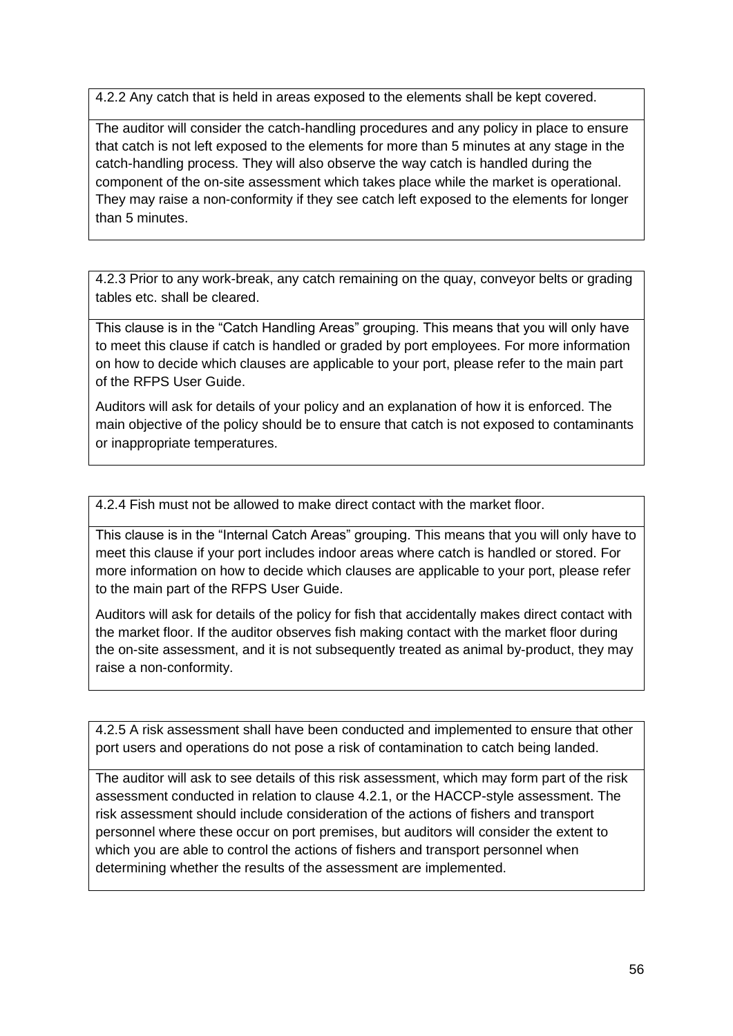4.2.2 Any catch that is held in areas exposed to the elements shall be kept covered.

The auditor will consider the catch-handling procedures and any policy in place to ensure that catch is not left exposed to the elements for more than 5 minutes at any stage in the catch-handling process. They will also observe the way catch is handled during the component of the on-site assessment which takes place while the market is operational. They may raise a non-conformity if they see catch left exposed to the elements for longer than 5 minutes.

4.2.3 Prior to any work-break, any catch remaining on the quay, conveyor belts or grading tables etc. shall be cleared.

This clause is in the "Catch Handling Areas" grouping. This means that you will only have to meet this clause if catch is handled or graded by port employees. For more information on how to decide which clauses are applicable to your port, please refer to the main part of the RFPS User Guide.

Auditors will ask for details of your policy and an explanation of how it is enforced. The main objective of the policy should be to ensure that catch is not exposed to contaminants or inappropriate temperatures.

4.2.4 Fish must not be allowed to make direct contact with the market floor.

This clause is in the "Internal Catch Areas" grouping. This means that you will only have to meet this clause if your port includes indoor areas where catch is handled or stored. For more information on how to decide which clauses are applicable to your port, please refer to the main part of the RFPS User Guide.

Auditors will ask for details of the policy for fish that accidentally makes direct contact with the market floor. If the auditor observes fish making contact with the market floor during the on-site assessment, and it is not subsequently treated as animal by-product, they may raise a non-conformity.

4.2.5 A risk assessment shall have been conducted and implemented to ensure that other port users and operations do not pose a risk of contamination to catch being landed.

The auditor will ask to see details of this risk assessment, which may form part of the risk assessment conducted in relation to clause 4.2.1, or the HACCP-style assessment. The risk assessment should include consideration of the actions of fishers and transport personnel where these occur on port premises, but auditors will consider the extent to which you are able to control the actions of fishers and transport personnel when determining whether the results of the assessment are implemented.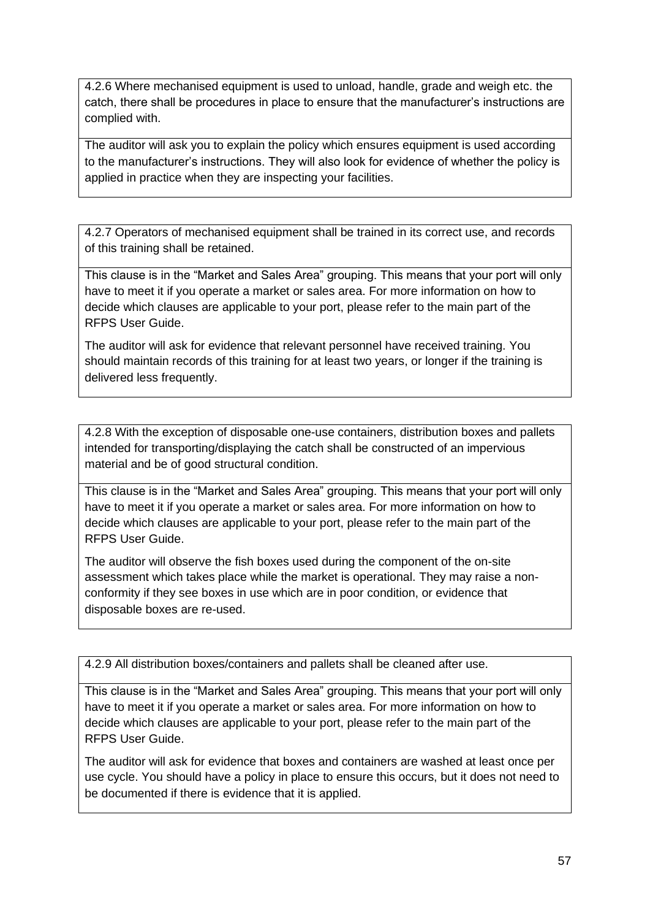4.2.6 Where mechanised equipment is used to unload, handle, grade and weigh etc. the catch, there shall be procedures in place to ensure that the manufacturer's instructions are complied with.

The auditor will ask you to explain the policy which ensures equipment is used according to the manufacturer's instructions. They will also look for evidence of whether the policy is applied in practice when they are inspecting your facilities.

4.2.7 Operators of mechanised equipment shall be trained in its correct use, and records of this training shall be retained.

This clause is in the "Market and Sales Area" grouping. This means that your port will only have to meet it if you operate a market or sales area. For more information on how to decide which clauses are applicable to your port, please refer to the main part of the RFPS User Guide.

The auditor will ask for evidence that relevant personnel have received training. You should maintain records of this training for at least two years, or longer if the training is delivered less frequently.

4.2.8 With the exception of disposable one-use containers, distribution boxes and pallets intended for transporting/displaying the catch shall be constructed of an impervious material and be of good structural condition.

This clause is in the "Market and Sales Area" grouping. This means that your port will only have to meet it if you operate a market or sales area. For more information on how to decide which clauses are applicable to your port, please refer to the main part of the RFPS User Guide.

The auditor will observe the fish boxes used during the component of the on-site assessment which takes place while the market is operational. They may raise a non-conformity if they see boxes in use which are in poor condition, or evidence that disposable boxes are re-used.

4.2.9 All distribution boxes/containers and pallets shall be cleaned after use.

This clause is in the "Market and Sales Area" grouping. This means that your port will only have to meet it if you operate a market or sales area. For more information on how to decide which clauses are applicable to your port, please refer to the main part of the RFPS User Guide.

The auditor will ask for evidence that boxes and containers are washed at least once per use cycle. You should have a policy in place to ensure this occurs, but it does not need to be documented if there is evidence that it is applied.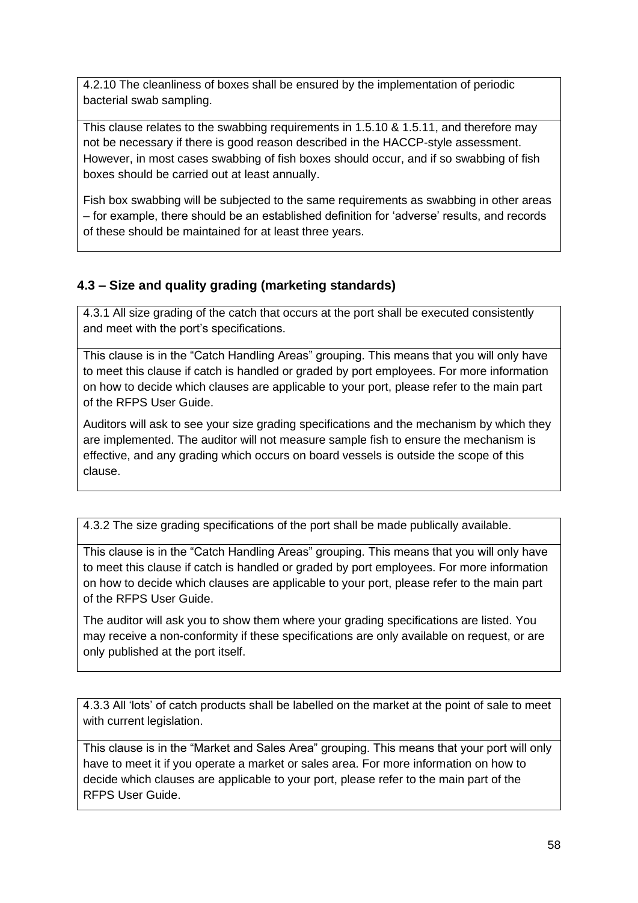4.2.10 The cleanliness of boxes shall be ensured by the implementation of periodic bacterial swab sampling.

This clause relates to the swabbing requirements in 1.5.10 & 1.5.11, and therefore may not be necessary if there is good reason described in the HACCP-style assessment. However, in most cases swabbing of fish boxes should occur, and if so swabbing of fish boxes should be carried out at least annually.

Fish box swabbing will be subjected to the same requirements as swabbing in other areas – for example, there should be an established definition for 'adverse' results, and records of these should be maintained for at least three years.

### 4.3 – Size and quality grading (marketing standards)

4.3.1 All size grading of the catch that occurs at the port shall be executed consistently and meet with the port's specifications.

This clause is in the "Catch Handling Areas" grouping. This means that you will only have to meet this clause if catch is handled or graded by port employees. For more information on how to decide which clauses are applicable to your port, please refer to the main part of the RFPS User Guide.

Auditors will ask to see your size grading specifications and the mechanism by which they are implemented. The auditor will not measure sample fish to ensure the mechanism is effective, and any grading which occurs on board vessels is outside the scope of this clause.

4.3.2 The size grading specifications of the port shall be made publically available.

This clause is in the "Catch Handling Areas" grouping. This means that you will only have to meet this clause if catch is handled or graded by port employees. For more information on how to decide which clauses are applicable to your port, please refer to the main part of the RFPS User Guide.

The auditor will ask you to show them where your grading specifications are listed. You may receive a non-conformity if these specifications are only available on request, or are only published at the port itself.

4.3.3 All 'lots' of catch products shall be labelled on the market at the point of sale to meet with current legislation.

This clause is in the "Market and Sales Area" grouping. This means that your port will only have to meet it if you operate a market or sales area. For more information on how to decide which clauses are applicable to your port, please refer to the main part of the RFPS User Guide.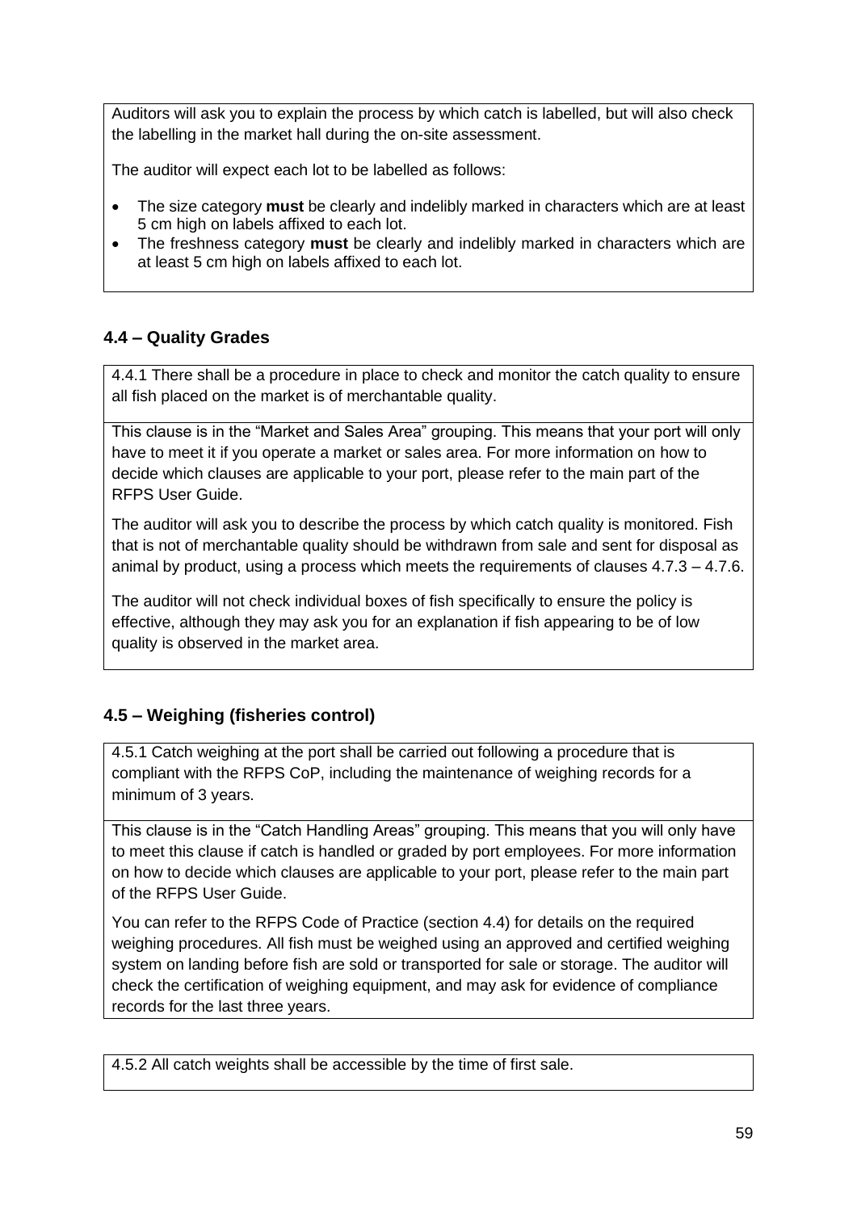Auditors will ask you to explain the process by which catch is labelled, but will also check the labelling in the market hall during the on-site assessment.

The auditor will expect each lot to be labelled as follows:

- The size category **must** be clearly and indelibly marked in characters which are at least 5 cm high on labels affixed to each lot.
- The freshness category **must** be clearly and indelibly marked in characters which are at least 5 cm high on labels affixed to each lot.

### 4.4 – Quality Grades

4.4.1 There shall be a procedure in place to check and monitor the catch quality to ensure all fish placed on the market is of merchantable quality.

This clause is in the "Market and Sales Area" grouping. This means that your port will only have to meet it if you operate a market or sales area. For more information on how to decide which clauses are applicable to your port, please refer to the main part of the RFPS User Guide.

The auditor will ask you to describe the process by which catch quality is monitored. Fish that is not of merchantable quality should be withdrawn from sale and sent for disposal as animal by product, using a process which meets the requirements of clauses 4.7.3 – 4.7.6.

The auditor will not check individual boxes of fish specifically to ensure the policy is effective, although they may ask you for an explanation if fish appearing to be of low quality is observed in the market area.

### 4.5 – Weighing (fisheries control)

4.5.1 Catch weighing at the port shall be carried out following a procedure that is compliant with the RFPS CoP, including the maintenance of weighing records for a minimum of 3 years.

This clause is in the "Catch Handling Areas" grouping. This means that you will only have to meet this clause if catch is handled or graded by port employees. For more information on how to decide which clauses are applicable to your port, please refer to the main part of the RFPS User Guide.

You can refer to the RFPS Code of Practice (section 4.4) for details on the required weighing procedures. All fish must be weighed using an approved and certified weighing system on landing before fish are sold or transported for sale or storage. The auditor will check the certification of weighing equipment, and may ask for evidence of compliance records for the last three years.

4.5.2 All catch weights shall be accessible by the time of first sale.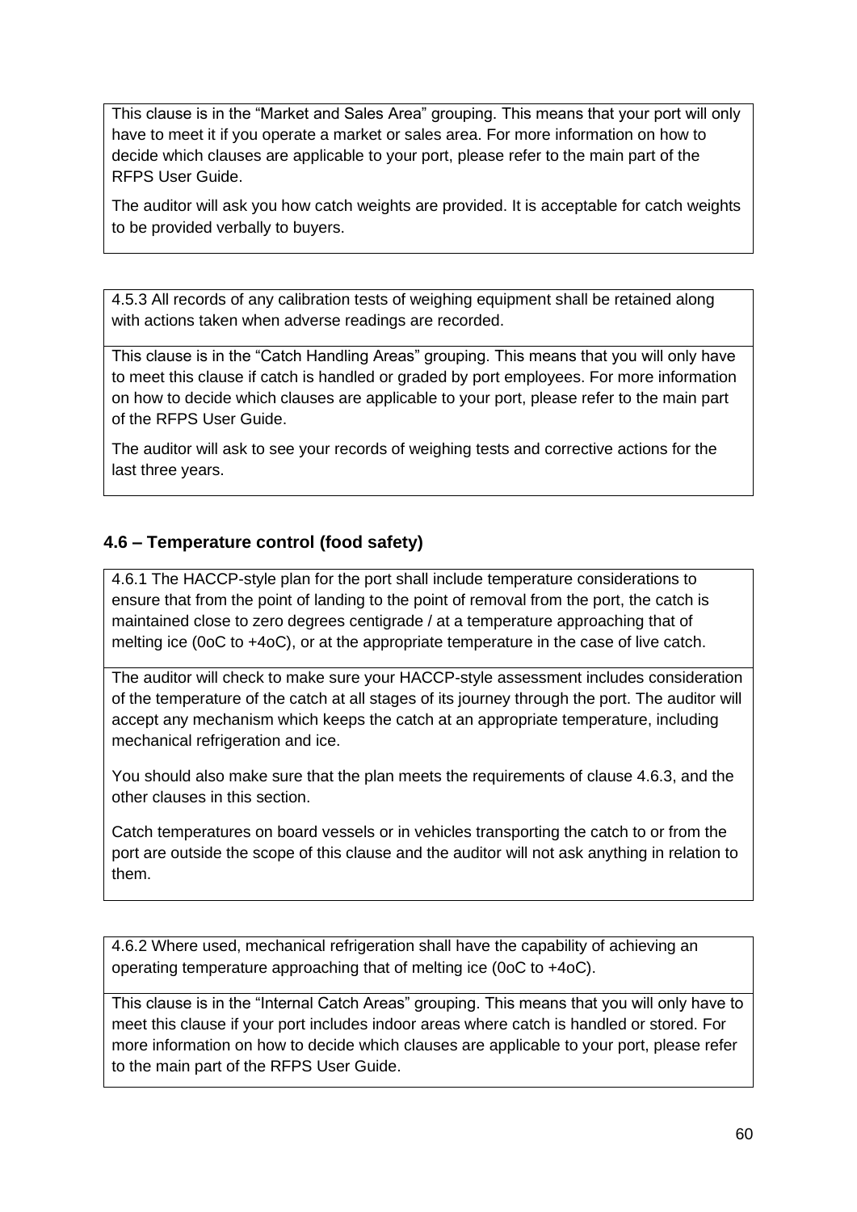This clause is in the "Market and Sales Area" grouping. This means that your port will only have to meet it if you operate a market or sales area. For more information on how to decide which clauses are applicable to your port, please refer to the main part of the RFPS User Guide.

The auditor will ask you how catch weights are provided. It is acceptable for catch weights to be provided verbally to buyers.

4.5.3 All records of any calibration tests of weighing equipment shall be retained along with actions taken when adverse readings are recorded.

This clause is in the "Catch Handling Areas" grouping. This means that you will only have to meet this clause if catch is handled or graded by port employees. For more information on how to decide which clauses are applicable to your port, please refer to the main part of the RFPS User Guide.

The auditor will ask to see your records of weighing tests and corrective actions for the last three years.

### 4.6 – Temperature control (food safety)

4.6.1 The HACCP-style plan for the port shall include temperature considerations to ensure that from the point of landing to the point of removal from the port, the catch is maintained close to zero degrees centigrade / at a temperature approaching that of melting ice (0oC to +4oC), or at the appropriate temperature in the case of live catch.

The auditor will check to make sure your HACCP-style assessment includes consideration of the temperature of the catch at all stages of its journey through the port. The auditor will accept any mechanism which keeps the catch at an appropriate temperature, including mechanical refrigeration and ice.

You should also make sure that the plan meets the requirements of clause 4.6.3, and the other clauses in this section.

Catch temperatures on board vessels or in vehicles transporting the catch to or from the port are outside the scope of this clause and the auditor will not ask anything in relation to them.

4.6.2 Where used, mechanical refrigeration shall have the capability of achieving an operating temperature approaching that of melting ice (0oC to +4oC).

This clause is in the "Internal Catch Areas" grouping. This means that you will only have to meet this clause if your port includes indoor areas where catch is handled or stored. For more information on how to decide which clauses are applicable to your port, please refer to the main part of the RFPS User Guide.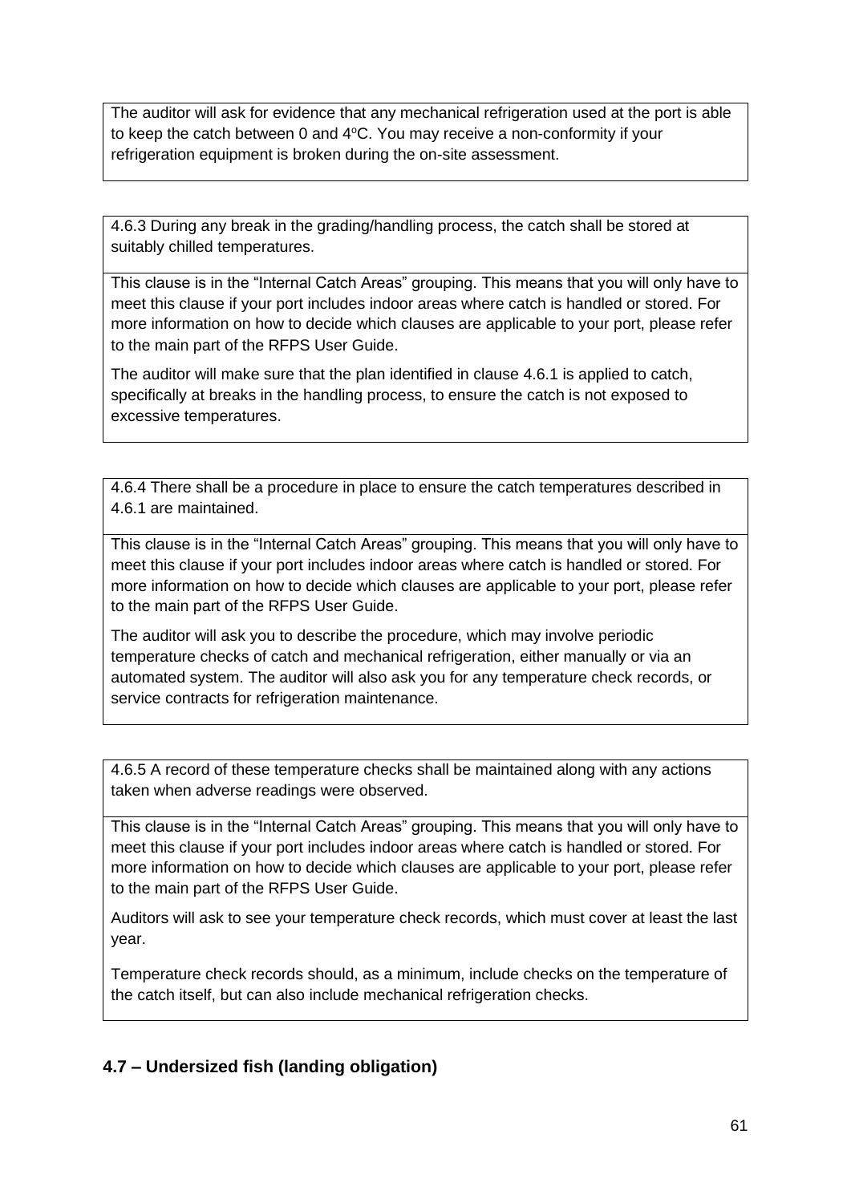The auditor will ask for evidence that any mechanical refrigeration used at the port is able to keep the catch between 0 and 4°C. You may receive a non-conformity if your refrigeration equipment is broken during the on-site assessment.

| 4.6.3 During any break in the grading/handling process, the catch shall be stored at suitably chilled temperatures. |
| --- |
| This clause is in the “Internal Catch Areas” grouping. This means that you will only have to meet this clause if your port includes indoor areas where catch is handled or stored. For more information on how to decide which clauses are applicable to your port, please refer to the main part of the RFPS User Guide.<br><br>The auditor will make sure that the plan identified in clause 4.6.1 is applied to catch, specifically at breaks in the handling process, to ensure the catch is not exposed to excessive temperatures. |

| 4.6.4 There shall be a procedure in place to ensure the catch temperatures described in 4.6.1 are maintained. |
| --- |
| This clause is in the “Internal Catch Areas” grouping. This means that you will only have to meet this clause if your port includes indoor areas where catch is handled or stored. For more information on how to decide which clauses are applicable to your port, please refer to the main part of the RFPS User Guide.<br><br>The auditor will ask you to describe the procedure, which may involve periodic temperature checks of catch and mechanical refrigeration, either manually or via an automated system. The auditor will also ask you for any temperature check records, or service contracts for refrigeration maintenance. |

| 4.6.5 A record of these temperature checks shall be maintained along with any actions taken when adverse readings were observed. |
| --- |
| This clause is in the “Internal Catch Areas” grouping. This means that you will only have to meet this clause if your port includes indoor areas where catch is handled or stored. For more information on how to decide which clauses are applicable to your port, please refer to the main part of the RFPS User Guide.<br><br>Auditors will ask to see your temperature check records, which must cover at least the last year.<br><br>Temperature check records should, as a minimum, include checks on the temperature of the catch itself, but can also include mechanical refrigeration checks. |

### 4.7 – Undersized fish (landing obligation)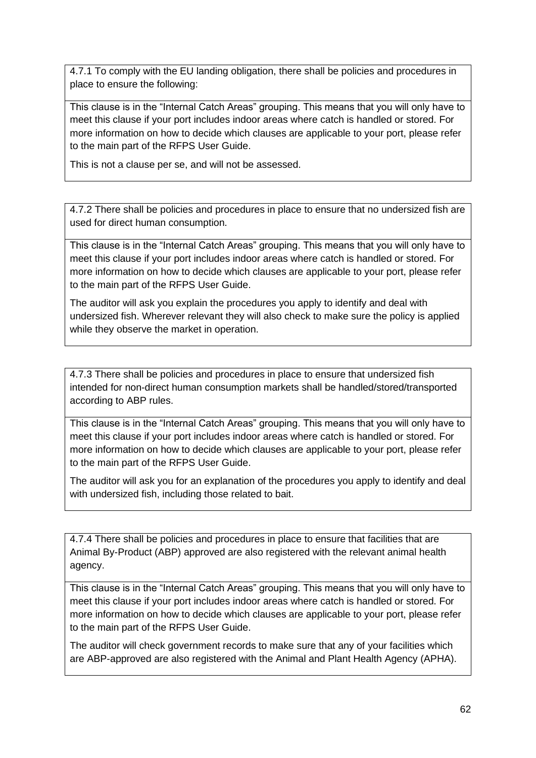4.7.1 To comply with the EU landing obligation, there shall be policies and procedures in place to ensure the following:

This clause is in the "Internal Catch Areas" grouping. This means that you will only have to meet this clause if your port includes indoor areas where catch is handled or stored. For more information on how to decide which clauses are applicable to your port, please refer to the main part of the RFPS User Guide.

This is not a clause per se, and will not be assessed.

---

4.7.2 There shall be policies and procedures in place to ensure that no undersized fish are used for direct human consumption.

This clause is in the "Internal Catch Areas" grouping. This means that you will only have to meet this clause if your port includes indoor areas where catch is handled or stored. For more information on how to decide which clauses are applicable to your port, please refer to the main part of the RFPS User Guide.

The auditor will ask you explain the procedures you apply to identify and deal with undersized fish. Wherever relevant they will also check to make sure the policy is applied while they observe the market in operation.

---

4.7.3 There shall be policies and procedures in place to ensure that undersized fish intended for non-direct human consumption markets shall be handled/stored/transported according to ABP rules.

This clause is in the "Internal Catch Areas" grouping. This means that you will only have to meet this clause if your port includes indoor areas where catch is handled or stored. For more information on how to decide which clauses are applicable to your port, please refer to the main part of the RFPS User Guide.

The auditor will ask you for an explanation of the procedures you apply to identify and deal with undersized fish, including those related to bait.

---

4.7.4 There shall be policies and procedures in place to ensure that facilities that are Animal By-Product (ABP) approved are also registered with the relevant animal health agency.

This clause is in the "Internal Catch Areas" grouping. This means that you will only have to meet this clause if your port includes indoor areas where catch is handled or stored. For more information on how to decide which clauses are applicable to your port, please refer to the main part of the RFPS User Guide.

The auditor will check government records to make sure that any of your facilities which are ABP-approved are also registered with the Animal and Plant Health Agency (APHA).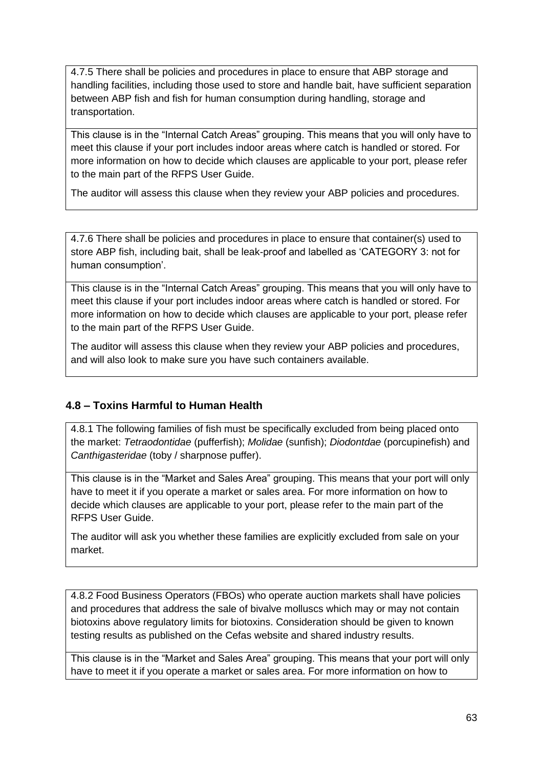4.7.5 There shall be policies and procedures in place to ensure that ABP storage and handling facilities, including those used to store and handle bait, have sufficient separation between ABP fish and fish for human consumption during handling, storage and transportation.

This clause is in the "Internal Catch Areas" grouping. This means that you will only have to meet this clause if your port includes indoor areas where catch is handled or stored. For more information on how to decide which clauses are applicable to your port, please refer to the main part of the RFPS User Guide.

The auditor will assess this clause when they review your ABP policies and procedures.

4.7.6 There shall be policies and procedures in place to ensure that container(s) used to store ABP fish, including bait, shall be leak-proof and labelled as 'CATEGORY 3: not for human consumption'.

This clause is in the "Internal Catch Areas" grouping. This means that you will only have to meet this clause if your port includes indoor areas where catch is handled or stored. For more information on how to decide which clauses are applicable to your port, please refer to the main part of the RFPS User Guide.

The auditor will assess this clause when they review your ABP policies and procedures, and will also look to make sure you have such containers available.

### 4.8 – Toxins Harmful to Human Health

4.8.1 The following families of fish must be specifically excluded from being placed onto the market: *Tetraodontidae* (pufferfish); *Molidae* (sunfish); *Diodontdae* (porcupinefish) and *Canthigasteridae* (toby / sharpnose puffer).

This clause is in the "Market and Sales Area" grouping. This means that your port will only have to meet it if you operate a market or sales area. For more information on how to decide which clauses are applicable to your port, please refer to the main part of the RFPS User Guide.

The auditor will ask you whether these families are explicitly excluded from sale on your market.

4.8.2 Food Business Operators (FBOs) who operate auction markets shall have policies and procedures that address the sale of bivalve molluscs which may or may not contain biotoxins above regulatory limits for biotoxins. Consideration should be given to known testing results as published on the Cefas website and shared industry results.

This clause is in the "Market and Sales Area" grouping. This means that your port will only have to meet it if you operate a market or sales area. For more information on how to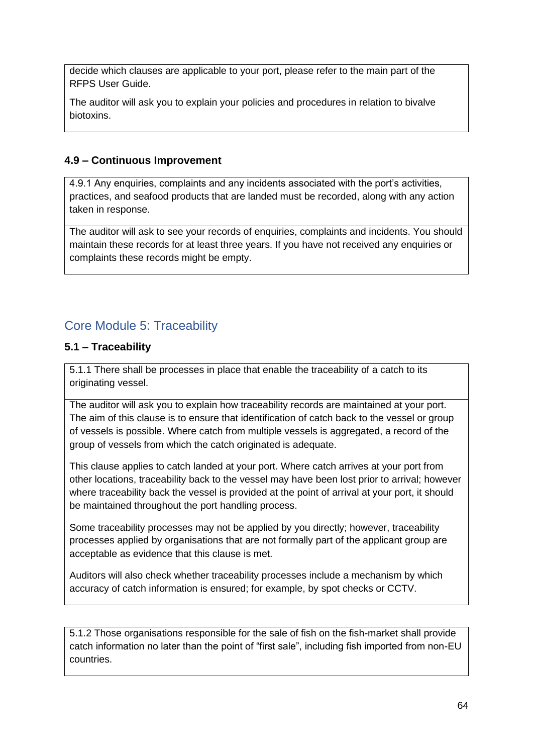decide which clauses are applicable to your port, please refer to the main part of the RFPS User Guide.

The auditor will ask you to explain your policies and procedures in relation to bivalve biotoxins.

### 4.9 – Continuous Improvement

4.9.1 Any enquiries, complaints and any incidents associated with the port's activities, practices, and seafood products that are landed must be recorded, along with any action taken in response.

The auditor will ask to see your records of enquiries, complaints and incidents. You should maintain these records for at least three years. If you have not received any enquiries or complaints these records might be empty.

## Core Module 5: Traceability

### 5.1 – Traceability

5.1.1 There shall be processes in place that enable the traceability of a catch to its originating vessel.

The auditor will ask you to explain how traceability records are maintained at your port. The aim of this clause is to ensure that identification of catch back to the vessel or group of vessels is possible. Where catch from multiple vessels is aggregated, a record of the group of vessels from which the catch originated is adequate.

This clause applies to catch landed at your port. Where catch arrives at your port from other locations, traceability back to the vessel may have been lost prior to arrival; however where traceability back the vessel is provided at the point of arrival at your port, it should be maintained throughout the port handling process.

Some traceability processes may not be applied by you directly; however, traceability processes applied by organisations that are not formally part of the applicant group are acceptable as evidence that this clause is met.

Auditors will also check whether traceability processes include a mechanism by which accuracy of catch information is ensured; for example, by spot checks or CCTV.

5.1.2 Those organisations responsible for the sale of fish on the fish-market shall provide catch information no later than the point of "first sale", including fish imported from non-EU countries.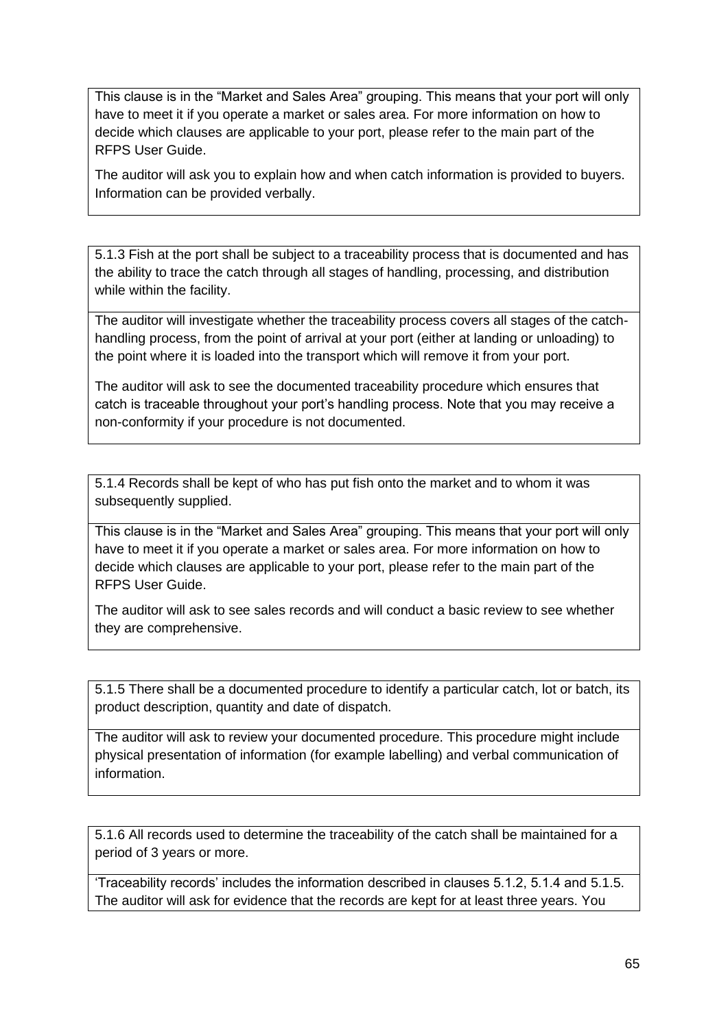This clause is in the "Market and Sales Area" grouping. This means that your port will only have to meet it if you operate a market or sales area. For more information on how to decide which clauses are applicable to your port, please refer to the main part of the RFPS User Guide.

The auditor will ask you to explain how and when catch information is provided to buyers. Information can be provided verbally.

---

5.1.3 Fish at the port shall be subject to a traceability process that is documented and has the ability to trace the catch through all stages of handling, processing, and distribution while within the facility.

The auditor will investigate whether the traceability process covers all stages of the catch-handling process, from the point of arrival at your port (either at landing or unloading) to the point where it is loaded into the transport which will remove it from your port.

The auditor will ask to see the documented traceability procedure which ensures that catch is traceable throughout your port's handling process. Note that you may receive a non-conformity if your procedure is not documented.

---

5.1.4 Records shall be kept of who has put fish onto the market and to whom it was subsequently supplied.

This clause is in the "Market and Sales Area" grouping. This means that your port will only have to meet it if you operate a market or sales area. For more information on how to decide which clauses are applicable to your port, please refer to the main part of the RFPS User Guide.

The auditor will ask to see sales records and will conduct a basic review to see whether they are comprehensive.

---

5.1.5 There shall be a documented procedure to identify a particular catch, lot or batch, its product description, quantity and date of dispatch.

The auditor will ask to review your documented procedure. This procedure might include physical presentation of information (for example labelling) and verbal communication of information.

---

5.1.6 All records used to determine the traceability of the catch shall be maintained for a period of 3 years or more.

'Traceability records' includes the information described in clauses 5.1.2, 5.1.4 and 5.1.5. The auditor will ask for evidence that the records are kept for at least three years. You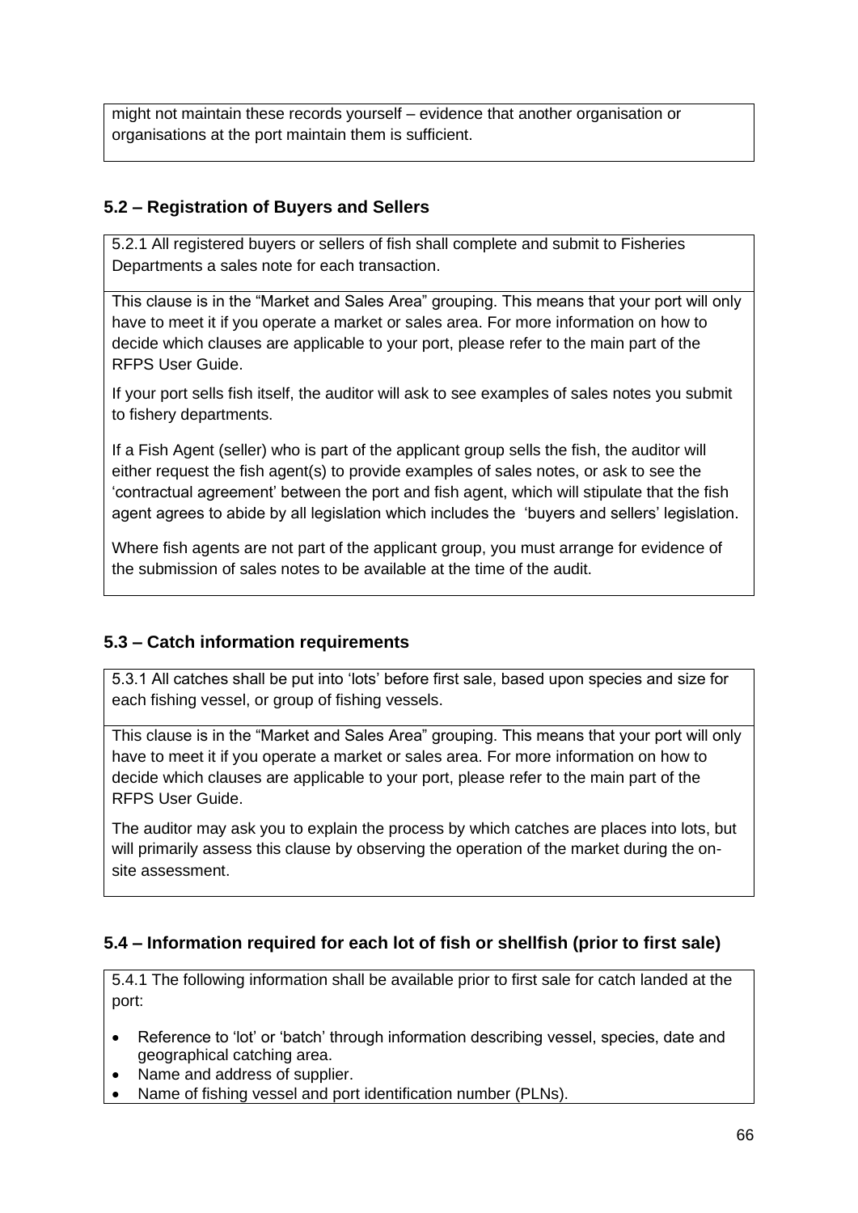might not maintain these records yourself – evidence that another organisation or organisations at the port maintain them is sufficient.

### 5.2 – Registration of Buyers and Sellers

5.2.1 All registered buyers or sellers of fish shall complete and submit to Fisheries Departments a sales note for each transaction.

This clause is in the "Market and Sales Area" grouping. This means that your port will only have to meet it if you operate a market or sales area. For more information on how to decide which clauses are applicable to your port, please refer to the main part of the RFPS User Guide.

If your port sells fish itself, the auditor will ask to see examples of sales notes you submit to fishery departments.

If a Fish Agent (seller) who is part of the applicant group sells the fish, the auditor will either request the fish agent(s) to provide examples of sales notes, or ask to see the 'contractual agreement' between the port and fish agent, which will stipulate that the fish agent agrees to abide by all legislation which includes the 'buyers and sellers' legislation.

Where fish agents are not part of the applicant group, you must arrange for evidence of the submission of sales notes to be available at the time of the audit.

### 5.3 – Catch information requirements

5.3.1 All catches shall be put into 'lots' before first sale, based upon species and size for each fishing vessel, or group of fishing vessels.

This clause is in the "Market and Sales Area" grouping. This means that your port will only have to meet it if you operate a market or sales area. For more information on how to decide which clauses are applicable to your port, please refer to the main part of the RFPS User Guide.

The auditor may ask you to explain the process by which catches are places into lots, but will primarily assess this clause by observing the operation of the market during the on-site assessment.

### 5.4 – Information required for each lot of fish or shellfish (prior to first sale)

5.4.1 The following information shall be available prior to first sale for catch landed at the port:

- Reference to 'lot' or 'batch' through information describing vessel, species, date and geographical catching area.
- Name and address of supplier.
- Name of fishing vessel and port identification number (PLNs).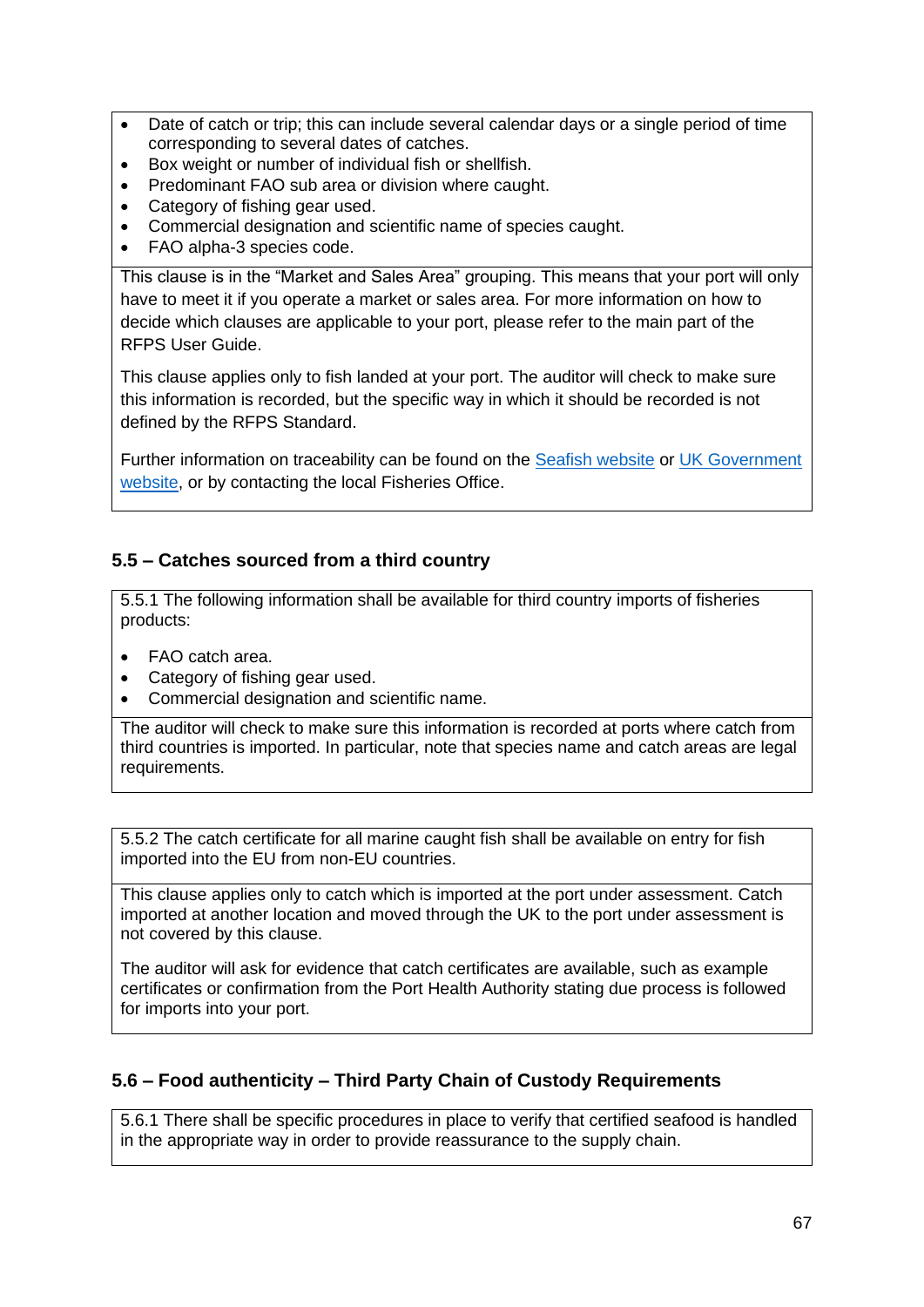- Date of catch or trip; this can include several calendar days or a single period of time corresponding to several dates of catches.
- Box weight or number of individual fish or shellfish.
- Predominant FAO sub area or division where caught.
- Category of fishing gear used.
- Commercial designation and scientific name of species caught.
- FAO alpha-3 species code.

This clause is in the "Market and Sales Area" grouping. This means that your port will only have to meet it if you operate a market or sales area. For more information on how to decide which clauses are applicable to your port, please refer to the main part of the RFPS User Guide.

This clause applies only to fish landed at your port. The auditor will check to make sure this information is recorded, but the specific way in which it should be recorded is not defined by the RFPS Standard.

Further information on traceability can be found on the Seafish website or UK Government website, or by contacting the local Fisheries Office.

### 5.5 – Catches sourced from a third country

5.5.1 The following information shall be available for third country imports of fisheries products:

- FAO catch area.
- Category of fishing gear used.
- Commercial designation and scientific name.

The auditor will check to make sure this information is recorded at ports where catch from third countries is imported. In particular, note that species name and catch areas are legal requirements.

5.5.2 The catch certificate for all marine caught fish shall be available on entry for fish imported into the EU from non-EU countries.

This clause applies only to catch which is imported at the port under assessment. Catch imported at another location and moved through the UK to the port under assessment is not covered by this clause.

The auditor will ask for evidence that catch certificates are available, such as example certificates or confirmation from the Port Health Authority stating due process is followed for imports into your port.

### 5.6 – Food authenticity – Third Party Chain of Custody Requirements

5.6.1 There shall be specific procedures in place to verify that certified seafood is handled in the appropriate way in order to provide reassurance to the supply chain.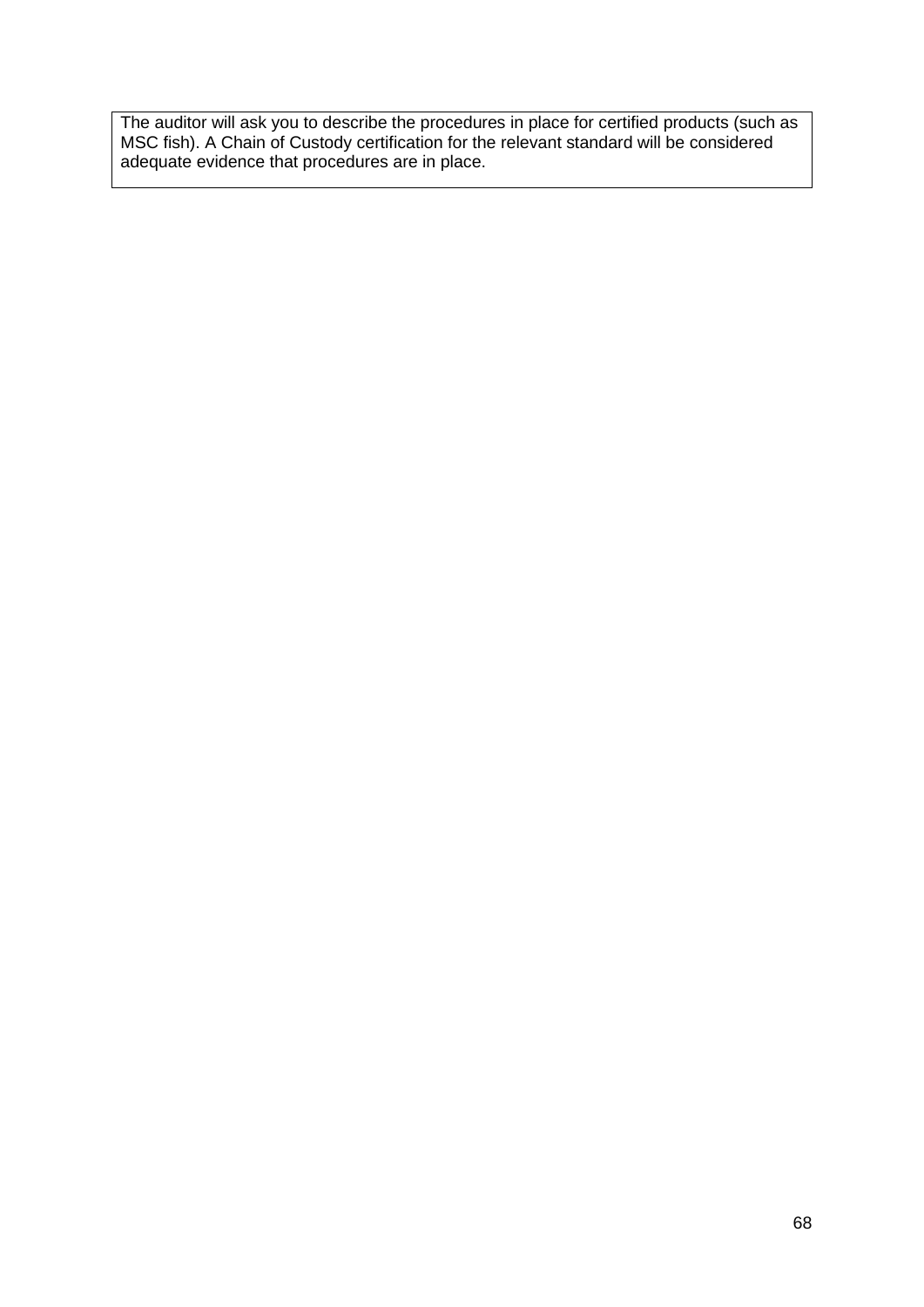The auditor will ask you to describe the procedures in place for certified products (such as MSC fish). A Chain of Custody certification for the relevant standard will be considered adequate evidence that procedures are in place.